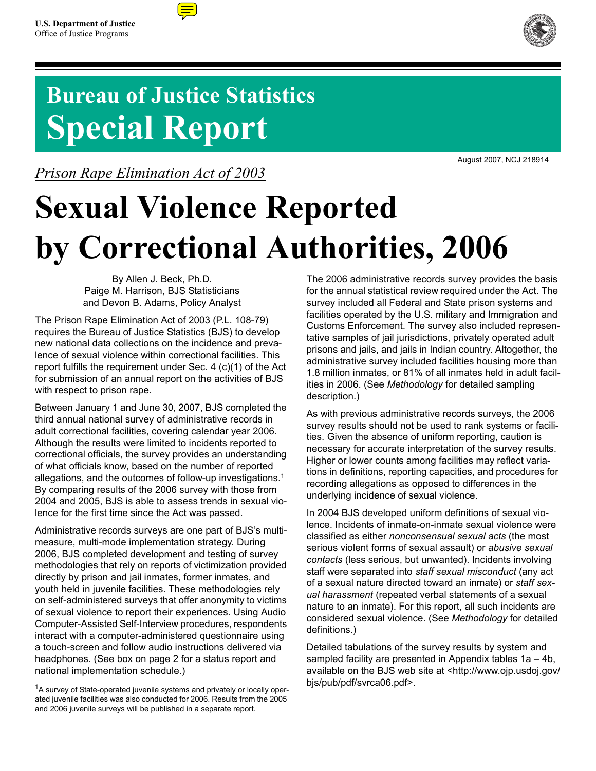U.S. Department of Justice
Office of Justice Programs

# Bureau of Justice Statistics Special Report

August 2007, NCJ 218914

*Prison Rape Elimination Act of 2003*

# Sexual Violence Reported by Correctional Authorities, 2006

By Allen J. Beck, Ph.D.
Paige M. Harrison, BJS Statisticians
and Devon B. Adams, Policy Analyst

The Prison Rape Elimination Act of 2003 (P.L. 108-79) requires the Bureau of Justice Statistics (BJS) to develop new national data collections on the incidence and prevalence of sexual violence within correctional facilities. This report fulfills the requirement under Sec. 4 (c)(1) of the Act for submission of an annual report on the activities of BJS with respect to prison rape.

Between January 1 and June 30, 2007, BJS completed the third annual national survey of administrative records in adult correctional facilities, covering calendar year 2006. Although the results were limited to incidents reported to correctional officials, the survey provides an understanding of what officials know, based on the number of reported allegations, and the outcomes of follow-up investigations.[1] By comparing results of the 2006 survey with those from 2004 and 2005, BJS is able to assess trends in sexual violence for the first time since the Act was passed.

Administrative records surveys are one part of BJS's multi-measure, multi-mode implementation strategy. During 2006, BJS completed development and testing of survey methodologies that rely on reports of victimization provided directly by prison and jail inmates, former inmates, and youth held in juvenile facilities. These methodologies rely on self-administered surveys that offer anonymity to victims of sexual violence to report their experiences. Using Audio Computer-Assisted Self-Interview procedures, respondents interact with a computer-administered questionnaire using a touch-screen and follow audio instructions delivered via headphones. (See box on page 2 for a status report and national implementation schedule.)

[1]A survey of State-operated juvenile systems and privately or locally operated juvenile facilities was also conducted for 2006. Results from the 2005 and 2006 juvenile surveys will be published in a separate report.

The 2006 administrative records survey provides the basis for the annual statistical review required under the Act. The survey included all Federal and State prison systems and facilities operated by the U.S. military and Immigration and Customs Enforcement. The survey also included representative samples of jail jurisdictions, privately operated adult prisons and jails, and jails in Indian country. Altogether, the administrative survey included facilities housing more than 1.8 million inmates, or 81% of all inmates held in adult facilities in 2006. (See *Methodology* for detailed sampling description.)

As with previous administrative records surveys, the 2006 survey results should not be used to rank systems or facilities. Given the absence of uniform reporting, caution is necessary for accurate interpretation of the survey results. Higher or lower counts among facilities may reflect variations in definitions, reporting capacities, and procedures for recording allegations as opposed to differences in the underlying incidence of sexual violence.

In 2004 BJS developed uniform definitions of sexual violence. Incidents of inmate-on-inmate sexual violence were classified as either *nonconsensual sexual acts* (the most serious violent forms of sexual assault) or *abusive sexual contacts* (less serious, but unwanted). Incidents involving staff were separated into *staff sexual misconduct* (any act of a sexual nature directed toward an inmate) or *staff sexual harassment* (repeated verbal statements of a sexual nature to an inmate). For this report, all such incidents are considered sexual violence. (See *Methodology* for detailed definitions.)

Detailed tabulations of the survey results by system and sampled facility are presented in Appendix tables 1a – 4b, available on the BJS web site at <http://www.ojp.usdoj.gov/bjs/pub/pdf/svrca06.pdf>.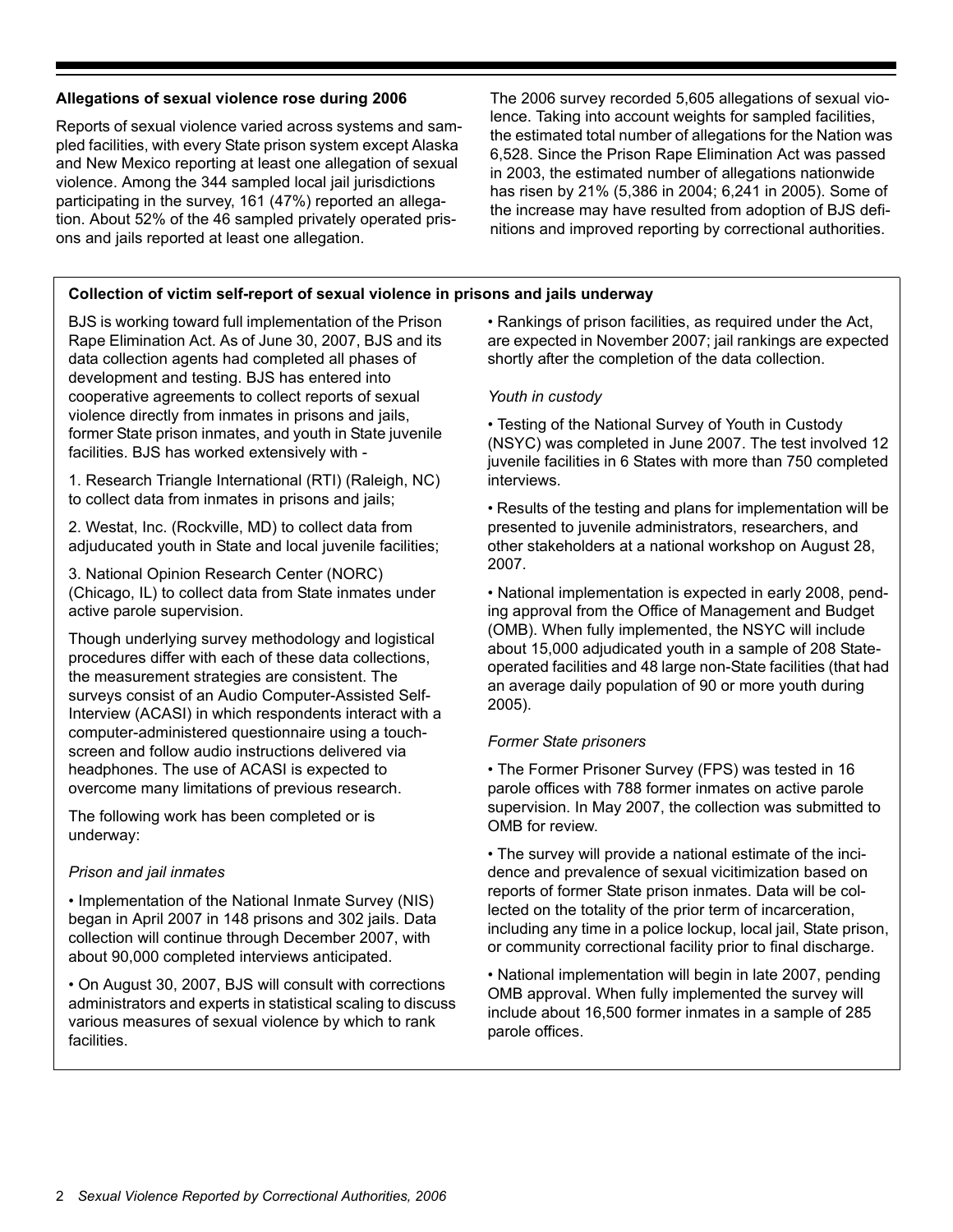### Allegations of sexual violence rose during 2006

Reports of sexual violence varied across systems and sampled facilities, with every State prison system except Alaska and New Mexico reporting at least one allegation of sexual violence. Among the 344 sampled local jail jurisdictions participating in the survey, 161 (47%) reported an allegation. About 52% of the 46 sampled privately operated prisons and jails reported at least one allegation.

The 2006 survey recorded 5,605 allegations of sexual violence. Taking into account weights for sampled facilities, the estimated total number of allegations for the Nation was 6,528. Since the Prison Rape Elimination Act was passed in 2003, the estimated number of allegations nationwide has risen by 21% (5,386 in 2004; 6,241 in 2005). Some of the increase may have resulted from adoption of BJS definitions and improved reporting by correctional authorities.

### Collection of victim self-report of sexual violence in prisons and jails underway

BJS is working toward full implementation of the Prison Rape Elimination Act. As of June 30, 2007, BJS and its data collection agents had completed all phases of development and testing. BJS has entered into cooperative agreements to collect reports of sexual violence directly from inmates in prisons and jails, former State prison inmates, and youth in State juvenile facilities. BJS has worked extensively with -

1. Research Triangle International (RTI) (Raleigh, NC) to collect data from inmates in prisons and jails;
2. Westat, Inc. (Rockville, MD) to collect data from adjuducated youth in State and local juvenile facilities;
3. National Opinion Research Center (NORC) (Chicago, IL) to collect data from State inmates under active parole supervision.

Though underlying survey methodology and logistical procedures differ with each of these data collections, the measurement strategies are consistent. The surveys consist of an Audio Computer-Assisted Self-Interview (ACASI) in which respondents interact with a computer-administered questionnaire using a touch-screen and follow audio instructions delivered via headphones. The use of ACASI is expected to overcome many limitations of previous research.

The following work has been completed or is underway:

*Prison and jail inmates*

- Implementation of the National Inmate Survey (NIS) began in April 2007 in 148 prisons and 302 jails. Data collection will continue through December 2007, with about 90,000 completed interviews anticipated.
- On August 30, 2007, BJS will consult with corrections administrators and experts in statistical scaling to discuss various measures of sexual violence by which to rank facilities.
- Rankings of prison facilities, as required under the Act, are expected in November 2007; jail rankings are expected shortly after the completion of the data collection.

*Youth in custody*

- Testing of the National Survey of Youth in Custody (NSYC) was completed in June 2007. The test involved 12 juvenile facilities in 6 States with more than 750 completed interviews.
- Results of the testing and plans for implementation will be presented to juvenile administrators, researchers, and other stakeholders at a national workshop on August 28, 2007.
- National implementation is expected in early 2008, pending approval from the Office of Management and Budget (OMB). When fully implemented, the NSYC will include about 15,000 adjudicated youth in a sample of 208 State-operated facilities and 48 large non-State facilities (that had an average daily population of 90 or more youth during 2005).

*Former State prisoners*

- The Former Prisoner Survey (FPS) was tested in 16 parole offices with 788 former inmates on active parole supervision. In May 2007, the collection was submitted to OMB for review.
- The survey will provide a national estimate of the incidence and prevalence of sexual vicitimization based on reports of former State prison inmates. Data will be collected on the totality of the prior term of incarceration, including any time in a police lockup, local jail, State prison, or community correctional facility prior to final discharge.
- National implementation will begin in late 2007, pending OMB approval. When fully implemented the survey will include about 16,500 former inmates in a sample of 285 parole offices.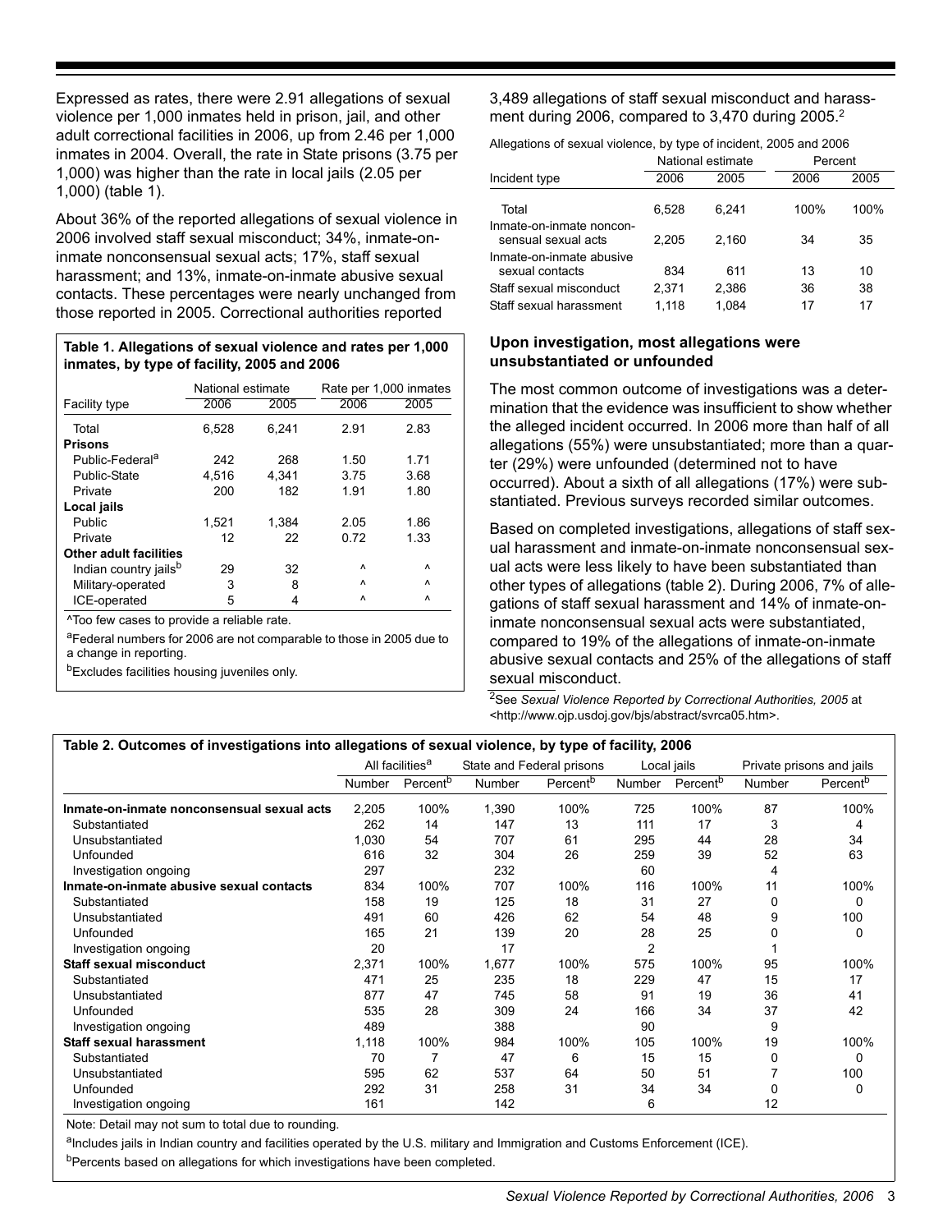Expressed as rates, there were 2.91 allegations of sexual violence per 1,000 inmates held in prison, jail, and other adult correctional facilities in 2006, up from 2.46 per 1,000 inmates in 2004. Overall, the rate in State prisons (3.75 per 1,000) was higher than the rate in local jails (2.05 per 1,000) (table 1).

About 36% of the reported allegations of sexual violence in 2006 involved staff sexual misconduct; 34%, inmate-on-inmate nonconsensual sexual acts; 17%, staff sexual harassment; and 13%, inmate-on-inmate abusive sexual contacts. These percentages were nearly unchanged from those reported in 2005. Correctional authorities reported 3,489 allegations of staff sexual misconduct and harassment during 2006, compared to 3,470 during 2005.[2]

**Table 1. Allegations of sexual violence and rates per 1,000 inmates, by type of facility, 2005 and 2006**

| | National estimate | | Rate per 1,000 inmates | |
|---|---|---|---|---|
| Facility type | 2006 | 2005 | 2006 | 2005 |
| Total | 6,528 | 6,241 | 2.91 | 2.83 |
| **Prisons** | | | | |
| Public-Federal[a] | 242 | 268 | 1.50 | 1.71 |
| Public-State | 4,516 | 4,341 | 3.75 | 3.68 |
| Private | 200 | 182 | 1.91 | 1.80 |
| **Local jails** | | | | |
| Public | 1,521 | 1,384 | 2.05 | 1.86 |
| Private | 12 | 22 | 0.72 | 1.33 |
| **Other adult facilities** | | | | |
| Indian country jails[b] | 29 | 32 | ^ | ^ |
| Military-operated | 3 | 8 | ^ | ^ |
| ICE-operated | 5 | 4 | ^ | ^ |

^Too few cases to provide a reliable rate.

[a]Federal numbers for 2006 are not comparable to those in 2005 due to a change in reporting.

[b]Excludes facilities housing juveniles only.

Allegations of sexual violence, by type of incident, 2005 and 2006

| | National estimate | | Percent | |
|---|---|---|---|---|
| Incident type | 2006 | 2005 | 2006 | 2005 |
| Total | 6,528 | 6,241 | 100% | 100% |
| Inmate-on-inmate nonconsensual sexual acts | 2,205 | 2,160 | 34 | 35 |
| Inmate-on-inmate abusive sexual contacts | 834 | 611 | 13 | 10 |
| Staff sexual misconduct | 2,371 | 2,386 | 36 | 38 |
| Staff sexual harassment | 1,118 | 1,084 | 17 | 17 |

### Upon investigation, most allegations were unsubstantiated or unfounded

The most common outcome of investigations was a determination that the evidence was insufficient to show whether the alleged incident occurred. In 2006 more than half of all allegations (55%) were unsubstantiated; more than a quarter (29%) were unfounded (determined not to have occurred). About a sixth of all allegations (17%) were substantiated. Previous surveys recorded similar outcomes.

Based on completed investigations, allegations of staff sexual harassment and inmate-on-inmate nonconsensual sexual acts were less likely to have been substantiated than other types of allegations (table 2). During 2006, 7% of allegations of staff sexual harassment and 14% of inmate-on-inmate nonconsensual sexual acts were substantiated, compared to 19% of the allegations of inmate-on-inmate abusive sexual contacts and 25% of the allegations of staff sexual misconduct.

[2]See *Sexual Violence Reported by Correctional Authorities, 2005* at <http://www.ojp.usdoj.gov/bjs/abstract/svrca05.htm>.

**Table 2. Outcomes of investigations into allegations of sexual violence, by type of facility, 2006**

| | All facilities[a] | | State and Federal prisons | | Local jails | | Private prisons and jails | |
|---|---|---|---|---|---|---|---|---|
| | Number | Percent[b] | Number | Percent[b] | Number | Percent[b] | Number | Percent[b] |
| **Inmate-on-inmate nonconsensual sexual acts** | 2,205 | 100% | 1,390 | 100% | 725 | 100% | 87 | 100% |
| Substantiated | 262 | 14 | 147 | 13 | 111 | 17 | 3 | 4 |
| Unsubstantiated | 1,030 | 54 | 707 | 61 | 295 | 44 | 28 | 34 |
| Unfounded | 616 | 32 | 304 | 26 | 259 | 39 | 52 | 63 |
| Investigation ongoing | 297 | | 232 | | 60 | | 4 | |
| **Inmate-on-inmate abusive sexual contacts** | 834 | 100% | 707 | 100% | 116 | 100% | 11 | 100% |
| Substantiated | 158 | 19 | 125 | 18 | 31 | 27 | 0 | 0 |
| Unsubstantiated | 491 | 60 | 426 | 62 | 54 | 48 | 9 | 100 |
| Unfounded | 165 | 21 | 139 | 20 | 28 | 25 | 0 | 0 |
| Investigation ongoing | 20 | | 17 | | 2 | | 1 | |
| **Staff sexual misconduct** | 2,371 | 100% | 1,677 | 100% | 575 | 100% | 95 | 100% |
| Substantiated | 471 | 25 | 235 | 18 | 229 | 47 | 15 | 17 |
| Unsubstantiated | 877 | 47 | 745 | 58 | 91 | 19 | 36 | 41 |
| Unfounded | 535 | 28 | 309 | 24 | 166 | 34 | 37 | 42 |
| Investigation ongoing | 489 | | 388 | | 90 | | 9 | |
| **Staff sexual harassment** | 1,118 | 100% | 984 | 100% | 105 | 100% | 19 | 100% |
| Substantiated | 70 | 7 | 47 | 6 | 15 | 15 | 0 | 0 |
| Unsubstantiated | 595 | 62 | 537 | 64 | 50 | 51 | 7 | 100 |
| Unfounded | 292 | 31 | 258 | 31 | 34 | 34 | 0 | 0 |
| Investigation ongoing | 161 | | 142 | | 6 | | 12 | |

Note: Detail may not sum to total due to rounding.

[a]Includes jails in Indian country and facilities operated by the U.S. military and Immigration and Customs Enforcement (ICE).

[b]Percents based on allegations for which investigations have been completed.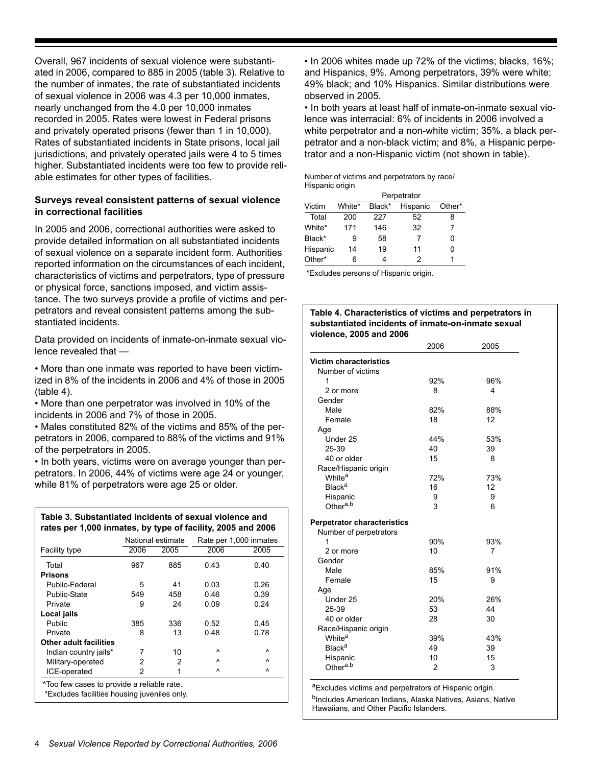Overall, 967 incidents of sexual violence were substantiated in 2006, compared to 885 in 2005 (table 3). Relative to the number of inmates, the rate of substantiated incidents of sexual violence in 2006 was 4.3 per 10,000 inmates, nearly unchanged from the 4.0 per 10,000 inmates recorded in 2005. Rates were lowest in Federal prisons and privately operated prisons (fewer than 1 in 10,000). Rates of substantiated incidents in State prisons, local jail jurisdictions, and privately operated jails were 4 to 5 times higher. Substantiated incidents were too few to provide reliable estimates for other types of facilities.

### Surveys reveal consistent patterns of sexual violence in correctional facilities

In 2005 and 2006, correctional authorities were asked to provide detailed information on all substantiated incidents of sexual violence on a separate incident form. Authorities reported information on the circumstances of each incident, characteristics of victims and perpetrators, type of pressure or physical force, sanctions imposed, and victim assistance. The two surveys provide a profile of victims and perpetrators and reveal consistent patterns among the substantiated incidents.

Data provided on incidents of inmate-on-inmate sexual violence revealed that —

- More than one inmate was reported to have been victimized in 8% of the incidents in 2006 and 4% of those in 2005 (table 4).
- More than one perpetrator was involved in 10% of the incidents in 2006 and 7% of those in 2005.
- Males constituted 82% of the victims and 85% of the perpetrators in 2006, compared to 88% of the victims and 91% of the perpetrators in 2005.
- In both years, victims were on average younger than perpetrators. In 2006, 44% of victims were age 24 or younger, while 81% of perpetrators were age 25 or older.

**Table 3. Substantiated incidents of sexual violence and rates per 1,000 inmates, by type of facility, 2005 and 2006**

| Facility type | National estimate | | Rate per 1,000 inmates | |
|---|---|---|---|---|
| | 2006 | 2005 | 2006 | 2005 |
| Total | 967 | 885 | 0.43 | 0.40 |
| **Prisons** | | | | |
| Public-Federal | 5 | 41 | 0.03 | 0.26 |
| Public-State | 549 | 458 | 0.46 | 0.39 |
| Private | 9 | 24 | 0.09 | 0.24 |
| **Local jails** | | | | |
| Public | 385 | 336 | 0.52 | 0.45 |
| Private | 8 | 13 | 0.48 | 0.78 |
| **Other adult facilities** | | | | |
| Indian country jails* | 7 | 10 | ^ | ^ |
| Military-operated | 2 | 2 | ^ | ^ |
| ICE-operated | 2 | 1 | ^ | ^ |

^Too few cases to provide a reliable rate.
*Excludes facilities housing juveniles only.

- In 2006 whites made up 72% of the victims; blacks, 16%; and Hispanics, 9%. Among perpetrators, 39% were white; 49% black; and 10% Hispanics. Similar distributions were observed in 2005.
- In both years at least half of inmate-on-inmate sexual violence was interracial: 6% of incidents in 2006 involved a white perpetrator and a non-white victim; 35%, a black perpetrator and a non-black victim; and 8%, a Hispanic perpetrator and a non-Hispanic victim (not shown in table).

Number of victims and perpetrators by race/Hispanic origin

| Victim | Perpetrator | | | |
|---|---|---|---|---|
| | White* | Black* | Hispanic | Other* |
| Total | 200 | 227 | 52 | 8 |
| White* | 171 | 146 | 32 | 7 |
| Black* | 9 | 58 | 7 | 0 |
| Hispanic | 14 | 19 | 11 | 0 |
| Other* | 6 | 4 | 2 | 1 |

*Excludes persons of Hispanic origin.

**Table 4. Characteristics of victims and perpetrators in substantiated incidents of inmate-on-inmate sexual violence, 2005 and 2006**

| | 2006 | 2005 |
|---|---|---|
| **Victim characteristics** | | |
| Number of victims | | |
| 1 | 92% | 96% |
| 2 or more | 8 | 4 |
| Gender | | |
| Male | 82% | 88% |
| Female | 18 | 12 |
| Age | | |
| Under 25 | 44% | 53% |
| 25-39 | 40 | 39 |
| 40 or older | 15 | 8 |
| Race/Hispanic origin | | |
| White[a] | 72% | 73% |
| Black[a] | 16 | 12 |
| Hispanic | 9 | 9 |
| Other[a,b] | 3 | 6 |
| **Perpetrator characteristics** | | |
| Number of perpetrators | | |
| 1 | 90% | 93% |
| 2 or more | 10 | 7 |
| Gender | | |
| Male | 85% | 91% |
| Female | 15 | 9 |
| Age | | |
| Under 25 | 20% | 26% |
| 25-39 | 53 | 44 |
| 40 or older | 28 | 30 |
| Race/Hispanic origin | | |
| White[a] | 39% | 43% |
| Black[a] | 49 | 39 |
| Hispanic | 10 | 15 |
| Other[a,b] | 2 | 3 |

[a]Excludes victims and perpetrators of Hispanic origin.
[b]Includes American Indians, Alaska Natives, Asians, Native Hawaiians, and Other Pacific Islanders.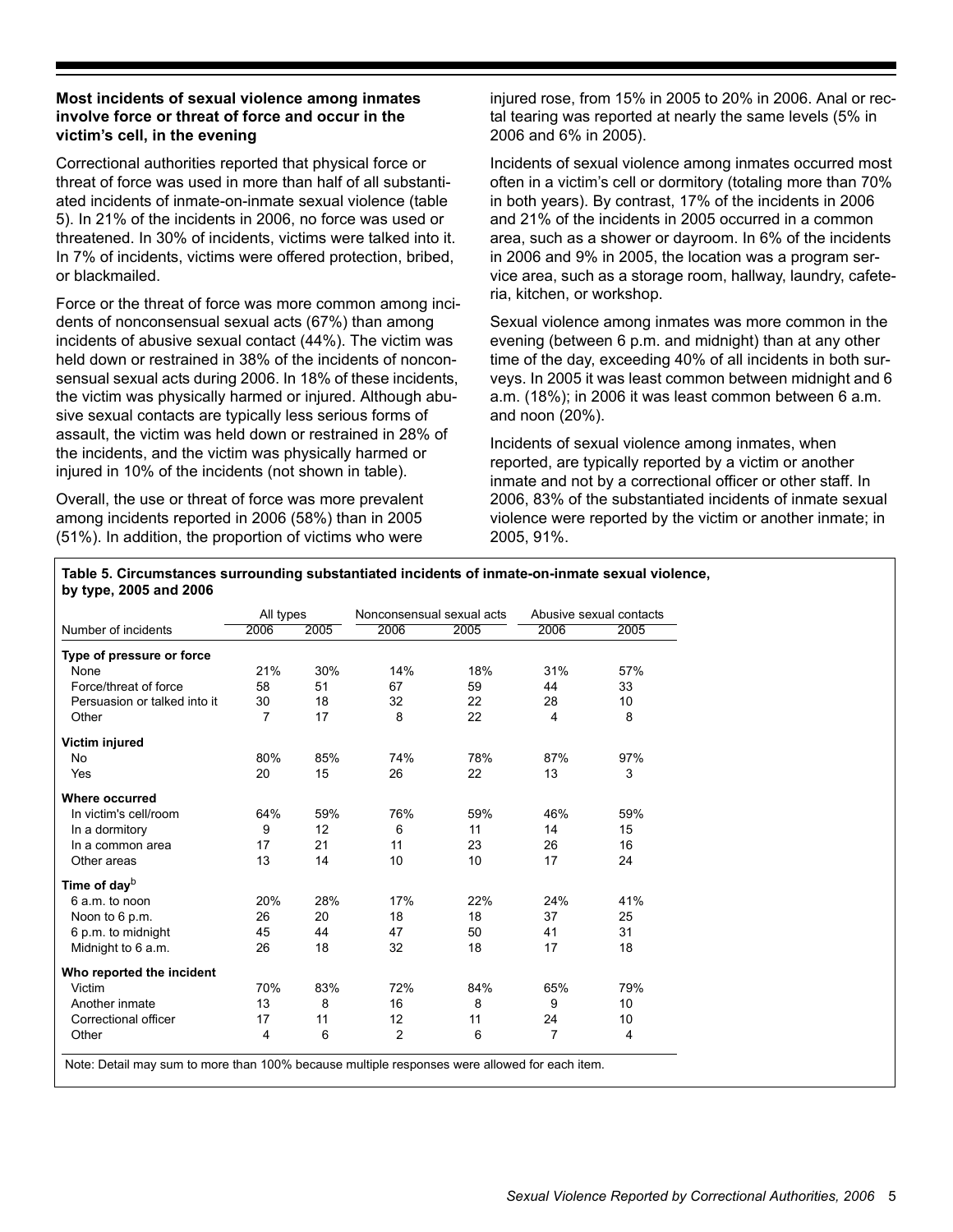### Most incidents of sexual violence among inmates involve force or threat of force and occur in the victim's cell, in the evening

Correctional authorities reported that physical force or threat of force was used in more than half of all substantiated incidents of inmate-on-inmate sexual violence (table 5). In 21% of the incidents in 2006, no force was used or threatened. In 30% of incidents, victims were talked into it. In 7% of incidents, victims were offered protection, bribed, or blackmailed.

Force or the threat of force was more common among incidents of nonconsensual sexual acts (67%) than among incidents of abusive sexual contact (44%). The victim was held down or restrained in 38% of the incidents of nonconsensual sexual acts during 2006. In 18% of these incidents, the victim was physically harmed or injured. Although abusive sexual contacts are typically less serious forms of assault, the victim was held down or restrained in 28% of the incidents, and the victim was physically harmed or injured in 10% of the incidents (not shown in table).

Overall, the use or threat of force was more prevalent among incidents reported in 2006 (58%) than in 2005 (51%). In addition, the proportion of victims who were injured rose, from 15% in 2005 to 20% in 2006. Anal or rectal tearing was reported at nearly the same levels (5% in 2006 and 6% in 2005).

Incidents of sexual violence among inmates occurred most often in a victim's cell or dormitory (totaling more than 70% in both years). By contrast, 17% of the incidents in 2006 and 21% of the incidents in 2005 occurred in a common area, such as a shower or dayroom. In 6% of the incidents in 2006 and 9% in 2005, the location was a program service area, such as a storage room, hallway, laundry, cafeteria, kitchen, or workshop.

Sexual violence among inmates was more common in the evening (between 6 p.m. and midnight) than at any other time of the day, exceeding 40% of all incidents in both surveys. In 2005 it was least common between midnight and 6 a.m. (18%); in 2006 it was least common between 6 a.m. and noon (20%).

Incidents of sexual violence among inmates, when reported, are typically reported by a victim or another inmate and not by a correctional officer or other staff. In 2006, 83% of the substantiated incidents of inmate sexual violence were reported by the victim or another inmate; in 2005, 91%.

**Table 5. Circumstances surrounding substantiated incidents of inmate-on-inmate sexual violence, by type, 2005 and 2006**

| | All types | | Nonconsensual sexual acts | | Abusive sexual contacts | |
|---|---|---|---|---|---|---|
| Number of incidents | 2006 | 2005 | 2006 | 2005 | 2006 | 2005 |
| **Type of pressure or force** | | | | | | |
| None | 21% | 30% | 14% | 18% | 31% | 57% |
| Force/threat of force | 58 | 51 | 67 | 59 | 44 | 33 |
| Persuasion or talked into it | 30 | 18 | 32 | 22 | 28 | 10 |
| Other | 7 | 17 | 8 | 22 | 4 | 8 |
| **Victim injured** | | | | | | |
| No | 80% | 85% | 74% | 78% | 87% | 97% |
| Yes | 20 | 15 | 26 | 22 | 13 | 3 |
| **Where occurred** | | | | | | |
| In victim's cell/room | 64% | 59% | 76% | 59% | 46% | 59% |
| In a dormitory | 9 | 12 | 6 | 11 | 14 | 15 |
| In a common area | 17 | 21 | 11 | 23 | 26 | 16 |
| Other areas | 13 | 14 | 10 | 10 | 17 | 24 |
| **Time of day**[b] | | | | | | |
| 6 a.m. to noon | 20% | 28% | 17% | 22% | 24% | 41% |
| Noon to 6 p.m. | 26 | 20 | 18 | 18 | 37 | 25 |
| 6 p.m. to midnight | 45 | 44 | 47 | 50 | 41 | 31 |
| Midnight to 6 a.m. | 26 | 18 | 32 | 18 | 17 | 18 |
| **Who reported the incident** | | | | | | |
| Victim | 70% | 83% | 72% | 84% | 65% | 79% |
| Another inmate | 13 | 8 | 16 | 8 | 9 | 10 |
| Correctional officer | 17 | 11 | 12 | 11 | 24 | 10 |
| Other | 4 | 6 | 2 | 6 | 7 | 4 |

Note: Detail may sum to more than 100% because multiple responses were allowed for each item.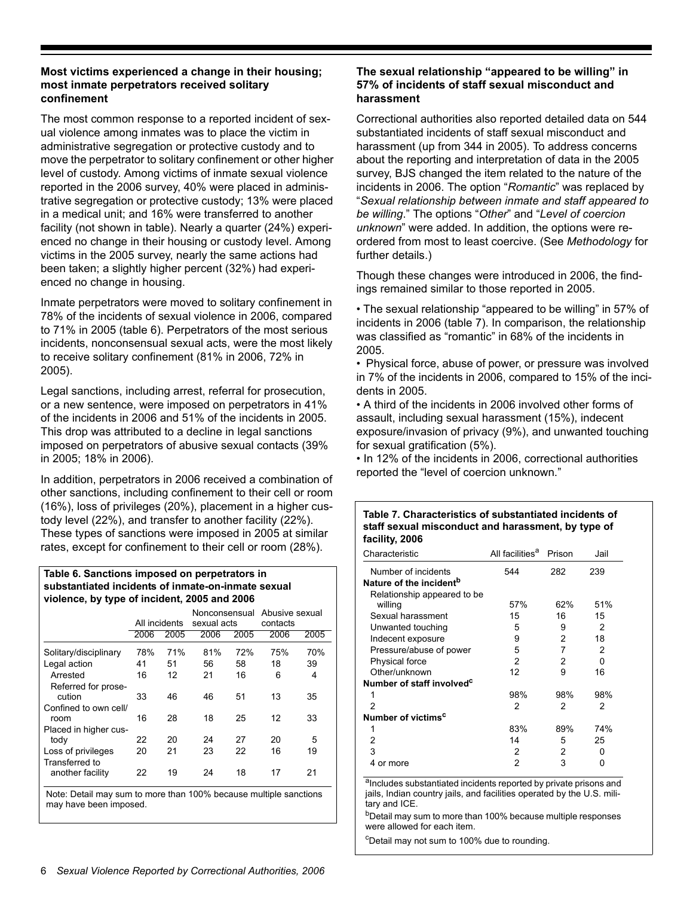### Most victims experienced a change in their housing; most inmate perpetrators received solitary confinement

The most common response to a reported incident of sexual violence among inmates was to place the victim in administrative segregation or protective custody and to move the perpetrator to solitary confinement or other higher level of custody. Among victims of inmate sexual violence reported in the 2006 survey, 40% were placed in administrative segregation or protective custody; 13% were placed in a medical unit; and 16% were transferred to another facility (not shown in table). Nearly a quarter (24%) experienced no change in their housing or custody level. Among victims in the 2005 survey, nearly the same actions had been taken; a slightly higher percent (32%) had experienced no change in housing.

Inmate perpetrators were moved to solitary confinement in 78% of the incidents of sexual violence in 2006, compared to 71% in 2005 (table 6). Perpetrators of the most serious incidents, nonconsensual sexual acts, were the most likely to receive solitary confinement (81% in 2006, 72% in 2005).

Legal sanctions, including arrest, referral for prosecution, or a new sentence, were imposed on perpetrators in 41% of the incidents in 2006 and 51% of the incidents in 2005. This drop was attributed to a decline in legal sanctions imposed on perpetrators of abusive sexual contacts (39% in 2005; 18% in 2006).

In addition, perpetrators in 2006 received a combination of other sanctions, including confinement to their cell or room (16%), loss of privileges (20%), placement in a higher custody level (22%), and transfer to another facility (22%). These types of sanctions were imposed in 2005 at similar rates, except for confinement to their cell or room (28%).

**Table 6. Sanctions imposed on perpetrators in substantiated incidents of inmate-on-inmate sexual violence, by type of incident, 2005 and 2006**

| | All incidents | | Nonconsensual sexual acts | | Abusive sexual contacts | |
|---|---|---|---|---|---|---|
| | 2006 | 2005 | 2006 | 2005 | 2006 | 2005 |
| Solitary/disciplinary | 78% | 71% | 81% | 72% | 75% | 70% |
| Legal action | 41 | 51 | 56 | 58 | 18 | 39 |
| Arrested | 16 | 12 | 21 | 16 | 6 | 4 |
| Referred for prosecution | 33 | 46 | 46 | 51 | 13 | 35 |
| Confined to own cell/room | 16 | 28 | 18 | 25 | 12 | 33 |
| Placed in higher custody | 22 | 20 | 24 | 27 | 20 | 5 |
| Loss of privileges | 20 | 21 | 23 | 22 | 16 | 19 |
| Transferred to another facility | 22 | 19 | 24 | 18 | 17 | 21 |

Note: Detail may sum to more than 100% because multiple sanctions may have been imposed.

### The sexual relationship "appeared to be willing" in 57% of incidents of staff sexual misconduct and harassment

Correctional authorities also reported detailed data on 544 substantiated incidents of staff sexual misconduct and harassment (up from 344 in 2005). To address concerns about the reporting and interpretation of data in the 2005 survey, BJS changed the item related to the nature of the incidents in 2006. The option "*Romantic*" was replaced by "*Sexual relationship between inmate and staff appeared to be willing*." The options "*Other*" and "*Level of coercion unknown*" were added. In addition, the options were reordered from most to least coercive. (See *Methodology* for further details.)

Though these changes were introduced in 2006, the findings remained similar to those reported in 2005.

- The sexual relationship "appeared to be willing" in 57% of incidents in 2006 (table 7). In comparison, the relationship was classified as "romantic" in 68% of the incidents in 2005.
- Physical force, abuse of power, or pressure was involved in 7% of the incidents in 2006, compared to 15% of the incidents in 2005.
- A third of the incidents in 2006 involved other forms of assault, including sexual harassment (15%), indecent exposure/invasion of privacy (9%), and unwanted touching for sexual gratification (5%).
- In 12% of the incidents in 2006, correctional authorities reported the "level of coercion unknown."

**Table 7. Characteristics of substantiated incidents of staff sexual misconduct and harassment, by type of facility, 2006**

| Characteristic | All facilities[a] | Prison | Jail |
|---|---|---|---|
| Number of incidents | 544 | 282 | 239 |
| **Nature of the incident[b]** | | | |
| Relationship appeared to be willing | 57% | 62% | 51% |
| Sexual harassment | 15 | 16 | 15 |
| Unwanted touching | 5 | 9 | 2 |
| Indecent exposure | 9 | 2 | 18 |
| Pressure/abuse of power | 5 | 7 | 2 |
| Physical force | 2 | 2 | 0 |
| Other/unknown | 12 | 9 | 16 |
| **Number of staff involved[c]** | | | |
| 1 | 98% | 98% | 98% |
| 2 | 2 | 2 | 2 |
| **Number of victims[c]** | | | |
| 1 | 83% | 89% | 74% |
| 2 | 14 | 5 | 25 |
| 3 | 2 | 2 | 0 |
| 4 or more | 2 | 3 | 0 |

[a]Includes substantiated incidents reported by private prisons and jails, Indian country jails, and facilities operated by the U.S. military and ICE.

[b]Detail may sum to more than 100% because multiple responses were allowed for each item.

[c]Detail may not sum to 100% due to rounding.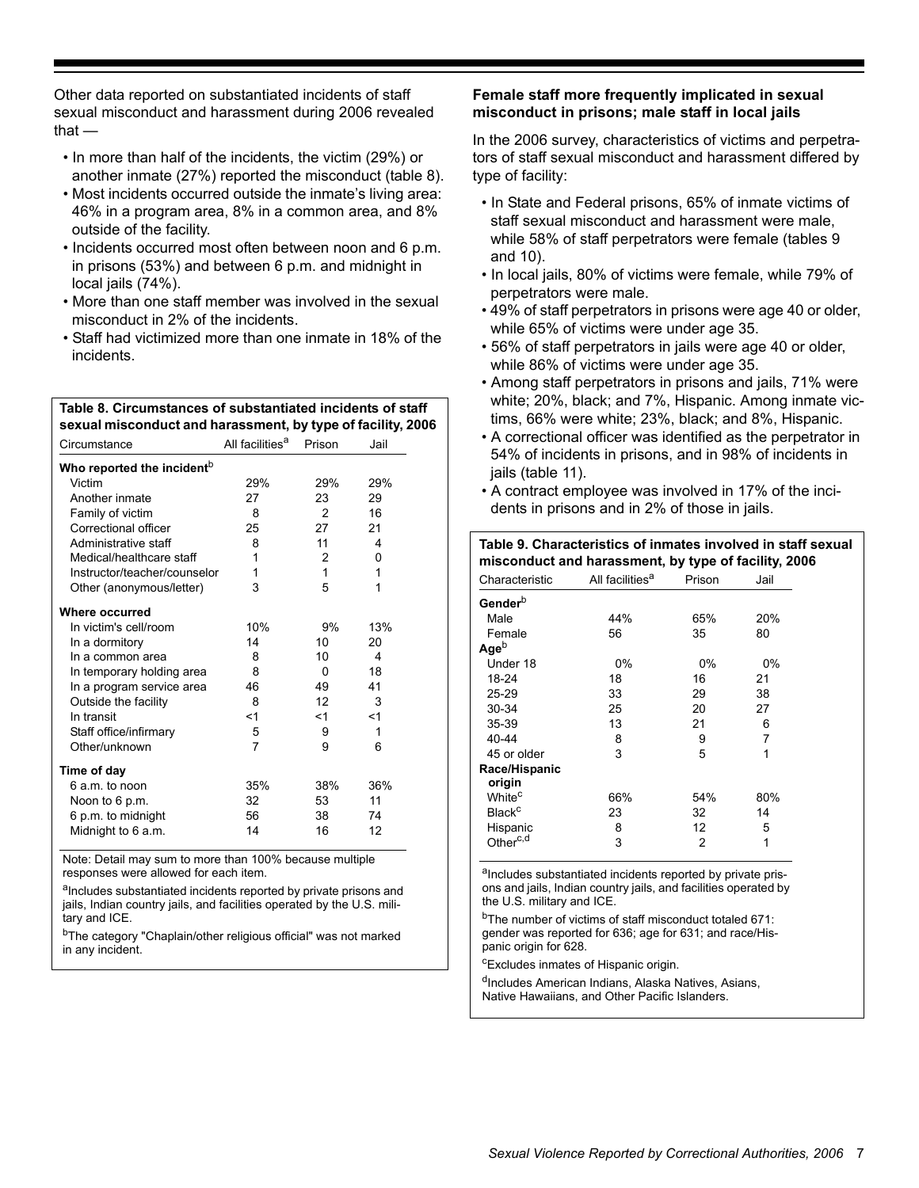Other data reported on substantiated incidents of staff sexual misconduct and harassment during 2006 revealed that —

- In more than half of the incidents, the victim (29%) or another inmate (27%) reported the misconduct (table 8).
- Most incidents occurred outside the inmate's living area: 46% in a program area, 8% in a common area, and 8% outside of the facility.
- Incidents occurred most often between noon and 6 p.m. in prisons (53%) and between 6 p.m. and midnight in local jails (74%).
- More than one staff member was involved in the sexual misconduct in 2% of the incidents.
- Staff had victimized more than one inmate in 18% of the incidents.

**Table 8. Circumstances of substantiated incidents of staff sexual misconduct and harassment, by type of facility, 2006**

| Circumstance | All facilities[a] | Prison | Jail |
|---|---|---|---|
| **Who reported the incident[b]** | | | |
| Victim | 29% | 29% | 29% |
| Another inmate | 27 | 23 | 29 |
| Family of victim | 8 | 2 | 16 |
| Correctional officer | 25 | 27 | 21 |
| Administrative staff | 8 | 11 | 4 |
| Medical/healthcare staff | 1 | 2 | 0 |
| Instructor/teacher/counselor | 1 | 1 | 1 |
| Other (anonymous/letter) | 3 | 5 | 1 |
| **Where occurred** | | | |
| In victim's cell/room | 10% | 9% | 13% |
| In a dormitory | 14 | 10 | 20 |
| In a common area | 8 | 10 | 4 |
| In temporary holding area | 8 | 0 | 18 |
| In a program service area | 46 | 49 | 41 |
| Outside the facility | 8 | 12 | 3 |
| In transit | <1 | <1 | <1 |
| Staff office/infirmary | 5 | 9 | 1 |
| Other/unknown | 7 | 9 | 6 |
| **Time of day** | | | |
| 6 a.m. to noon | 35% | 38% | 36% |
| Noon to 6 p.m. | 32 | 53 | 11 |
| 6 p.m. to midnight | 56 | 38 | 74 |
| Midnight to 6 a.m. | 14 | 16 | 12 |

Note: Detail may sum to more than 100% because multiple responses were allowed for each item.

[a]Includes substantiated incidents reported by private prisons and jails, Indian country jails, and facilities operated by the U.S. military and ICE.

[b]The category "Chaplain/other religious official" was not marked in any incident.

### Female staff more frequently implicated in sexual misconduct in prisons; male staff in local jails

In the 2006 survey, characteristics of victims and perpetrators of staff sexual misconduct and harassment differed by type of facility:

- In State and Federal prisons, 65% of inmate victims of staff sexual misconduct and harassment were male, while 58% of staff perpetrators were female (tables 9 and 10).
- In local jails, 80% of victims were female, while 79% of perpetrators were male.
- 49% of staff perpetrators in prisons were age 40 or older, while 65% of victims were under age 35.
- 56% of staff perpetrators in jails were age 40 or older, while 86% of victims were under age 35.
- Among staff perpetrators in prisons and jails, 71% were white; 20%, black; and 7%, Hispanic. Among inmate victims, 66% were white; 23%, black; and 8%, Hispanic.
- A correctional officer was identified as the perpetrator in 54% of incidents in prisons, and in 98% of incidents in jails (table 11).
- A contract employee was involved in 17% of the incidents in prisons and in 2% of those in jails.

**Table 9. Characteristics of inmates involved in staff sexual misconduct and harassment, by type of facility, 2006**

| Characteristic | All facilities[a] | Prison | Jail |
|---|---|---|---|
| **Gender[b]** | | | |
| Male | 44% | 65% | 20% |
| Female | 56 | 35 | 80 |
| **Age[b]** | | | |
| Under 18 | 0% | 0% | 0% |
| 18-24 | 18 | 16 | 21 |
| 25-29 | 33 | 29 | 38 |
| 30-34 | 25 | 20 | 27 |
| 35-39 | 13 | 21 | 6 |
| 40-44 | 8 | 9 | 7 |
| 45 or older | 3 | 5 | 1 |
| **Race/Hispanic origin** | | | |
| White[c] | 66% | 54% | 80% |
| Black[c] | 23 | 32 | 14 |
| Hispanic | 8 | 12 | 5 |
| Other[c,d] | 3 | 2 | 1 |

[a]Includes substantiated incidents reported by private prisons and jails, Indian country jails, and facilities operated by the U.S. military and ICE.

[b]The number of victims of staff misconduct totaled 671: gender was reported for 636; age for 631; and race/Hispanic origin for 628.

[c]Excludes inmates of Hispanic origin.

[d]Includes American Indians, Alaska Natives, Asians, Native Hawaiians, and Other Pacific Islanders.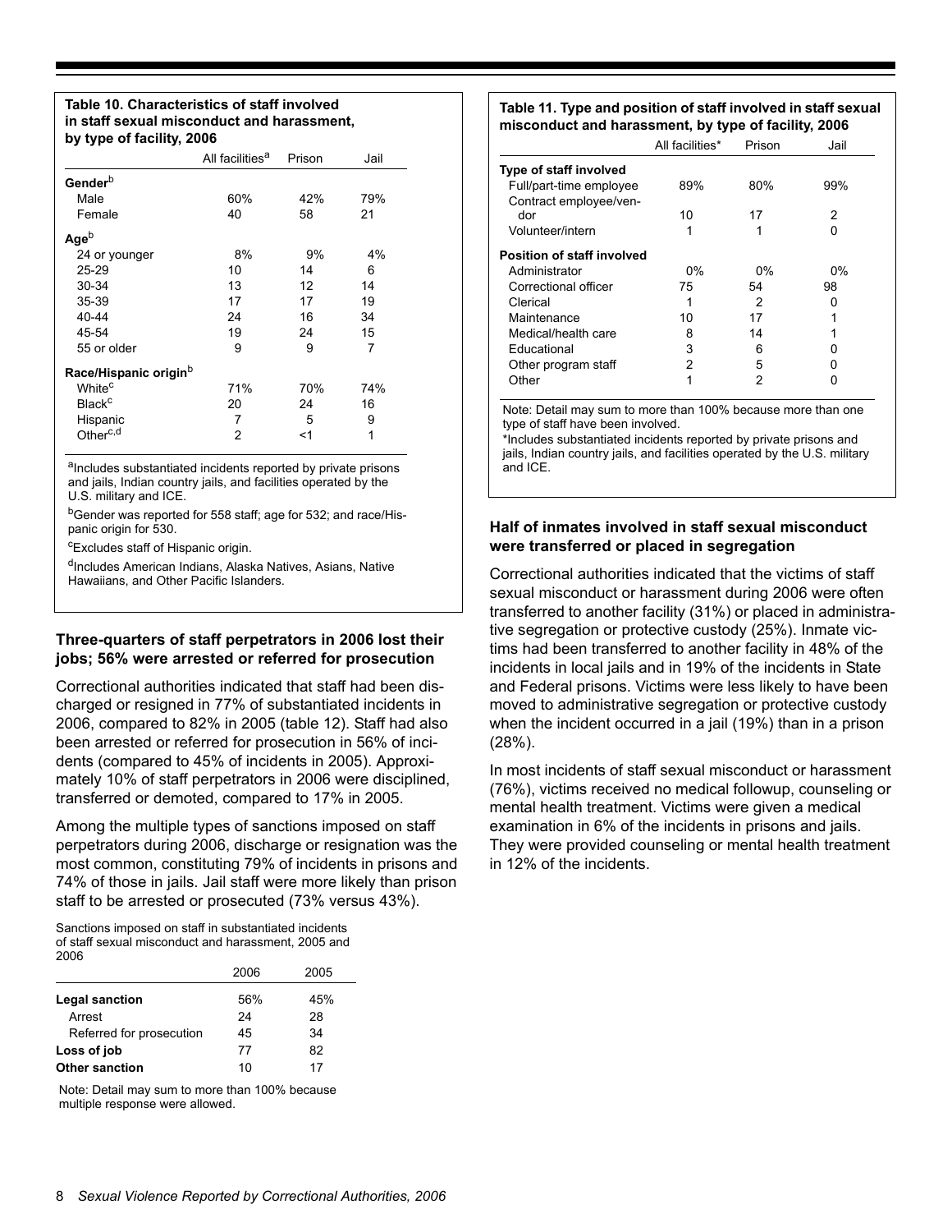**Table 10. Characteristics of staff involved in staff sexual misconduct and harassment, by type of facility, 2006**

| | All facilities[a] | Prison | Jail |
|---|---|---|---|
| **Gender**[b] | | | |
| Male | 60% | 42% | 79% |
| Female | 40 | 58 | 21 |
| **Age**[b] | | | |
| 24 or younger | 8% | 9% | 4% |
| 25-29 | 10 | 14 | 6 |
| 30-34 | 13 | 12 | 14 |
| 35-39 | 17 | 17 | 19 |
| 40-44 | 24 | 16 | 34 |
| 45-54 | 19 | 24 | 15 |
| 55 or older | 9 | 9 | 7 |
| **Race/Hispanic origin**[b] | | | |
| White[c] | 71% | 70% | 74% |
| Black[c] | 20 | 24 | 16 |
| Hispanic | 7 | 5 | 9 |
| Other[c,d] | 2 | <1 | 1 |

[a]Includes substantiated incidents reported by private prisons and jails, Indian country jails, and facilities operated by the U.S. military and ICE.

[b]Gender was reported for 558 staff; age for 532; and race/Hispanic origin for 530.

[c]Excludes staff of Hispanic origin.

[d]Includes American Indians, Alaska Natives, Asians, Native Hawaiians, and Other Pacific Islanders.

### Three-quarters of staff perpetrators in 2006 lost their jobs; 56% were arrested or referred for prosecution

Correctional authorities indicated that staff had been discharged or resigned in 77% of substantiated incidents in 2006, compared to 82% in 2005 (table 12). Staff had also been arrested or referred for prosecution in 56% of incidents (compared to 45% of incidents in 2005). Approximately 10% of staff perpetrators in 2006 were disciplined, transferred or demoted, compared to 17% in 2005.

Among the multiple types of sanctions imposed on staff perpetrators during 2006, discharge or resignation was the most common, constituting 79% of incidents in prisons and 74% of those in jails. Jail staff were more likely than prison staff to be arrested or prosecuted (73% versus 43%).

Sanctions imposed on staff in substantiated incidents of staff sexual misconduct and harassment, 2005 and 2006

| | 2006 | 2005 |
|---|---|---|
| **Legal sanction** | 56% | 45% |
| Arrest | 24 | 28 |
| Referred for prosecution | 45 | 34 |
| **Loss of job** | 77 | 82 |
| **Other sanction** | 10 | 17 |

Note: Detail may sum to more than 100% because multiple response were allowed.

**Table 11. Type and position of staff involved in staff sexual misconduct and harassment, by type of facility, 2006**

| | All facilities* | Prison | Jail |
|---|---|---|---|
| **Type of staff involved** | | | |
| Full/part-time employee | 89% | 80% | 99% |
| Contract employee/vendor | 10 | 17 | 2 |
| Volunteer/intern | 1 | 1 | 0 |
| **Position of staff involved** | | | |
| Administrator | 0% | 0% | 0% |
| Correctional officer | 75 | 54 | 98 |
| Clerical | 1 | 2 | 0 |
| Maintenance | 10 | 17 | 1 |
| Medical/health care | 8 | 14 | 1 |
| Educational | 3 | 6 | 0 |
| Other program staff | 2 | 5 | 0 |
| Other | 1 | 2 | 0 |

Note: Detail may sum to more than 100% because more than one type of staff have been involved.

*Includes substantiated incidents reported by private prisons and jails, Indian country jails, and facilities operated by the U.S. military and ICE.

### Half of inmates involved in staff sexual misconduct were transferred or placed in segregation

Correctional authorities indicated that the victims of staff sexual misconduct or harassment during 2006 were often transferred to another facility (31%) or placed in administrative segregation or protective custody (25%). Inmate victims had been transferred to another facility in 48% of the incidents in local jails and in 19% of the incidents in State and Federal prisons. Victims were less likely to have been moved to administrative segregation or protective custody when the incident occurred in a jail (19%) than in a prison (28%).

In most incidents of staff sexual misconduct or harassment (76%), victims received no medical followup, counseling or mental health treatment. Victims were given a medical examination in 6% of the incidents in prisons and jails. They were provided counseling or mental health treatment in 12% of the incidents.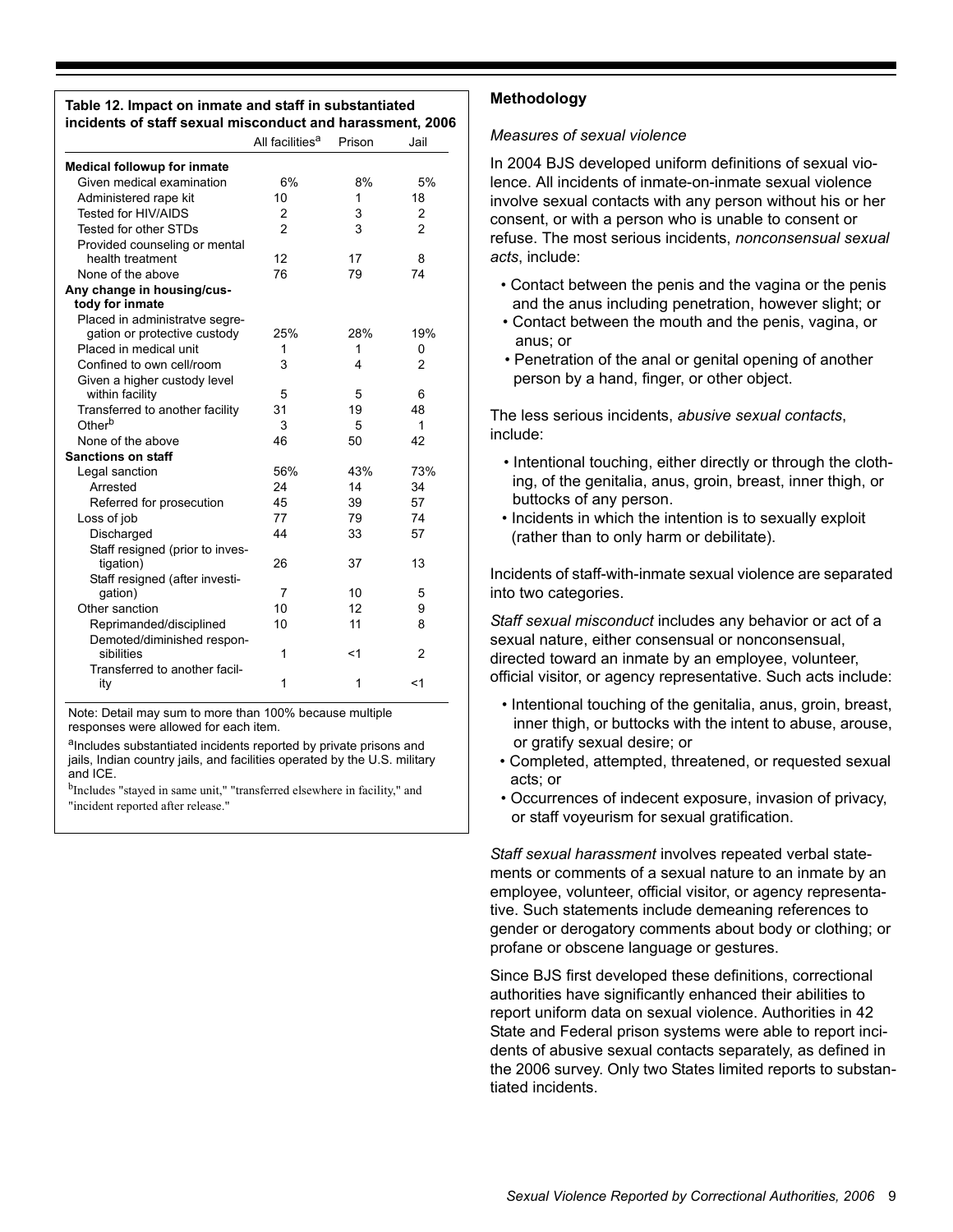**Table 12. Impact on inmate and staff in substantiated incidents of staff sexual misconduct and harassment, 2006**

| | All facilities[a] | Prison | Jail |
|---|---|---|---|
| **Medical followup for inmate** | | | |
| Given medical examination | 6% | 8% | 5% |
| Administered rape kit | 10 | 1 | 18 |
| Tested for HIV/AIDS | 2 | 3 | 2 |
| Tested for other STDs | 2 | 3 | 2 |
| Provided counseling or mental health treatment | 12 | 17 | 8 |
| None of the above | 76 | 79 | 74 |
| **Any change in housing/custody for inmate** | | | |
| Placed in administratve segregation or protective custody | 25% | 28% | 19% |
| Placed in medical unit | 1 | 1 | 0 |
| Confined to own cell/room | 3 | 4 | 2 |
| Given a higher custody level within facility | 5 | 5 | 6 |
| Transferred to another facility | 31 | 19 | 48 |
| Other[b] | 3 | 5 | 1 |
| None of the above | 46 | 50 | 42 |
| **Sanctions on staff** | | | |
| Legal sanction | 56% | 43% | 73% |
| Arrested | 24 | 14 | 34 |
| Referred for prosecution | 45 | 39 | 57 |
| Loss of job | 77 | 79 | 74 |
| Discharged | 44 | 33 | 57 |
| Staff resigned (prior to investigation) | 26 | 37 | 13 |
| Staff resigned (after investigation) | 7 | 10 | 5 |
| Other sanction | 10 | 12 | 9 |
| Reprimanded/disciplined | 10 | 11 | 8 |
| Demoted/diminished responsibilities | 1 | <1 | 2 |
| Transferred to another facility | 1 | 1 | <1 |

Note: Detail may sum to more than 100% because multiple responses were allowed for each item.

[a]Includes substantiated incidents reported by private prisons and jails, Indian country jails, and facilities operated by the U.S. military and ICE.

[b]Includes "stayed in same unit," "transferred elsewhere in facility," and "incident reported after release."

## Methodology

*Measures of sexual violence*

In 2004 BJS developed uniform definitions of sexual violence. All incidents of inmate-on-inmate sexual violence involve sexual contacts with any person without his or her consent, or with a person who is unable to consent or refuse. The most serious incidents, *nonconsensual sexual acts*, include:

- Contact between the penis and the vagina or the penis and the anus including penetration, however slight; or
- Contact between the mouth and the penis, vagina, or anus; or
- Penetration of the anal or genital opening of another person by a hand, finger, or other object.

The less serious incidents, *abusive sexual contacts*, include:

- Intentional touching, either directly or through the clothing, of the genitalia, anus, groin, breast, inner thigh, or buttocks of any person.
- Incidents in which the intention is to sexually exploit (rather than to only harm or debilitate).

Incidents of staff-with-inmate sexual violence are separated into two categories.

*Staff sexual misconduct* includes any behavior or act of a sexual nature, either consensual or nonconsensual, directed toward an inmate by an employee, volunteer, official visitor, or agency representative. Such acts include:

- Intentional touching of the genitalia, anus, groin, breast, inner thigh, or buttocks with the intent to abuse, arouse, or gratify sexual desire; or
- Completed, attempted, threatened, or requested sexual acts; or
- Occurrences of indecent exposure, invasion of privacy, or staff voyeurism for sexual gratification.

*Staff sexual harassment* involves repeated verbal statements or comments of a sexual nature to an inmate by an employee, volunteer, official visitor, or agency representative. Such statements include demeaning references to gender or derogatory comments about body or clothing; or profane or obscene language or gestures.

Since BJS first developed these definitions, correctional authorities have significantly enhanced their abilities to report uniform data on sexual violence. Authorities in 42 State and Federal prison systems were able to report incidents of abusive sexual contacts separately, as defined in the 2006 survey. Only two States limited reports to substantiated incidents.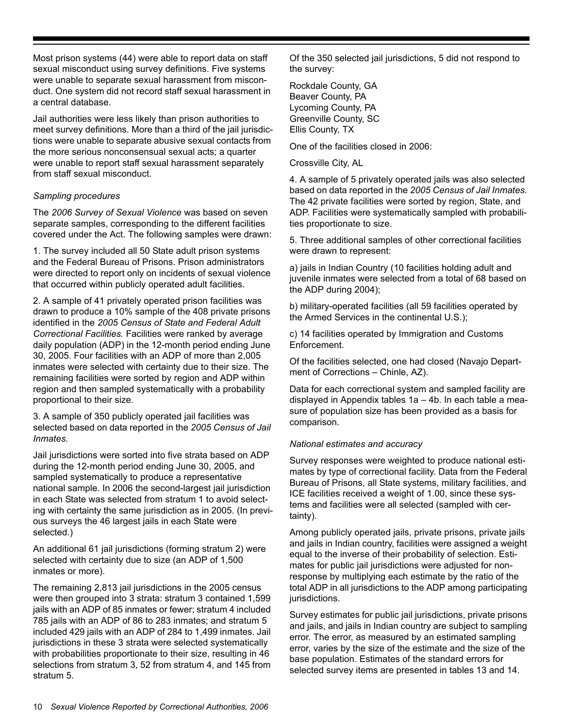Most prison systems (44) were able to report data on staff sexual misconduct using survey definitions. Five systems were unable to separate sexual harassment from misconduct. One system did not record staff sexual harassment in a central database.

Jail authorities were less likely than prison authorities to meet survey definitions. More than a third of the jail jurisdictions were unable to separate abusive sexual contacts from the more serious nonconsensual sexual acts; a quarter were unable to report staff sexual harassment separately from staff sexual misconduct.

*Sampling procedures*

The *2006 Survey of Sexual Violence* was based on seven separate samples, corresponding to the different facilities covered under the Act. The following samples were drawn:

1. The survey included all 50 State adult prison systems and the Federal Bureau of Prisons. Prison administrators were directed to report only on incidents of sexual violence that occurred within publicly operated adult facilities.

2. A sample of 41 privately operated prison facilities was drawn to produce a 10% sample of the 408 private prisons identified in the *2005 Census of State and Federal Adult Correctional Facilities.* Facilities were ranked by average daily population (ADP) in the 12-month period ending June 30, 2005. Four facilities with an ADP of more than 2,005 inmates were selected with certainty due to their size. The remaining facilities were sorted by region and ADP within region and then sampled systematically with a probability proportional to their size.

3. A sample of 350 publicly operated jail facilities was selected based on data reported in the *2005 Census of Jail Inmates.*

Jail jurisdictions were sorted into five strata based on ADP during the 12-month period ending June 30, 2005, and sampled systematically to produce a representative national sample. In 2006 the second-largest jail jurisdiction in each State was selected from stratum 1 to avoid selecting with certainty the same jurisdiction as in 2005. (In previous surveys the 46 largest jails in each State were selected.)

An additional 61 jail jurisdictions (forming stratum 2) were selected with certainty due to size (an ADP of 1,500 inmates or more).

The remaining 2,813 jail jurisdictions in the 2005 census were then grouped into 3 strata: stratum 3 contained 1,599 jails with an ADP of 85 inmates or fewer; stratum 4 included 785 jails with an ADP of 86 to 283 inmates; and stratum 5 included 429 jails with an ADP of 284 to 1,499 inmates. Jail jurisdictions in these 3 strata were selected systematically with probabilities proportionate to their size, resulting in 46 selections from stratum 3, 52 from stratum 4, and 145 from stratum 5.

Of the 350 selected jail jurisdictions, 5 did not respond to the survey:

Rockdale County, GA  
Beaver County, PA  
Lycoming County, PA  
Greenville County, SC  
Ellis County, TX

One of the facilities closed in 2006:

Crossville City, AL

4. A sample of 5 privately operated jails was also selected based on data reported in the *2005 Census of Jail Inmates.* The 42 private facilities were sorted by region, State, and ADP. Facilities were systematically sampled with probabilities proportionate to size.

5. Three additional samples of other correctional facilities were drawn to represent:

a) jails in Indian Country (10 facilities holding adult and juvenile inmates were selected from a total of 68 based on the ADP during 2004);

b) military-operated facilities (all 59 facilities operated by the Armed Services in the continental U.S.);

c) 14 facilities operated by Immigration and Customs Enforcement.

Of the facilities selected, one had closed (Navajo Department of Corrections – Chinle, AZ).

Data for each correctional system and sampled facility are displayed in Appendix tables 1a – 4b. In each table a measure of population size has been provided as a basis for comparison.

*National estimates and accuracy*

Survey responses were weighted to produce national estimates by type of correctional facility. Data from the Federal Bureau of Prisons, all State systems, military facilities, and ICE facilities received a weight of 1.00, since these systems and facilities were all selected (sampled with certainty).

Among publicly operated jails, private prisons, private jails and jails in Indian country, facilities were assigned a weight equal to the inverse of their probability of selection. Estimates for public jail jurisdictions were adjusted for nonresponse by multiplying each estimate by the ratio of the total ADP in all jurisdictions to the ADP among participating jurisdictions.

Survey estimates for public jail jurisdictions, private prisons and jails, and jails in Indian country are subject to sampling error. The error, as measured by an estimated sampling error, varies by the size of the estimate and the size of the base population. Estimates of the standard errors for selected survey items are presented in tables 13 and 14.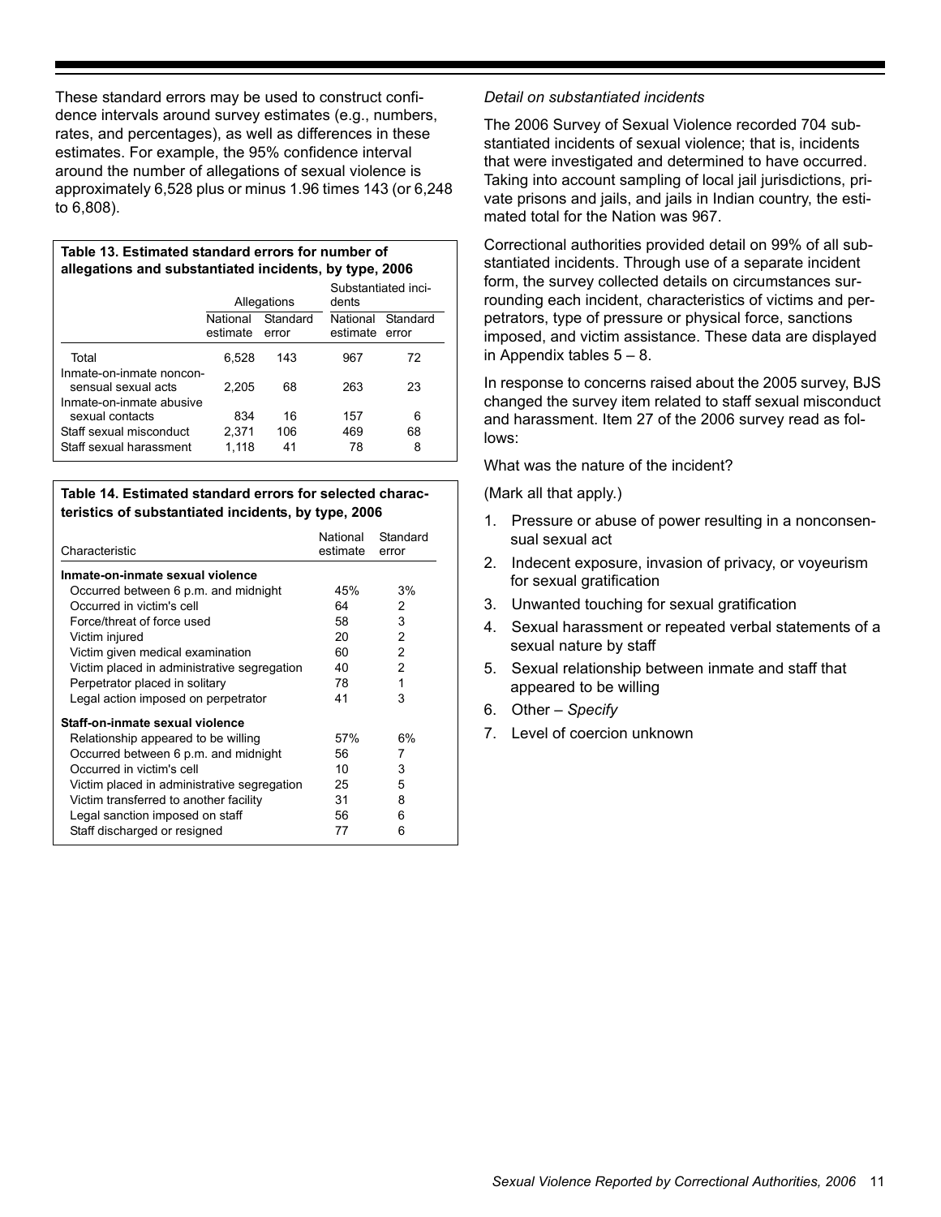These standard errors may be used to construct confidence intervals around survey estimates (e.g., numbers, rates, and percentages), as well as differences in these estimates. For example, the 95% confidence interval around the number of allegations of sexual violence is approximately 6,528 plus or minus 1.96 times 143 (or 6,248 to 6,808).

**Table 13. Estimated standard errors for number of allegations and substantiated incidents, by type, 2006**

| | Allegations | | Substantiated incidents | |
|---|---|---|---|---|
| | National estimate | Standard error | National estimate | Standard error |
| Total | 6,528 | 143 | 967 | 72 |
| Inmate-on-inmate nonconsensual sexual acts | 2,205 | 68 | 263 | 23 |
| Inmate-on-inmate abusive sexual contacts | 834 | 16 | 157 | 6 |
| Staff sexual misconduct | 2,371 | 106 | 469 | 68 |
| Staff sexual harassment | 1,118 | 41 | 78 | 8 |

**Table 14. Estimated standard errors for selected characteristics of substantiated incidents, by type, 2006**

| Characteristic | National estimate | Standard error |
|---|---|---|
| **Inmate-on-inmate sexual violence** | | |
| Occurred between 6 p.m. and midnight | 45% | 3% |
| Occurred in victim's cell | 64 | 2 |
| Force/threat of force used | 58 | 3 |
| Victim injured | 20 | 2 |
| Victim given medical examination | 60 | 2 |
| Victim placed in administrative segregation | 40 | 2 |
| Perpetrator placed in solitary | 78 | 1 |
| Legal action imposed on perpetrator | 41 | 3 |
| **Staff-on-inmate sexual violence** | | |
| Relationship appeared to be willing | 57% | 6% |
| Occurred between 6 p.m. and midnight | 56 | 7 |
| Occurred in victim's cell | 10 | 3 |
| Victim placed in administrative segregation | 25 | 5 |
| Victim transferred to another facility | 31 | 8 |
| Legal sanction imposed on staff | 56 | 6 |
| Staff discharged or resigned | 77 | 6 |

*Detail on substantiated incidents*

The 2006 Survey of Sexual Violence recorded 704 substantiated incidents of sexual violence; that is, incidents that were investigated and determined to have occurred. Taking into account sampling of local jail jurisdictions, private prisons and jails, and jails in Indian country, the estimated total for the Nation was 967.

Correctional authorities provided detail on 99% of all substantiated incidents. Through use of a separate incident form, the survey collected details on circumstances surrounding each incident, characteristics of victims and perpetrators, type of pressure or physical force, sanctions imposed, and victim assistance. These data are displayed in Appendix tables 5 – 8.

In response to concerns raised about the 2005 survey, BJS changed the survey item related to staff sexual misconduct and harassment. Item 27 of the 2006 survey read as follows:

What was the nature of the incident?

(Mark all that apply.)

1. Pressure or abuse of power resulting in a nonconsensual sexual act
2. Indecent exposure, invasion of privacy, or voyeurism for sexual gratification
3. Unwanted touching for sexual gratification
4. Sexual harassment or repeated verbal statements of a sexual nature by staff
5. Sexual relationship between inmate and staff that appeared to be willing
6. Other – *Specify*
7. Level of coercion unknown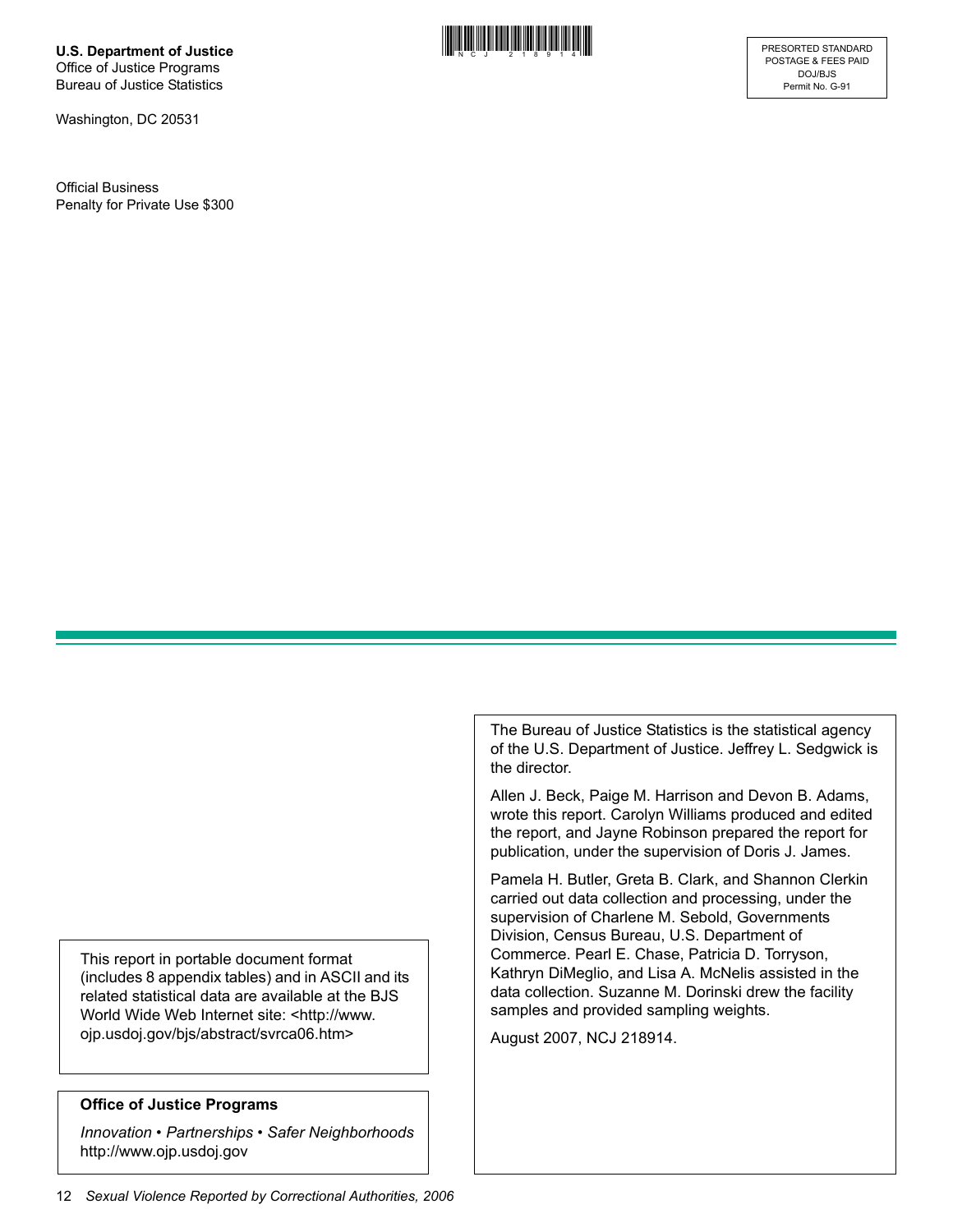**U.S. Department of Justice**
Office of Justice Programs
Bureau of Justice Statistics

Washington, DC 20531

Official Business
Penalty for Private Use $300

PRESORTED STANDARD
POSTAGE & FEES PAID
DOJ/BJS
Permit No. G-91

This report in portable document format (includes 8 appendix tables) and in ASCII and its related statistical data are available at the BJS World Wide Web Internet site: <http://www.ojp.usdoj.gov/bjs/abstract/svrca06.htm>

**Office of Justice Programs**

*Innovation • Partnerships • Safer Neighborhoods*
http://www.ojp.usdoj.gov

The Bureau of Justice Statistics is the statistical agency of the U.S. Department of Justice. Jeffrey L. Sedgwick is the director.

Allen J. Beck, Paige M. Harrison and Devon B. Adams, wrote this report. Carolyn Williams produced and edited the report, and Jayne Robinson prepared the report for publication, under the supervision of Doris J. James.

Pamela H. Butler, Greta B. Clark, and Shannon Clerkin carried out data collection and processing, under the supervision of Charlene M. Sebold, Governments Division, Census Bureau, U.S. Department of Commerce. Pearl E. Chase, Patricia D. Torryson, Kathryn DiMeglio, and Lisa A. McNelis assisted in the data collection. Suzanne M. Dorinski drew the facility samples and provided sampling weights.

August 2007, NCJ 218914.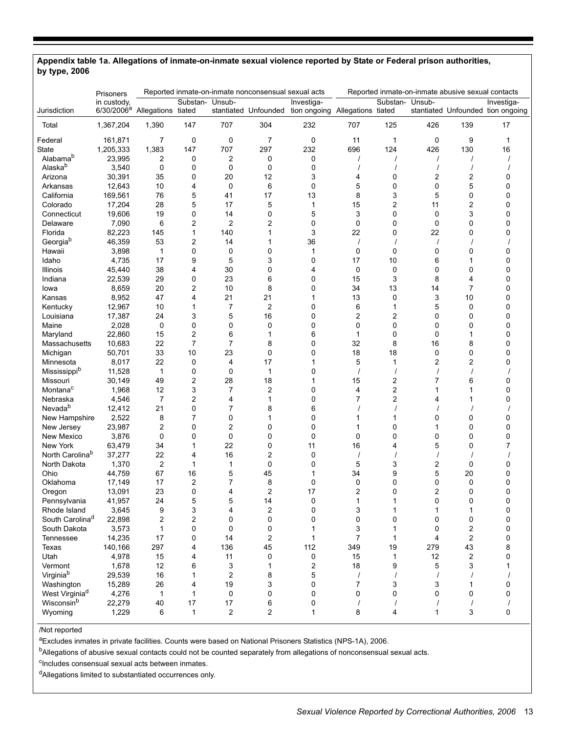**Appendix table 1a. Allegations of inmate-on-inmate sexual violence reported by State or Federal prison authorities, by type, 2006**

| Jurisdiction | Prisoners in custody, 6/30/2006[a] | Reported inmate-on-inmate nonconsensual sexual acts | | | | | Reported inmate-on-inmate abusive sexual contacts | | | | |
|---|---|---|---|---|---|---|---|---|---|---|---|
| | | Allegations | Substantiated | Unsubstantiated | Unfounded | Investigation ongoing | Allegations | Substantiated | Unsubstantiated | Unfounded | Investigation ongoing |
| Total | 1,367,204 | 1,390 | 147 | 707 | 304 | 232 | 707 | 125 | 426 | 139 | 17 |
| Federal | 161,871 | 7 | 0 | 0 | 7 | 0 | 11 | 1 | 0 | 9 | 1 |
| State | 1,205,333 | 1,383 | 147 | 707 | 297 | 232 | 696 | 124 | 426 | 130 | 16 |
| Alabama[b] | 23,995 | 2 | 0 | 2 | 0 | 0 | / | / | / | / | / |
| Alaska[b] | 3,540 | 0 | 0 | 0 | 0 | 0 | / | / | / | / | / |
| Arizona | 30,391 | 35 | 0 | 20 | 12 | 3 | 4 | 0 | 2 | 2 | 0 |
| Arkansas | 12,643 | 10 | 4 | 0 | 6 | 0 | 5 | 0 | 0 | 5 | 0 |
| California | 169,561 | 76 | 5 | 41 | 17 | 13 | 8 | 3 | 5 | 0 | 0 |
| Colorado | 17,204 | 28 | 5 | 17 | 5 | 1 | 15 | 2 | 11 | 2 | 0 |
| Connecticut | 19,606 | 19 | 0 | 14 | 0 | 5 | 3 | 0 | 0 | 3 | 0 |
| Delaware | 7,090 | 6 | 2 | 2 | 2 | 0 | 0 | 0 | 0 | 0 | 0 |
| Florida | 82,223 | 145 | 1 | 140 | 1 | 3 | 22 | 0 | 22 | 0 | 0 |
| Georgia[b] | 46,359 | 53 | 2 | 14 | 1 | 36 | / | / | / | / | / |
| Hawaii | 3,898 | 1 | 0 | 0 | 0 | 1 | 0 | 0 | 0 | 0 | 0 |
| Idaho | 4,735 | 17 | 9 | 5 | 3 | 0 | 17 | 10 | 6 | 1 | 0 |
| Illinois | 45,440 | 38 | 4 | 30 | 0 | 4 | 0 | 0 | 0 | 0 | 0 |
| Indiana | 22,539 | 29 | 0 | 23 | 6 | 0 | 15 | 3 | 8 | 4 | 0 |
| Iowa | 8,659 | 20 | 2 | 10 | 8 | 0 | 34 | 13 | 14 | 7 | 0 |
| Kansas | 8,952 | 47 | 4 | 21 | 21 | 1 | 13 | 0 | 3 | 10 | 0 |
| Kentucky | 12,967 | 10 | 1 | 7 | 2 | 0 | 6 | 1 | 5 | 0 | 0 |
| Louisiana | 17,387 | 24 | 3 | 5 | 16 | 0 | 2 | 2 | 0 | 0 | 0 |
| Maine | 2,028 | 0 | 0 | 0 | 0 | 0 | 0 | 0 | 0 | 0 | 0 |
| Maryland | 22,860 | 15 | 2 | 6 | 1 | 6 | 1 | 0 | 0 | 1 | 0 |
| Massachusetts | 10,683 | 22 | 7 | 7 | 8 | 0 | 32 | 8 | 16 | 8 | 0 |
| Michigan | 50,701 | 33 | 10 | 23 | 0 | 0 | 18 | 18 | 0 | 0 | 0 |
| Minnesota | 8,017 | 22 | 0 | 4 | 17 | 1 | 5 | 1 | 2 | 2 | 0 |
| Mississippi[b] | 11,528 | 1 | 0 | 0 | 1 | 0 | / | / | / | / | / |
| Missouri | 30,149 | 49 | 2 | 28 | 18 | 1 | 15 | 2 | 7 | 6 | 0 |
| Montana[c] | 1,968 | 12 | 3 | 7 | 2 | 0 | 4 | 2 | 1 | 1 | 0 |
| Nebraska | 4,546 | 7 | 2 | 4 | 1 | 0 | 7 | 2 | 4 | 1 | 0 |
| Nevada[b] | 12,412 | 21 | 0 | 7 | 8 | 6 | / | / | / | / | / |
| New Hampshire | 2,522 | 8 | 7 | 0 | 1 | 0 | 1 | 1 | 0 | 0 | 0 |
| New Jersey | 23,987 | 2 | 0 | 2 | 0 | 0 | 1 | 0 | 1 | 0 | 0 |
| New Mexico | 3,876 | 0 | 0 | 0 | 0 | 0 | 0 | 0 | 0 | 0 | 0 |
| New York | 63,479 | 34 | 1 | 22 | 0 | 11 | 16 | 4 | 5 | 0 | 7 |
| North Carolina[b] | 37,277 | 22 | 4 | 16 | 2 | 0 | / | / | / | / | / |
| North Dakota | 1,370 | 2 | 1 | 1 | 0 | 0 | 5 | 3 | 2 | 0 | 0 |
| Ohio | 44,759 | 67 | 16 | 5 | 45 | 1 | 34 | 9 | 5 | 20 | 0 |
| Oklahoma | 17,149 | 17 | 2 | 7 | 8 | 0 | 0 | 0 | 0 | 0 | 0 |
| Oregon | 13,091 | 23 | 0 | 4 | 2 | 17 | 2 | 0 | 2 | 0 | 0 |
| Pennsylvania | 41,957 | 24 | 5 | 5 | 14 | 0 | 1 | 1 | 0 | 0 | 0 |
| Rhode Island | 3,645 | 9 | 3 | 4 | 2 | 0 | 3 | 1 | 1 | 1 | 0 |
| South Carolina[d] | 22,898 | 2 | 2 | 0 | 0 | 0 | 0 | 0 | 0 | 0 | 0 |
| South Dakota | 3,573 | 1 | 0 | 0 | 0 | 1 | 3 | 1 | 0 | 2 | 0 |
| Tennessee | 14,235 | 17 | 0 | 14 | 2 | 1 | 7 | 1 | 4 | 2 | 0 |
| Texas | 140,166 | 297 | 4 | 136 | 45 | 112 | 349 | 19 | 279 | 43 | 8 |
| Utah | 4,978 | 15 | 4 | 11 | 0 | 0 | 15 | 1 | 12 | 2 | 0 |
| Vermont | 1,678 | 12 | 6 | 3 | 1 | 2 | 18 | 9 | 5 | 3 | 1 |
| Virginia[b] | 29,539 | 16 | 1 | 2 | 8 | 5 | / | / | / | / | / |
| Washington | 15,289 | 26 | 4 | 19 | 3 | 0 | 7 | 3 | 3 | 1 | 0 |
| West Virginia[d] | 4,276 | 1 | 1 | 0 | 0 | 0 | 0 | 0 | 0 | 0 | 0 |
| Wisconsin[b] | 22,279 | 40 | 17 | 17 | 6 | 0 | / | / | / | / | / |
| Wyoming | 1,229 | 6 | 1 | 2 | 2 | 1 | 8 | 4 | 1 | 3 | 0 |

/Not reported

[a]Excludes inmates in private facilities. Counts were based on National Prisoners Statistics (NPS-1A), 2006.

[b]Allegations of abusive sexual contacts could not be counted separately from allegations of nonconsensual sexual acts.

[c]Includes consensual sexual acts between inmates.

[d]Allegations limited to substantiated occurrences only.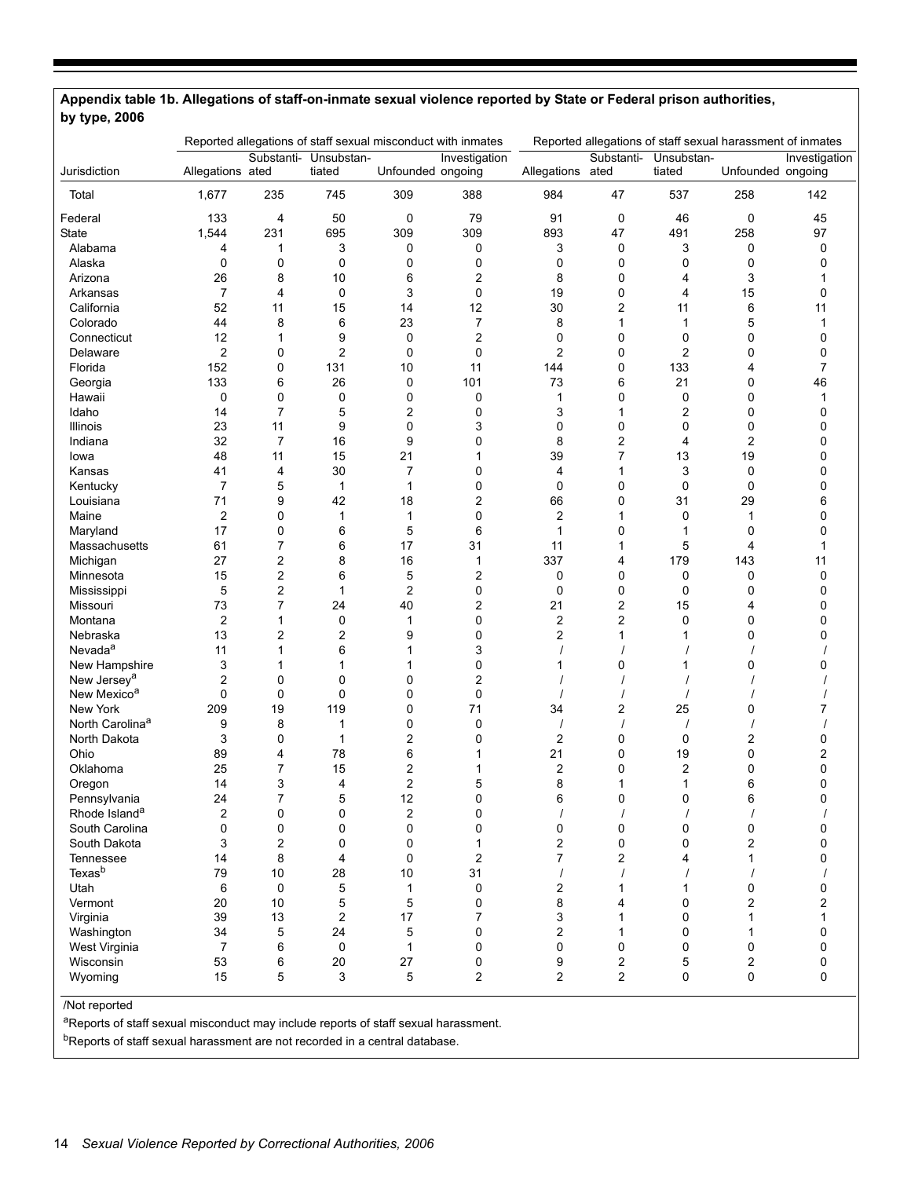**Appendix table 1b. Allegations of staff-on-inmate sexual violence reported by State or Federal prison authorities, by type, 2006**

| | Reported allegations of staff sexual misconduct with inmates | | | | | Reported allegations of staff sexual harassment of inmates | | | | |
|---|---|---|---|---|---|---|---|---|---|---|
| Jurisdiction | Allegations | Substantiated | Unsubstantiated | Unfounded | Investigation ongoing | Allegations | Substantiated | Unsubstantiated | Unfounded | Investigation ongoing |
| Total | 1,677 | 235 | 745 | 309 | 388 | 984 | 47 | 537 | 258 | 142 |
| Federal | 133 | 4 | 50 | 0 | 79 | 91 | 0 | 46 | 0 | 45 |
| State | 1,544 | 231 | 695 | 309 | 309 | 893 | 47 | 491 | 258 | 97 |
| Alabama | 4 | 1 | 3 | 0 | 0 | 3 | 0 | 3 | 0 | 0 |
| Alaska | 0 | 0 | 0 | 0 | 0 | 0 | 0 | 0 | 0 | 0 |
| Arizona | 26 | 8 | 10 | 6 | 2 | 8 | 0 | 4 | 3 | 1 |
| Arkansas | 7 | 4 | 0 | 3 | 0 | 19 | 0 | 4 | 15 | 0 |
| California | 52 | 11 | 15 | 14 | 12 | 30 | 2 | 11 | 6 | 11 |
| Colorado | 44 | 8 | 6 | 23 | 7 | 8 | 1 | 1 | 5 | 1 |
| Connecticut | 12 | 1 | 9 | 0 | 2 | 0 | 0 | 0 | 0 | 0 |
| Delaware | 2 | 0 | 2 | 0 | 0 | 2 | 0 | 2 | 0 | 0 |
| Florida | 152 | 0 | 131 | 10 | 11 | 144 | 0 | 133 | 4 | 7 |
| Georgia | 133 | 6 | 26 | 0 | 101 | 73 | 6 | 21 | 0 | 46 |
| Hawaii | 0 | 0 | 0 | 0 | 0 | 1 | 0 | 0 | 0 | 1 |
| Idaho | 14 | 7 | 5 | 2 | 0 | 3 | 1 | 2 | 0 | 0 |
| Illinois | 23 | 11 | 9 | 0 | 3 | 0 | 0 | 0 | 0 | 0 |
| Indiana | 32 | 7 | 16 | 9 | 0 | 8 | 2 | 4 | 2 | 0 |
| Iowa | 48 | 11 | 15 | 21 | 1 | 39 | 7 | 13 | 19 | 0 |
| Kansas | 41 | 4 | 30 | 7 | 0 | 4 | 1 | 3 | 0 | 0 |
| Kentucky | 7 | 5 | 1 | 1 | 0 | 0 | 0 | 0 | 0 | 0 |
| Louisiana | 71 | 9 | 42 | 18 | 2 | 66 | 0 | 31 | 29 | 6 |
| Maine | 2 | 0 | 1 | 1 | 0 | 2 | 1 | 0 | 1 | 0 |
| Maryland | 17 | 0 | 6 | 5 | 6 | 1 | 0 | 1 | 0 | 0 |
| Massachusetts | 61 | 7 | 6 | 17 | 31 | 11 | 1 | 5 | 4 | 1 |
| Michigan | 27 | 2 | 8 | 16 | 1 | 337 | 4 | 179 | 143 | 11 |
| Minnesota | 15 | 2 | 6 | 5 | 2 | 0 | 0 | 0 | 0 | 0 |
| Mississippi | 5 | 2 | 1 | 2 | 0 | 0 | 0 | 0 | 0 | 0 |
| Missouri | 73 | 7 | 24 | 40 | 2 | 21 | 2 | 15 | 4 | 0 |
| Montana | 2 | 1 | 0 | 1 | 0 | 2 | 2 | 0 | 0 | 0 |
| Nebraska | 13 | 2 | 2 | 9 | 0 | 2 | 1 | 1 | 0 | 0 |
| Nevada[a] | 11 | 1 | 6 | 1 | 3 | / | / | / | / | / |
| New Hampshire | 3 | 1 | 1 | 1 | 0 | 1 | 0 | 1 | 0 | 0 |
| New Jersey[a] | 2 | 0 | 0 | 0 | 2 | / | / | / | / | / |
| New Mexico[a] | 0 | 0 | 0 | 0 | 0 | / | / | / | / | / |
| New York | 209 | 19 | 119 | 0 | 71 | 34 | 2 | 25 | 0 | 7 |
| North Carolina[a] | 9 | 8 | 1 | 0 | 0 | / | / | / | / | / |
| North Dakota | 3 | 0 | 1 | 2 | 0 | 2 | 0 | 0 | 2 | 0 |
| Ohio | 89 | 4 | 78 | 6 | 1 | 21 | 0 | 19 | 0 | 2 |
| Oklahoma | 25 | 7 | 15 | 2 | 1 | 2 | 0 | 2 | 0 | 0 |
| Oregon | 14 | 3 | 4 | 2 | 5 | 8 | 1 | 1 | 6 | 0 |
| Pennsylvania | 24 | 7 | 5 | 12 | 0 | 6 | 0 | 0 | 6 | 0 |
| Rhode Island[a] | 2 | 0 | 0 | 2 | 0 | / | / | / | / | / |
| South Carolina | 0 | 0 | 0 | 0 | 0 | 0 | 0 | 0 | 0 | 0 |
| South Dakota | 3 | 2 | 0 | 0 | 1 | 2 | 0 | 0 | 2 | 0 |
| Tennessee | 14 | 8 | 4 | 0 | 2 | 7 | 2 | 4 | 1 | 0 |
| Texas[b] | 79 | 10 | 28 | 10 | 31 | / | / | / | / | / |
| Utah | 6 | 0 | 5 | 1 | 0 | 2 | 1 | 1 | 0 | 0 |
| Vermont | 20 | 10 | 5 | 5 | 0 | 8 | 4 | 0 | 2 | 2 |
| Virginia | 39 | 13 | 2 | 17 | 7 | 3 | 1 | 0 | 1 | 1 |
| Washington | 34 | 5 | 24 | 5 | 0 | 2 | 1 | 0 | 1 | 0 |
| West Virginia | 7 | 6 | 0 | 1 | 0 | 0 | 0 | 0 | 0 | 0 |
| Wisconsin | 53 | 6 | 20 | 27 | 0 | 9 | 2 | 5 | 2 | 0 |
| Wyoming | 15 | 5 | 3 | 5 | 2 | 2 | 2 | 0 | 0 | 0 |

/Not reported

[a]Reports of staff sexual misconduct may include reports of staff sexual harassment.

[b]Reports of staff sexual harassment are not recorded in a central database.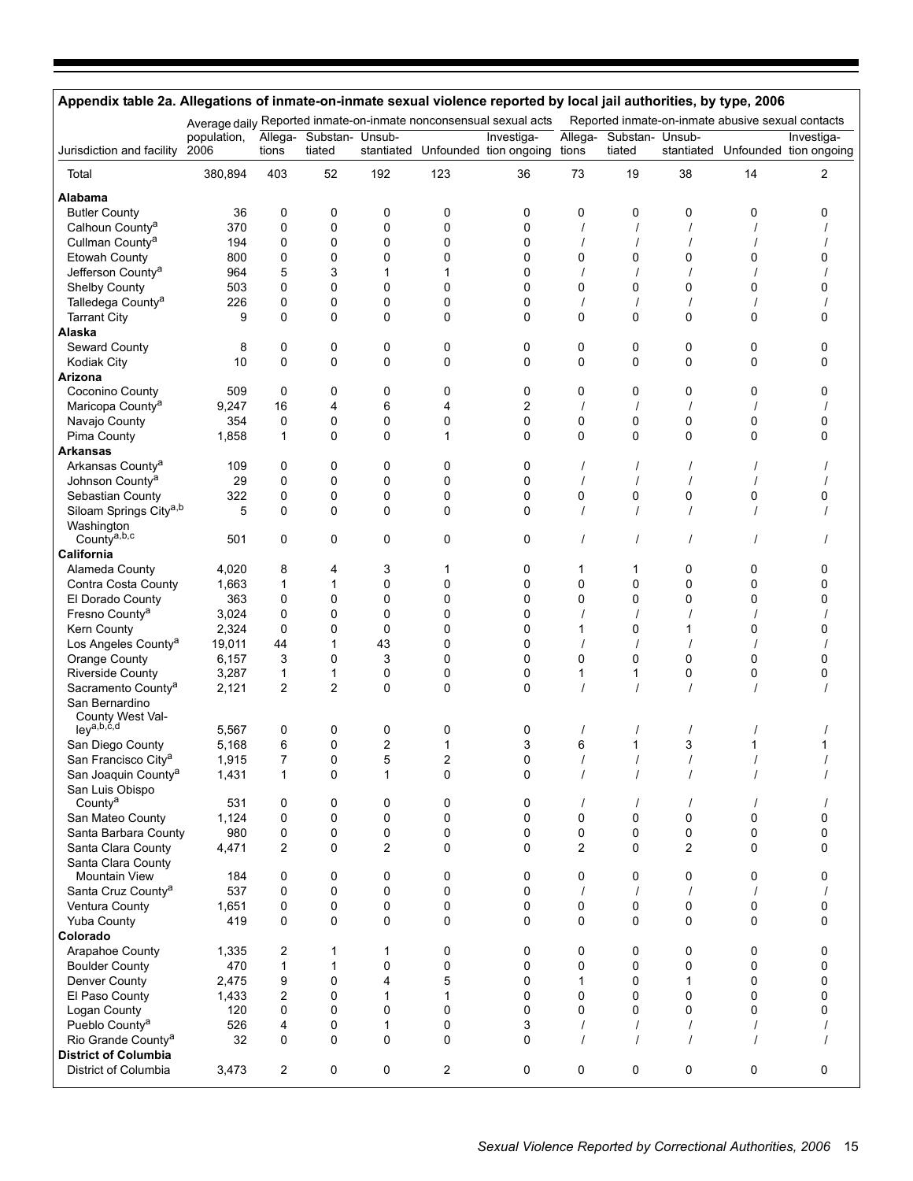## Appendix table 2a. Allegations of inmate-on-inmate sexual violence reported by local jail authorities, by type, 2006

| Jurisdiction and facility | Average daily population, 2006 | Reported inmate-on-inmate nonconsensual sexual acts | | | | | Reported inmate-on-inmate abusive sexual contacts | | | | |
|---|---|---|---|---|---|---|---|---|---|---|---|
| | | Allegations | Substantiated | Unsubstantiated | Unfounded | Investigation ongoing | Allegations | Substantiated | Unsubstantiated | Unfounded | Investigation ongoing |
| Total | 380,894 | 403 | 52 | 192 | 123 | 36 | 73 | 19 | 38 | 14 | 2 |
| **Alabama** | | | | | | | | | | | |
| Butler County | 36 | 0 | 0 | 0 | 0 | 0 | 0 | 0 | 0 | 0 | 0 |
| Calhoun County[a] | 370 | 0 | 0 | 0 | 0 | 0 | / | / | / | / | / |
| Cullman County[a] | 194 | 0 | 0 | 0 | 0 | 0 | / | / | / | / | / |
| Etowah County | 800 | 0 | 0 | 0 | 0 | 0 | 0 | 0 | 0 | 0 | 0 |
| Jefferson County[a] | 964 | 5 | 3 | 1 | 1 | 0 | / | / | / | / | / |
| Shelby County | 503 | 0 | 0 | 0 | 0 | 0 | 0 | 0 | 0 | 0 | 0 |
| Talledega County[a] | 226 | 0 | 0 | 0 | 0 | 0 | / | / | / | / | / |
| Tarrant City | 9 | 0 | 0 | 0 | 0 | 0 | 0 | 0 | 0 | 0 | 0 |
| **Alaska** | | | | | | | | | | | |
| Seward County | 8 | 0 | 0 | 0 | 0 | 0 | 0 | 0 | 0 | 0 | 0 |
| Kodiak City | 10 | 0 | 0 | 0 | 0 | 0 | 0 | 0 | 0 | 0 | 0 |
| **Arizona** | | | | | | | | | | | |
| Coconino County | 509 | 0 | 0 | 0 | 0 | 0 | 0 | 0 | 0 | 0 | 0 |
| Maricopa County[a] | 9,247 | 16 | 4 | 6 | 4 | 2 | / | / | / | / | / |
| Navajo County | 354 | 0 | 0 | 0 | 0 | 0 | 0 | 0 | 0 | 0 | 0 |
| Pima County | 1,858 | 1 | 0 | 0 | 1 | 0 | 0 | 0 | 0 | 0 | 0 |
| **Arkansas** | | | | | | | | | | | |
| Arkansas County[a] | 109 | 0 | 0 | 0 | 0 | 0 | / | / | / | / | / |
| Johnson County[a] | 29 | 0 | 0 | 0 | 0 | 0 | / | / | / | / | / |
| Sebastian County | 322 | 0 | 0 | 0 | 0 | 0 | 0 | 0 | 0 | 0 | 0 |
| Siloam Springs City[a,b] | 5 | 0 | 0 | 0 | 0 | 0 | / | / | / | / | / |
| Washington County[a,b,c] | 501 | 0 | 0 | 0 | 0 | 0 | / | / | / | / | / |
| **California** | | | | | | | | | | | |
| Alameda County | 4,020 | 8 | 4 | 3 | 1 | 0 | 1 | 1 | 0 | 0 | 0 |
| Contra Costa County | 1,663 | 1 | 1 | 0 | 0 | 0 | 0 | 0 | 0 | 0 | 0 |
| El Dorado County | 363 | 0 | 0 | 0 | 0 | 0 | 0 | 0 | 0 | 0 | 0 |
| Fresno County[a] | 3,024 | 0 | 0 | 0 | 0 | 0 | / | / | / | / | / |
| Kern County | 2,324 | 0 | 0 | 0 | 0 | 0 | 1 | 0 | 1 | 0 | 0 |
| Los Angeles County[a] | 19,011 | 44 | 1 | 43 | 0 | 0 | / | / | / | / | / |
| Orange County | 6,157 | 3 | 0 | 3 | 0 | 0 | 0 | 0 | 0 | 0 | 0 |
| Riverside County | 3,287 | 1 | 1 | 0 | 0 | 0 | 1 | 1 | 0 | 0 | 0 |
| Sacramento County[a] | 2,121 | 2 | 2 | 0 | 0 | 0 | / | / | / | / | / |
| San Bernardino County West Valley[a,b,c,d] | 5,567 | 0 | 0 | 0 | 0 | 0 | / | / | / | / | / |
| San Diego County | 5,168 | 6 | 0 | 2 | 1 | 3 | 6 | 1 | 3 | 1 | 1 |
| San Francisco City[a] | 1,915 | 7 | 0 | 5 | 2 | 0 | / | / | / | / | / |
| San Joaquin County[a] | 1,431 | 1 | 0 | 1 | 0 | 0 | / | / | / | / | / |
| San Luis Obispo County[a] | 531 | 0 | 0 | 0 | 0 | 0 | / | / | / | / | / |
| San Mateo County | 1,124 | 0 | 0 | 0 | 0 | 0 | 0 | 0 | 0 | 0 | 0 |
| Santa Barbara County | 980 | 0 | 0 | 0 | 0 | 0 | 0 | 0 | 0 | 0 | 0 |
| Santa Clara County | 4,471 | 2 | 0 | 2 | 0 | 0 | 2 | 0 | 2 | 0 | 0 |
| Santa Clara County Mountain View | 184 | 0 | 0 | 0 | 0 | 0 | 0 | 0 | 0 | 0 | 0 |
| Santa Cruz County[a] | 537 | 0 | 0 | 0 | 0 | 0 | / | / | / | / | / |
| Ventura County | 1,651 | 0 | 0 | 0 | 0 | 0 | 0 | 0 | 0 | 0 | 0 |
| Yuba County | 419 | 0 | 0 | 0 | 0 | 0 | 0 | 0 | 0 | 0 | 0 |
| **Colorado** | | | | | | | | | | | |
| Arapahoe County | 1,335 | 2 | 1 | 1 | 0 | 0 | 0 | 0 | 0 | 0 | 0 |
| Boulder County | 470 | 1 | 1 | 0 | 0 | 0 | 0 | 0 | 0 | 0 | 0 |
| Denver County | 2,475 | 9 | 0 | 4 | 5 | 0 | 1 | 0 | 1 | 0 | 0 |
| El Paso County | 1,433 | 2 | 0 | 1 | 1 | 0 | 0 | 0 | 0 | 0 | 0 |
| Logan County | 120 | 0 | 0 | 0 | 0 | 0 | 0 | 0 | 0 | 0 | 0 |
| Pueblo County[a] | 526 | 4 | 0 | 1 | 0 | 3 | / | / | / | / | / |
| Rio Grande County[a] | 32 | 0 | 0 | 0 | 0 | 0 | / | / | / | / | / |
| **District of Columbia** | | | | | | | | | | | |
| District of Columbia | 3,473 | 2 | 0 | 0 | 2 | 0 | 0 | 0 | 0 | 0 | 0 |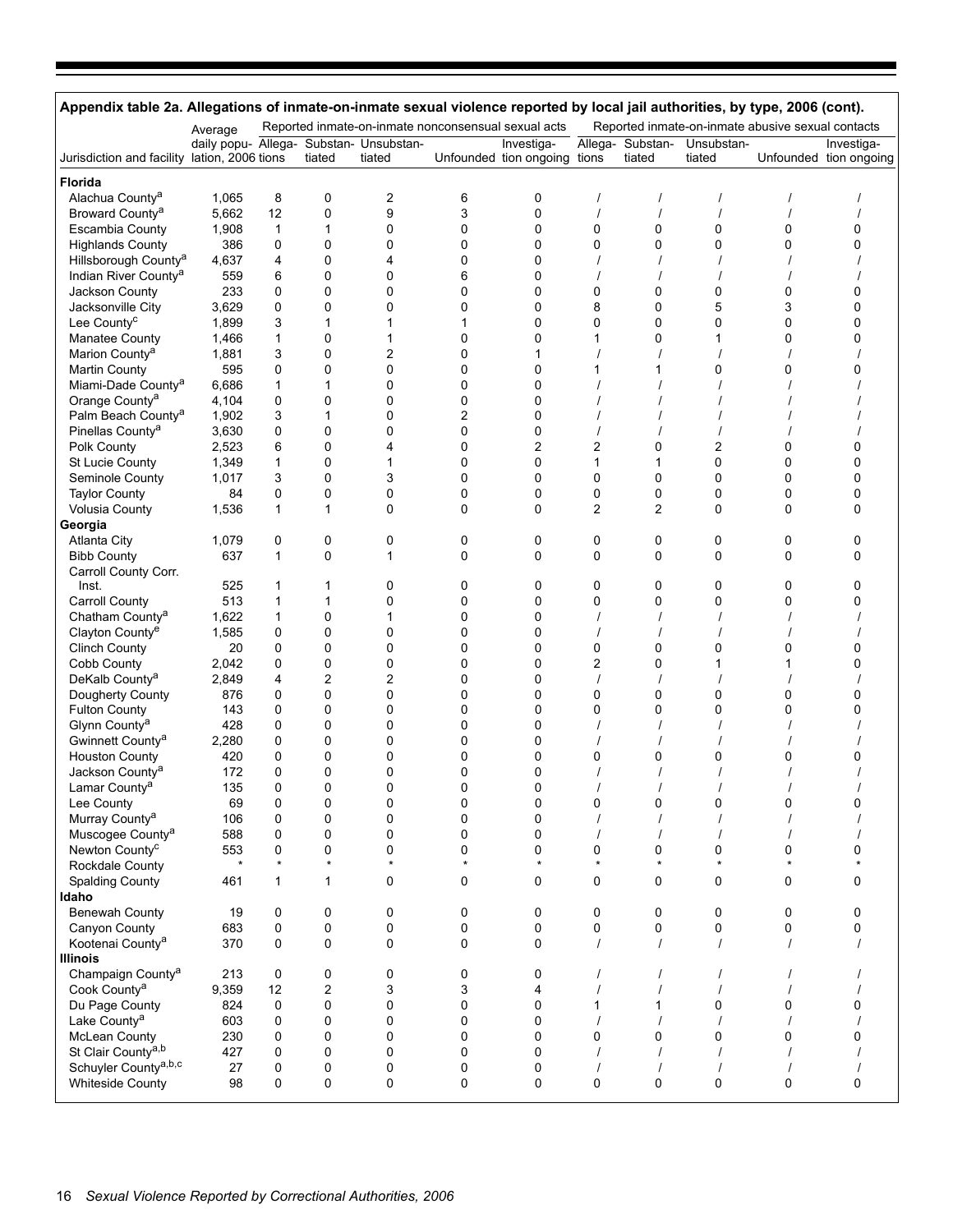**Appendix table 2a. Allegations of inmate-on-inmate sexual violence reported by local jail authorities, by type, 2006 (cont).**

| Jurisdiction and facility | Average daily population, 2006 | Reported inmate-on-inmate nonconsensual sexual acts | | | | | Reported inmate-on-inmate abusive sexual contacts | | | | |
|---|---|---|---|---|---|---|---|---|---|---|---|
| | | Allegations | Substantiated | Unsubstantiated | Unfounded | Investigation ongoing | Allegations | Substantiated | Unsubstantiated | Unfounded | Investigation ongoing |
| **Florida** | | | | | | | | | | | |
| Alachua County[a] | 1,065 | 8 | 0 | 2 | 6 | 0 | / | / | / | / | / |
| Broward County[a] | 5,662 | 12 | 0 | 9 | 3 | 0 | / | / | / | / | / |
| Escambia County | 1,908 | 1 | 1 | 0 | 0 | 0 | 0 | 0 | 0 | 0 | 0 |
| Highlands County | 386 | 0 | 0 | 0 | 0 | 0 | 0 | 0 | 0 | 0 | 0 |
| Hillsborough County[a] | 4,637 | 4 | 0 | 4 | 0 | 0 | / | / | / | / | / |
| Indian River County[a] | 559 | 6 | 0 | 0 | 6 | 0 | / | / | / | / | / |
| Jackson County | 233 | 0 | 0 | 0 | 0 | 0 | 0 | 0 | 0 | 0 | 0 |
| Jacksonville City | 3,629 | 0 | 0 | 0 | 0 | 0 | 8 | 0 | 5 | 3 | 0 |
| Lee County[c] | 1,899 | 3 | 1 | 1 | 1 | 0 | 0 | 0 | 0 | 0 | 0 |
| Manatee County | 1,466 | 1 | 0 | 1 | 0 | 0 | 1 | 0 | 1 | 0 | 0 |
| Marion County[a] | 1,881 | 3 | 0 | 2 | 0 | 1 | / | / | / | / | / |
| Martin County | 595 | 0 | 0 | 0 | 0 | 0 | 1 | 1 | 0 | 0 | 0 |
| Miami-Dade County[a] | 6,686 | 1 | 1 | 0 | 0 | 0 | / | / | / | / | / |
| Orange County[a] | 4,104 | 0 | 0 | 0 | 0 | 0 | / | / | / | / | / |
| Palm Beach County[a] | 1,902 | 3 | 1 | 0 | 2 | 0 | / | / | / | / | / |
| Pinellas County[a] | 3,630 | 0 | 0 | 0 | 0 | 0 | / | / | / | / | / |
| Polk County | 2,523 | 6 | 0 | 4 | 0 | 2 | 2 | 0 | 2 | 0 | 0 |
| St Lucie County | 1,349 | 1 | 0 | 1 | 0 | 0 | 1 | 1 | 0 | 0 | 0 |
| Seminole County | 1,017 | 3 | 0 | 3 | 0 | 0 | 0 | 0 | 0 | 0 | 0 |
| Taylor County | 84 | 0 | 0 | 0 | 0 | 0 | 0 | 0 | 0 | 0 | 0 |
| Volusia County | 1,536 | 1 | 1 | 0 | 0 | 0 | 2 | 2 | 0 | 0 | 0 |
| **Georgia** | | | | | | | | | | | |
| Atlanta City | 1,079 | 0 | 0 | 0 | 0 | 0 | 0 | 0 | 0 | 0 | 0 |
| Bibb County | 637 | 1 | 0 | 1 | 0 | 0 | 0 | 0 | 0 | 0 | 0 |
| Carroll County Corr. Inst. | 525 | 1 | 1 | 0 | 0 | 0 | 0 | 0 | 0 | 0 | 0 |
| Carroll County | 513 | 1 | 1 | 0 | 0 | 0 | 0 | 0 | 0 | 0 | 0 |
| Chatham County[a] | 1,622 | 1 | 0 | 1 | 0 | 0 | / | / | / | / | / |
| Clayton County[e] | 1,585 | 0 | 0 | 0 | 0 | 0 | / | / | / | / | / |
| Clinch County | 20 | 0 | 0 | 0 | 0 | 0 | 0 | 0 | 0 | 0 | 0 |
| Cobb County | 2,042 | 0 | 0 | 0 | 0 | 0 | 2 | 0 | 1 | 1 | 0 |
| DeKalb County[a] | 2,849 | 4 | 2 | 2 | 0 | 0 | / | / | / | / | / |
| Dougherty County | 876 | 0 | 0 | 0 | 0 | 0 | 0 | 0 | 0 | 0 | 0 |
| Fulton County | 143 | 0 | 0 | 0 | 0 | 0 | 0 | 0 | 0 | 0 | 0 |
| Glynn County[a] | 428 | 0 | 0 | 0 | 0 | 0 | / | / | / | / | / |
| Gwinnett County[a] | 2,280 | 0 | 0 | 0 | 0 | 0 | / | / | / | / | / |
| Houston County | 420 | 0 | 0 | 0 | 0 | 0 | 0 | 0 | 0 | 0 | 0 |
| Jackson County[a] | 172 | 0 | 0 | 0 | 0 | 0 | / | / | / | / | / |
| Lamar County[a] | 135 | 0 | 0 | 0 | 0 | 0 | / | / | / | / | / |
| Lee County | 69 | 0 | 0 | 0 | 0 | 0 | 0 | 0 | 0 | 0 | 0 |
| Murray County[a] | 106 | 0 | 0 | 0 | 0 | 0 | / | / | / | / | / |
| Muscogee County[a] | 588 | 0 | 0 | 0 | 0 | 0 | / | / | / | / | / |
| Newton County[c] | 553 | 0 | 0 | 0 | 0 | 0 | 0 | 0 | 0 | 0 | 0 |
| Rockdale County | * | * | * | * | * | * | * | * | * | * | * |
| Spalding County | 461 | 1 | 1 | 0 | 0 | 0 | 0 | 0 | 0 | 0 | 0 |
| **Idaho** | | | | | | | | | | | |
| Benewah County | 19 | 0 | 0 | 0 | 0 | 0 | 0 | 0 | 0 | 0 | 0 |
| Canyon County | 683 | 0 | 0 | 0 | 0 | 0 | 0 | 0 | 0 | 0 | 0 |
| Kootenai County[a] | 370 | 0 | 0 | 0 | 0 | 0 | / | / | / | / | / |
| **Illinois** | | | | | | | | | | | |
| Champaign County[a] | 213 | 0 | 0 | 0 | 0 | 0 | / | / | / | / | / |
| Cook County[a] | 9,359 | 12 | 2 | 3 | 3 | 4 | / | / | / | / | / |
| Du Page County | 824 | 0 | 0 | 0 | 0 | 0 | 1 | 1 | 0 | 0 | 0 |
| Lake County[a] | 603 | 0 | 0 | 0 | 0 | 0 | / | / | / | / | / |
| McLean County | 230 | 0 | 0 | 0 | 0 | 0 | 0 | 0 | 0 | 0 | 0 |
| St Clair County[a,b] | 427 | 0 | 0 | 0 | 0 | 0 | / | / | / | / | / |
| Schuyler County[a,b,c] | 27 | 0 | 0 | 0 | 0 | 0 | / | / | / | / | / |
| Whiteside County | 98 | 0 | 0 | 0 | 0 | 0 | 0 | 0 | 0 | 0 | 0 |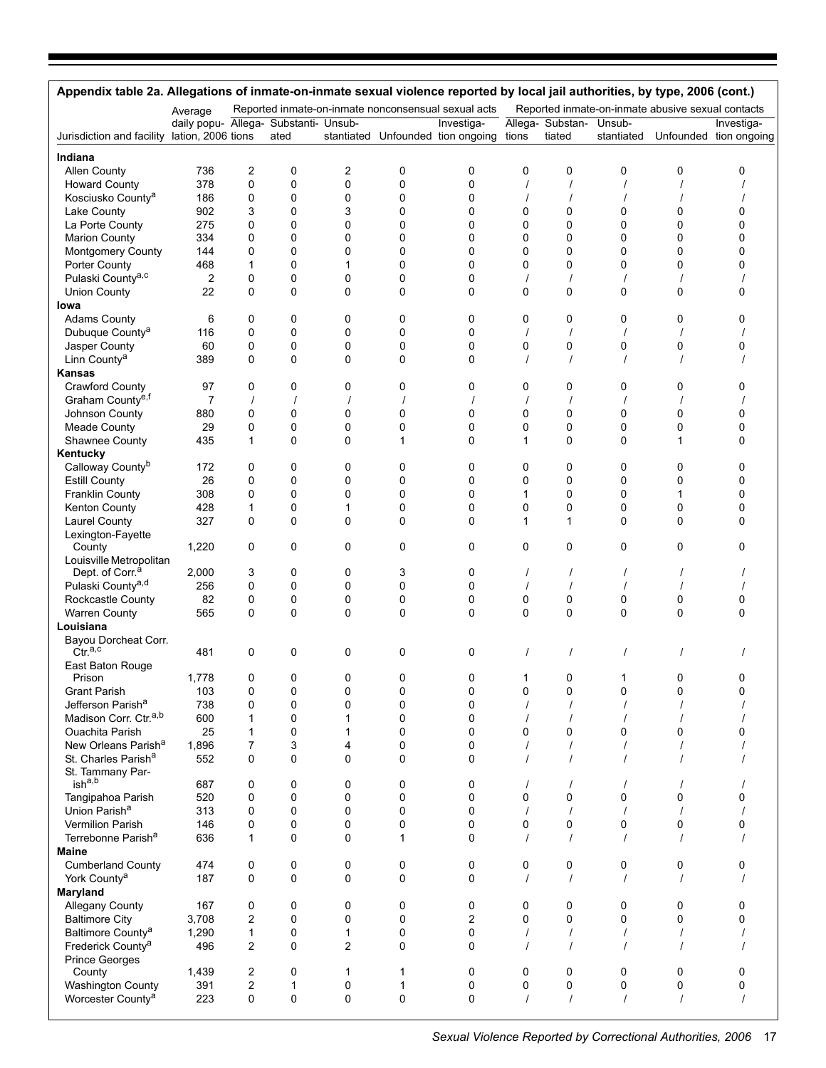**Appendix table 2a. Allegations of inmate-on-inmate sexual violence reported by local jail authorities, by type, 2006 (cont.)**

| Jurisdiction and facility | Average daily population, 2006 | Reported inmate-on-inmate nonconsensual sexual acts | | | | | Reported inmate-on-inmate abusive sexual contacts | | | | |
|---|---|---|---|---|---|---|---|---|---|---|---|
| | | Allegations | Substantiated | Unsubstantiated | Unfounded | Investigation ongoing | Allegations | Substantiated | Unsubstantiated | Unfounded | Investigation ongoing |
| **Indiana** | | | | | | | | | | | |
| Allen County | 736 | 2 | 0 | 2 | 0 | 0 | 0 | 0 | 0 | 0 | 0 |
| Howard County | 378 | 0 | 0 | 0 | 0 | 0 | / | / | / | / | / |
| Kosciusko County[a] | 186 | 0 | 0 | 0 | 0 | 0 | / | / | / | / | / |
| Lake County | 902 | 3 | 0 | 3 | 0 | 0 | 0 | 0 | 0 | 0 | 0 |
| La Porte County | 275 | 0 | 0 | 0 | 0 | 0 | 0 | 0 | 0 | 0 | 0 |
| Marion County | 334 | 0 | 0 | 0 | 0 | 0 | 0 | 0 | 0 | 0 | 0 |
| Montgomery County | 144 | 0 | 0 | 0 | 0 | 0 | 0 | 0 | 0 | 0 | 0 |
| Porter County | 468 | 1 | 0 | 1 | 0 | 0 | 0 | 0 | 0 | 0 | 0 |
| Pulaski County[a,c] | 2 | 0 | 0 | 0 | 0 | 0 | / | / | / | / | / |
| Union County | 22 | 0 | 0 | 0 | 0 | 0 | 0 | 0 | 0 | 0 | 0 |
| **Iowa** | | | | | | | | | | | |
| Adams County | 6 | 0 | 0 | 0 | 0 | 0 | 0 | 0 | 0 | 0 | 0 |
| Dubuque County[a] | 116 | 0 | 0 | 0 | 0 | 0 | / | / | / | / | / |
| Jasper County | 60 | 0 | 0 | 0 | 0 | 0 | 0 | 0 | 0 | 0 | 0 |
| Linn County[a] | 389 | 0 | 0 | 0 | 0 | 0 | / | / | / | / | / |
| **Kansas** | | | | | | | | | | | |
| Crawford County | 97 | 0 | 0 | 0 | 0 | 0 | 0 | 0 | 0 | 0 | 0 |
| Graham County[e,f] | 7 | / | / | / | / | / | / | / | / | / | / |
| Johnson County | 880 | 0 | 0 | 0 | 0 | 0 | 0 | 0 | 0 | 0 | 0 |
| Meade County | 29 | 0 | 0 | 0 | 0 | 0 | 0 | 0 | 0 | 0 | 0 |
| Shawnee County | 435 | 1 | 0 | 0 | 1 | 0 | 1 | 0 | 0 | 1 | 0 |
| **Kentucky** | | | | | | | | | | | |
| Calloway County[b] | 172 | 0 | 0 | 0 | 0 | 0 | 0 | 0 | 0 | 0 | 0 |
| Estill County | 26 | 0 | 0 | 0 | 0 | 0 | 0 | 0 | 0 | 0 | 0 |
| Franklin County | 308 | 0 | 0 | 0 | 0 | 0 | 1 | 0 | 0 | 1 | 0 |
| Kenton County | 428 | 1 | 0 | 1 | 0 | 0 | 0 | 0 | 0 | 0 | 0 |
| Laurel County | 327 | 0 | 0 | 0 | 0 | 0 | 1 | 1 | 0 | 0 | 0 |
| Lexington-Fayette County | 1,220 | 0 | 0 | 0 | 0 | 0 | 0 | 0 | 0 | 0 | 0 |
| Louisville Metropolitan Dept. of Corr.[a] | 2,000 | 3 | 0 | 0 | 3 | 0 | / | / | / | / | / |
| Pulaski County[a,d] | 256 | 0 | 0 | 0 | 0 | 0 | / | / | / | / | / |
| Rockcastle County | 82 | 0 | 0 | 0 | 0 | 0 | 0 | 0 | 0 | 0 | 0 |
| Warren County | 565 | 0 | 0 | 0 | 0 | 0 | 0 | 0 | 0 | 0 | 0 |
| **Louisiana** | | | | | | | | | | | |
| Bayou Dorcheat Corr. Ctr.[a,c] | 481 | 0 | 0 | 0 | 0 | 0 | / | / | / | / | / |
| East Baton Rouge Prison | 1,778 | 0 | 0 | 0 | 0 | 0 | 1 | 0 | 1 | 0 | 0 |
| Grant Parish | 103 | 0 | 0 | 0 | 0 | 0 | 0 | 0 | 0 | 0 | 0 |
| Jefferson Parish[a] | 738 | 0 | 0 | 0 | 0 | 0 | / | / | / | / | / |
| Madison Corr. Ctr.[a,b] | 600 | 1 | 0 | 1 | 0 | 0 | / | / | / | / | / |
| Ouachita Parish | 25 | 1 | 0 | 1 | 0 | 0 | 0 | 0 | 0 | 0 | 0 |
| New Orleans Parish[a] | 1,896 | 7 | 3 | 4 | 0 | 0 | / | / | / | / | / |
| St. Charles Parish[a] | 552 | 0 | 0 | 0 | 0 | 0 | / | / | / | / | / |
| St. Tammany Parish[a,b] | 687 | 0 | 0 | 0 | 0 | 0 | / | / | / | / | / |
| Tangipahoa Parish | 520 | 0 | 0 | 0 | 0 | 0 | 0 | 0 | 0 | 0 | 0 |
| Union Parish[a] | 313 | 0 | 0 | 0 | 0 | 0 | / | / | / | / | / |
| Vermilion Parish | 146 | 0 | 0 | 0 | 0 | 0 | 0 | 0 | 0 | 0 | 0 |
| Terrebonne Parish[a] | 636 | 1 | 0 | 0 | 1 | 0 | / | / | / | / | / |
| **Maine** | | | | | | | | | | | |
| Cumberland County | 474 | 0 | 0 | 0 | 0 | 0 | 0 | 0 | 0 | 0 | 0 |
| York County[a] | 187 | 0 | 0 | 0 | 0 | 0 | / | / | / | / | / |
| **Maryland** | | | | | | | | | | | |
| Allegany County | 167 | 0 | 0 | 0 | 0 | 0 | 0 | 0 | 0 | 0 | 0 |
| Baltimore City | 3,708 | 2 | 0 | 0 | 0 | 2 | 0 | 0 | 0 | 0 | 0 |
| Baltimore County[a] | 1,290 | 1 | 0 | 1 | 0 | 0 | / | / | / | / | / |
| Frederick County[a] | 496 | 2 | 0 | 2 | 0 | 0 | / | / | / | / | / |
| Prince Georges County | 1,439 | 2 | 0 | 1 | 1 | 0 | 0 | 0 | 0 | 0 | 0 |
| Washington County | 391 | 2 | 1 | 0 | 1 | 0 | 0 | 0 | 0 | 0 | 0 |
| Worcester County[a] | 223 | 0 | 0 | 0 | 0 | 0 | / | / | / | / | / |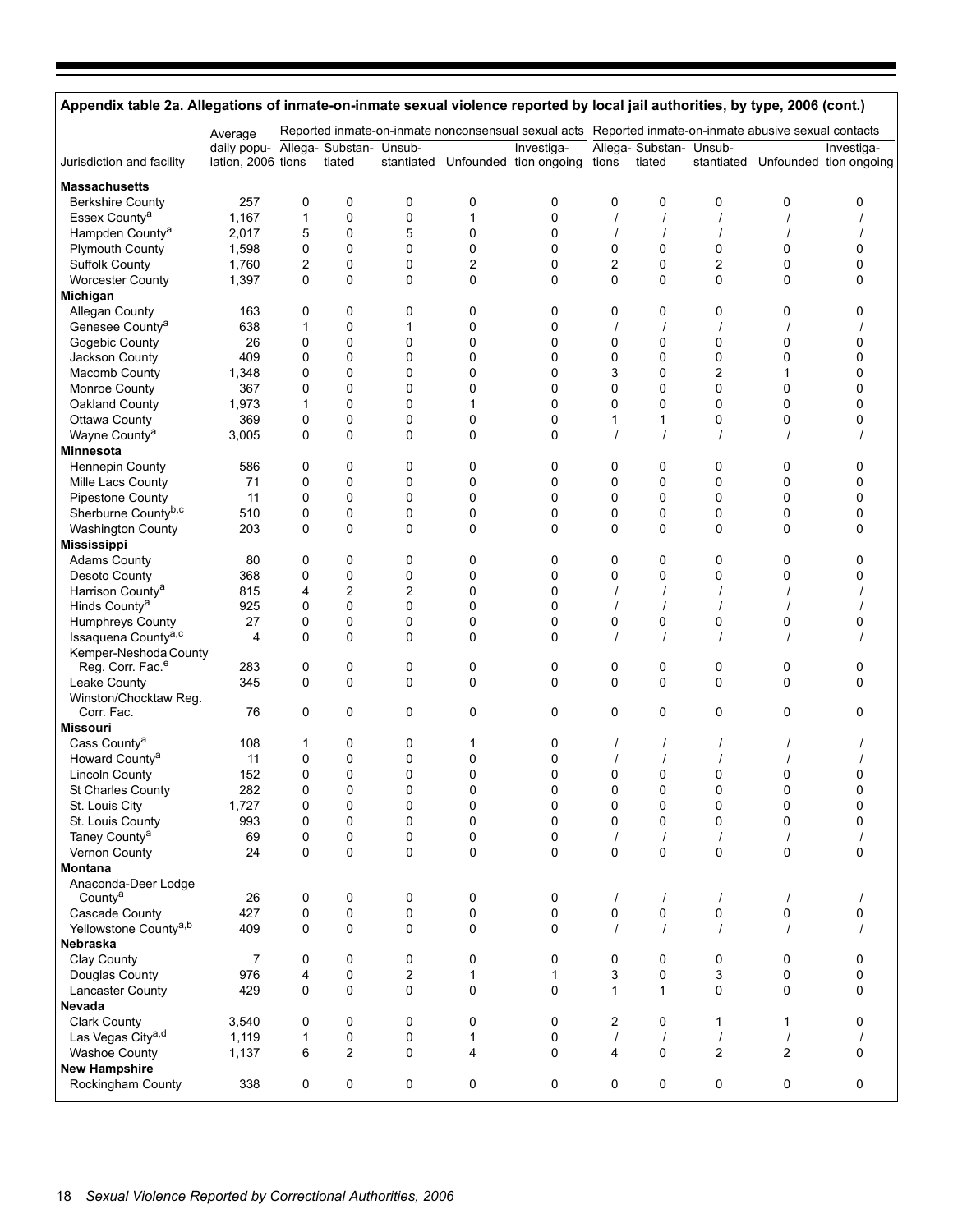**Appendix table 2a. Allegations of inmate-on-inmate sexual violence reported by local jail authorities, by type, 2006 (cont.)**

| Jurisdiction and facility | Average daily population, 2006 | Reported inmate-on-inmate nonconsensual sexual acts | | | | | Reported inmate-on-inmate abusive sexual contacts | | | | |
|---|---|---|---|---|---|---|---|---|---|---|---|
| | | Allegations | Substantiated | Unsubstantiated | Unfounded | Investigation ongoing | Allegations | Substantiated | Unsubstantiated | Unfounded | Investigation ongoing |
| **Massachusetts** | | | | | | | | | | | |
| Berkshire County | 257 | 0 | 0 | 0 | 0 | 0 | 0 | 0 | 0 | 0 | 0 |
| Essex County[a] | 1,167 | 1 | 0 | 0 | 1 | 0 | / | / | / | / | / |
| Hampden County[a] | 2,017 | 5 | 0 | 5 | 0 | 0 | / | / | / | / | / |
| Plymouth County | 1,598 | 0 | 0 | 0 | 0 | 0 | 0 | 0 | 0 | 0 | 0 |
| Suffolk County | 1,760 | 2 | 0 | 0 | 2 | 0 | 2 | 0 | 2 | 0 | 0 |
| Worcester County | 1,397 | 0 | 0 | 0 | 0 | 0 | 0 | 0 | 0 | 0 | 0 |
| **Michigan** | | | | | | | | | | | |
| Allegan County | 163 | 0 | 0 | 0 | 0 | 0 | 0 | 0 | 0 | 0 | 0 |
| Genesee County[a] | 638 | 1 | 0 | 1 | 0 | 0 | / | / | / | / | / |
| Gogebic County | 26 | 0 | 0 | 0 | 0 | 0 | 0 | 0 | 0 | 0 | 0 |
| Jackson County | 409 | 0 | 0 | 0 | 0 | 0 | 0 | 0 | 0 | 0 | 0 |
| Macomb County | 1,348 | 0 | 0 | 0 | 0 | 0 | 3 | 0 | 2 | 1 | 0 |
| Monroe County | 367 | 0 | 0 | 0 | 0 | 0 | 0 | 0 | 0 | 0 | 0 |
| Oakland County | 1,973 | 1 | 0 | 0 | 1 | 0 | 0 | 0 | 0 | 0 | 0 |
| Ottawa County | 369 | 0 | 0 | 0 | 0 | 0 | 1 | 1 | 0 | 0 | 0 |
| Wayne County[a] | 3,005 | 0 | 0 | 0 | 0 | 0 | / | / | / | / | / |
| **Minnesota** | | | | | | | | | | | |
| Hennepin County | 586 | 0 | 0 | 0 | 0 | 0 | 0 | 0 | 0 | 0 | 0 |
| Mille Lacs County | 71 | 0 | 0 | 0 | 0 | 0 | 0 | 0 | 0 | 0 | 0 |
| Pipestone County | 11 | 0 | 0 | 0 | 0 | 0 | 0 | 0 | 0 | 0 | 0 |
| Sherburne County[b,c] | 510 | 0 | 0 | 0 | 0 | 0 | 0 | 0 | 0 | 0 | 0 |
| Washington County | 203 | 0 | 0 | 0 | 0 | 0 | 0 | 0 | 0 | 0 | 0 |
| **Mississippi** | | | | | | | | | | | |
| Adams County | 80 | 0 | 0 | 0 | 0 | 0 | 0 | 0 | 0 | 0 | 0 |
| Desoto County | 368 | 0 | 0 | 0 | 0 | 0 | 0 | 0 | 0 | 0 | 0 |
| Harrison County[a] | 815 | 4 | 2 | 2 | 0 | 0 | / | / | / | / | / |
| Hinds County[a] | 925 | 0 | 0 | 0 | 0 | 0 | / | / | / | / | / |
| Humphreys County | 27 | 0 | 0 | 0 | 0 | 0 | 0 | 0 | 0 | 0 | 0 |
| Issaquena County[a,c] | 4 | 0 | 0 | 0 | 0 | 0 | / | / | / | / | / |
| Kemper-Neshoda County Reg. Corr. Fac.[e] | 283 | 0 | 0 | 0 | 0 | 0 | 0 | 0 | 0 | 0 | 0 |
| Leake County | 345 | 0 | 0 | 0 | 0 | 0 | 0 | 0 | 0 | 0 | 0 |
| Winston/Chocktaw Reg. Corr. Fac. | 76 | 0 | 0 | 0 | 0 | 0 | 0 | 0 | 0 | 0 | 0 |
| **Missouri** | | | | | | | | | | | |
| Cass County[a] | 108 | 1 | 0 | 0 | 1 | 0 | / | / | / | / | / |
| Howard County[a] | 11 | 0 | 0 | 0 | 0 | 0 | / | / | / | / | / |
| Lincoln County | 152 | 0 | 0 | 0 | 0 | 0 | 0 | 0 | 0 | 0 | 0 |
| St Charles County | 282 | 0 | 0 | 0 | 0 | 0 | 0 | 0 | 0 | 0 | 0 |
| St. Louis City | 1,727 | 0 | 0 | 0 | 0 | 0 | 0 | 0 | 0 | 0 | 0 |
| St. Louis County | 993 | 0 | 0 | 0 | 0 | 0 | 0 | 0 | 0 | 0 | 0 |
| Taney County[a] | 69 | 0 | 0 | 0 | 0 | 0 | / | / | / | / | / |
| Vernon County | 24 | 0 | 0 | 0 | 0 | 0 | 0 | 0 | 0 | 0 | 0 |
| **Montana** | | | | | | | | | | | |
| Anaconda-Deer Lodge County[a] | 26 | 0 | 0 | 0 | 0 | 0 | / | / | / | / | / |
| Cascade County | 427 | 0 | 0 | 0 | 0 | 0 | 0 | 0 | 0 | 0 | 0 |
| Yellowstone County[a,b] | 409 | 0 | 0 | 0 | 0 | 0 | / | / | / | / | / |
| **Nebraska** | | | | | | | | | | | |
| Clay County | 7 | 0 | 0 | 0 | 0 | 0 | 0 | 0 | 0 | 0 | 0 |
| Douglas County | 976 | 4 | 0 | 2 | 1 | 1 | 3 | 0 | 3 | 0 | 0 |
| Lancaster County | 429 | 0 | 0 | 0 | 0 | 0 | 1 | 1 | 0 | 0 | 0 |
| **Nevada** | | | | | | | | | | | |
| Clark County | 3,540 | 0 | 0 | 0 | 0 | 0 | 2 | 0 | 1 | 1 | 0 |
| Las Vegas City[a,d] | 1,119 | 1 | 0 | 0 | 1 | 0 | / | / | / | / | / |
| Washoe County | 1,137 | 6 | 2 | 0 | 4 | 0 | 4 | 0 | 2 | 2 | 0 |
| **New Hampshire** | | | | | | | | | | | |
| Rockingham County | 338 | 0 | 0 | 0 | 0 | 0 | 0 | 0 | 0 | 0 | 0 |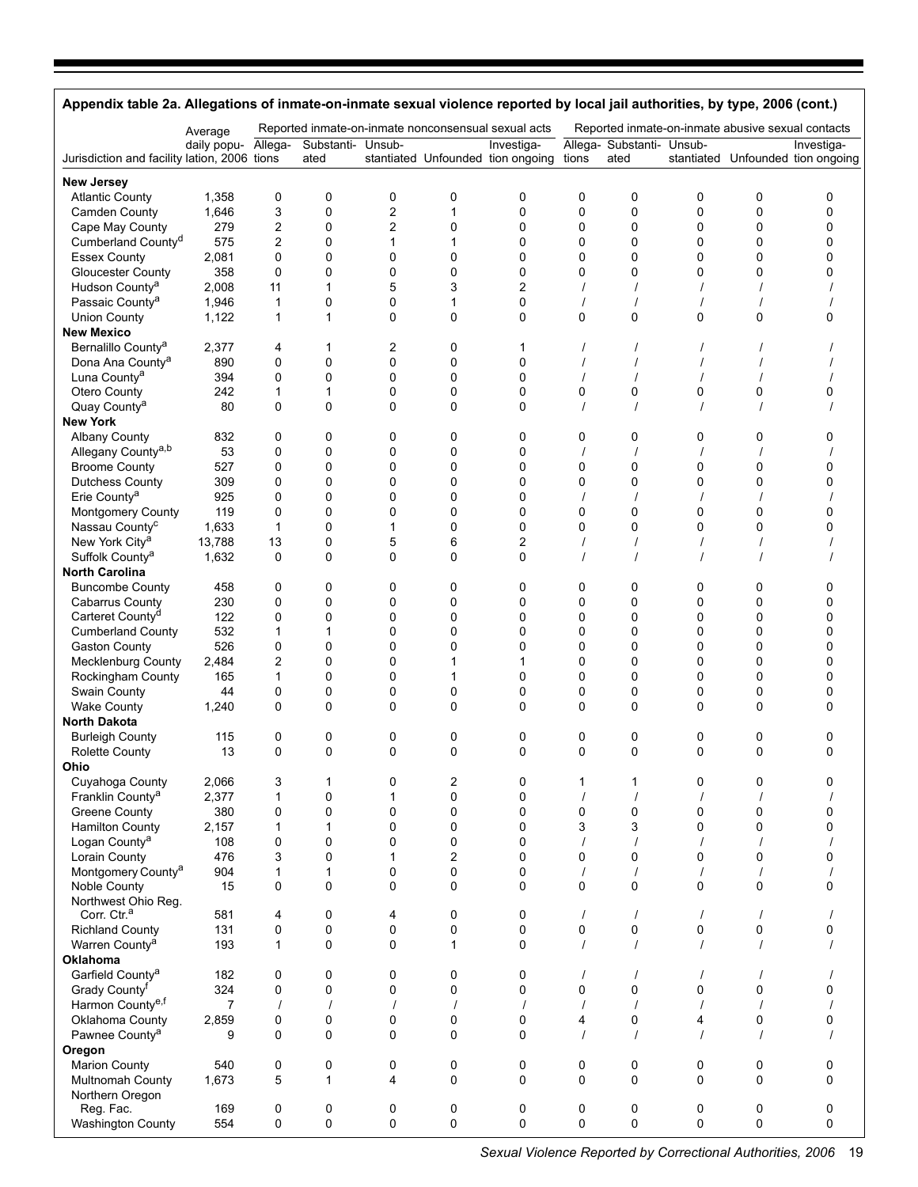## Appendix table 2a. Allegations of inmate-on-inmate sexual violence reported by local jail authorities, by type, 2006 (cont.)

| Jurisdiction and facility | Average daily population, 2006 | Reported inmate-on-inmate nonconsensual sexual acts | | | | | Reported inmate-on-inmate abusive sexual contacts | | | | |
|---|---|---|---|---|---|---|---|---|---|---|---|
| | | Allegations | Substantiated | Unsubstantiated | Unfounded | Investigation ongoing | Allegations | Substantiated | Unsubstantiated | Unfounded | Investigation ongoing |
| **New Jersey** | | | | | | | | | | | |
| Atlantic County | 1,358 | 0 | 0 | 0 | 0 | 0 | 0 | 0 | 0 | 0 | 0 |
| Camden County | 1,646 | 3 | 0 | 2 | 1 | 0 | 0 | 0 | 0 | 0 | 0 |
| Cape May County | 279 | 2 | 0 | 2 | 0 | 0 | 0 | 0 | 0 | 0 | 0 |
| Cumberland County[d] | 575 | 2 | 0 | 1 | 1 | 0 | 0 | 0 | 0 | 0 | 0 |
| Essex County | 2,081 | 0 | 0 | 0 | 0 | 0 | 0 | 0 | 0 | 0 | 0 |
| Gloucester County | 358 | 0 | 0 | 0 | 0 | 0 | 0 | 0 | 0 | 0 | 0 |
| Hudson County[a] | 2,008 | 11 | 1 | 5 | 3 | 2 | / | / | / | / | / |
| Passaic County[a] | 1,946 | 1 | 0 | 0 | 1 | 0 | / | / | / | / | / |
| Union County | 1,122 | 1 | 1 | 0 | 0 | 0 | 0 | 0 | 0 | 0 | 0 |
| **New Mexico** | | | | | | | | | | | |
| Bernalillo County[a] | 2,377 | 4 | 1 | 2 | 0 | 1 | / | / | / | / | / |
| Dona Ana County[a] | 890 | 0 | 0 | 0 | 0 | 0 | / | / | / | / | / |
| Luna County[a] | 394 | 0 | 0 | 0 | 0 | 0 | / | / | / | / | / |
| Otero County | 242 | 1 | 1 | 0 | 0 | 0 | 0 | 0 | 0 | 0 | 0 |
| Quay County[a] | 80 | 0 | 0 | 0 | 0 | 0 | / | / | / | / | / |
| **New York** | | | | | | | | | | | |
| Albany County | 832 | 0 | 0 | 0 | 0 | 0 | 0 | 0 | 0 | 0 | 0 |
| Allegany County[a,b] | 53 | 0 | 0 | 0 | 0 | 0 | / | / | / | / | / |
| Broome County | 527 | 0 | 0 | 0 | 0 | 0 | 0 | 0 | 0 | 0 | 0 |
| Dutchess County | 309 | 0 | 0 | 0 | 0 | 0 | 0 | 0 | 0 | 0 | 0 |
| Erie County[a] | 925 | 0 | 0 | 0 | 0 | 0 | / | / | / | / | / |
| Montgomery County | 119 | 0 | 0 | 0 | 0 | 0 | 0 | 0 | 0 | 0 | 0 |
| Nassau County[c] | 1,633 | 1 | 0 | 1 | 0 | 0 | 0 | 0 | 0 | 0 | 0 |
| New York City[a] | 13,788 | 13 | 0 | 5 | 6 | 2 | / | / | / | / | / |
| Suffolk County[a] | 1,632 | 0 | 0 | 0 | 0 | 0 | / | / | / | / | / |
| **North Carolina** | | | | | | | | | | | |
| Buncombe County | 458 | 0 | 0 | 0 | 0 | 0 | 0 | 0 | 0 | 0 | 0 |
| Cabarrus County | 230 | 0 | 0 | 0 | 0 | 0 | 0 | 0 | 0 | 0 | 0 |
| Carteret County[d] | 122 | 0 | 0 | 0 | 0 | 0 | 0 | 0 | 0 | 0 | 0 |
| Cumberland County | 532 | 1 | 1 | 0 | 0 | 0 | 0 | 0 | 0 | 0 | 0 |
| Gaston County | 526 | 0 | 0 | 0 | 0 | 0 | 0 | 0 | 0 | 0 | 0 |
| Mecklenburg County | 2,484 | 2 | 0 | 0 | 1 | 1 | 0 | 0 | 0 | 0 | 0 |
| Rockingham County | 165 | 1 | 0 | 0 | 1 | 0 | 0 | 0 | 0 | 0 | 0 |
| Swain County | 44 | 0 | 0 | 0 | 0 | 0 | 0 | 0 | 0 | 0 | 0 |
| Wake County | 1,240 | 0 | 0 | 0 | 0 | 0 | 0 | 0 | 0 | 0 | 0 |
| **North Dakota** | | | | | | | | | | | |
| Burleigh County | 115 | 0 | 0 | 0 | 0 | 0 | 0 | 0 | 0 | 0 | 0 |
| Rolette County | 13 | 0 | 0 | 0 | 0 | 0 | 0 | 0 | 0 | 0 | 0 |
| **Ohio** | | | | | | | | | | | |
| Cuyahoga County | 2,066 | 3 | 1 | 0 | 2 | 0 | 1 | 1 | 0 | 0 | 0 |
| Franklin County[a] | 2,377 | 1 | 0 | 1 | 0 | 0 | / | / | / | / | / |
| Greene County | 380 | 0 | 0 | 0 | 0 | 0 | 0 | 0 | 0 | 0 | 0 |
| Hamilton County | 2,157 | 1 | 1 | 0 | 0 | 0 | 3 | 3 | 0 | 0 | 0 |
| Logan County[a] | 108 | 0 | 0 | 0 | 0 | 0 | / | / | / | / | / |
| Lorain County | 476 | 3 | 0 | 1 | 2 | 0 | 0 | 0 | 0 | 0 | 0 |
| Montgomery County[a] | 904 | 1 | 1 | 0 | 0 | 0 | / | / | / | / | / |
| Noble County | 15 | 0 | 0 | 0 | 0 | 0 | 0 | 0 | 0 | 0 | 0 |
| Northwest Ohio Reg. Corr. Ctr.[a] | 581 | 4 | 0 | 4 | 0 | 0 | / | / | / | / | / |
| Richland County | 131 | 0 | 0 | 0 | 0 | 0 | 0 | 0 | 0 | 0 | 0 |
| Warren County[a] | 193 | 1 | 0 | 0 | 1 | 0 | / | / | / | / | / |
| **Oklahoma** | | | | | | | | | | | |
| Garfield County[a] | 182 | 0 | 0 | 0 | 0 | 0 | / | / | / | / | / |
| Grady County[f] | 324 | 0 | 0 | 0 | 0 | 0 | 0 | 0 | 0 | 0 | 0 |
| Harmon County[e,f] | 7 | / | / | / | / | / | / | / | / | / | / |
| Oklahoma County | 2,859 | 0 | 0 | 0 | 0 | 0 | 4 | 0 | 4 | 0 | 0 |
| Pawnee County[a] | 9 | 0 | 0 | 0 | 0 | 0 | / | / | / | / | / |
| **Oregon** | | | | | | | | | | | |
| Marion County | 540 | 0 | 0 | 0 | 0 | 0 | 0 | 0 | 0 | 0 | 0 |
| Multnomah County | 1,673 | 5 | 1 | 4 | 0 | 0 | 0 | 0 | 0 | 0 | 0 |
| Northern Oregon Reg. Fac. | 169 | 0 | 0 | 0 | 0 | 0 | 0 | 0 | 0 | 0 | 0 |
| Washington County | 554 | 0 | 0 | 0 | 0 | 0 | 0 | 0 | 0 | 0 | 0 |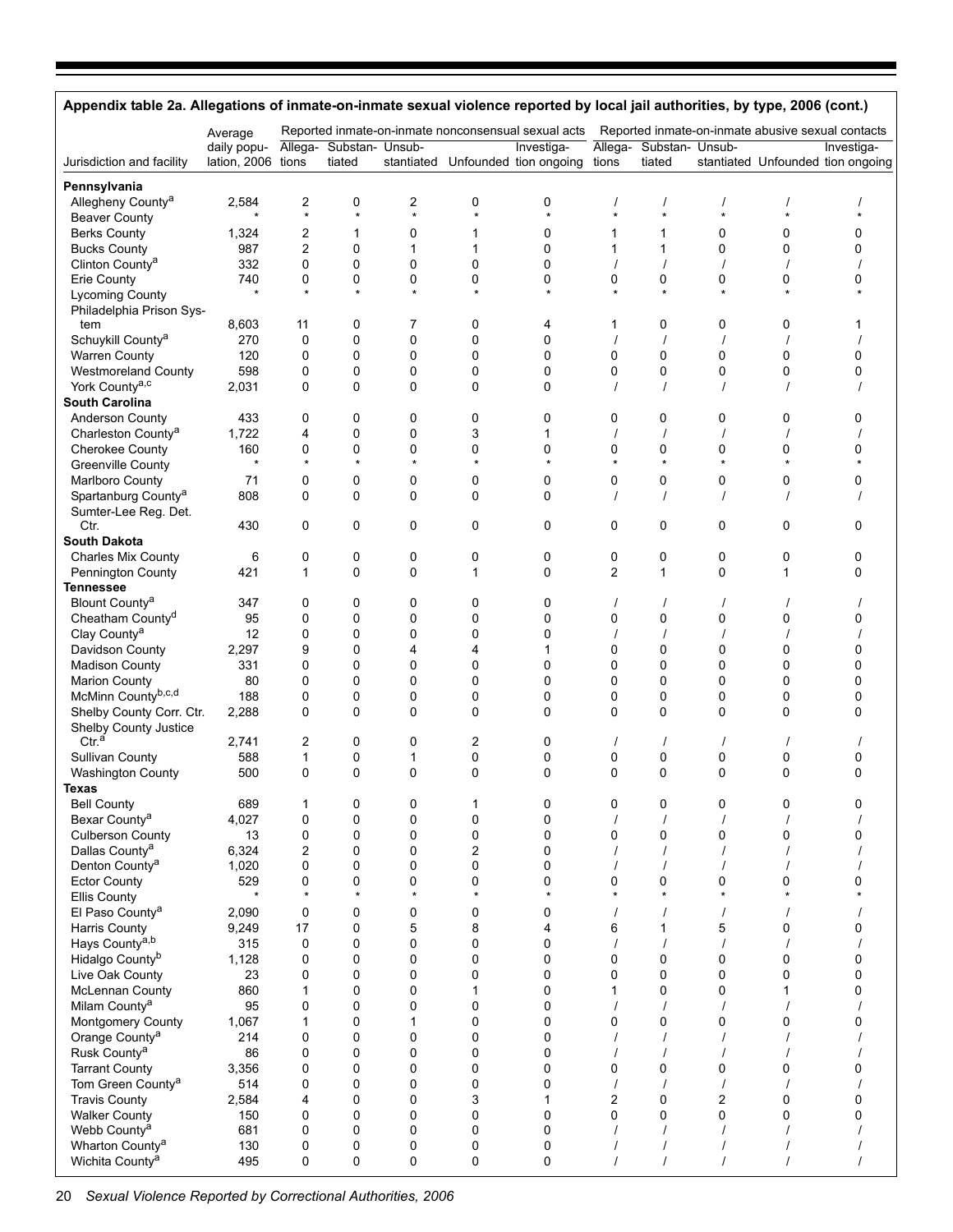### Appendix table 2a. Allegations of inmate-on-inmate sexual violence reported by local jail authorities, by type, 2006 (cont.)

| Jurisdiction and facility | Average daily population, 2006 | Reported inmate-on-inmate nonconsensual sexual acts | | | | | Reported inmate-on-inmate abusive sexual contacts | | | | |
|---|---|---|---|---|---|---|---|---|---|---|---|
| | | Allegations | Substantiated | Unsubstantiated | Unfounded | Investigation ongoing | Allegations | Substantiated | Unsubstantiated | Unfounded | Investigation ongoing |
| **Pennsylvania** | | | | | | | | | | | |
| Allegheny County[a] | 2,584 | 2 | 0 | 2 | 0 | 0 | / | / | / | / | / |
| Beaver County | * | * | * | * | * | * | * | * | * | * | * |
| Berks County | 1,324 | 2 | 1 | 0 | 1 | 0 | 1 | 1 | 0 | 0 | 0 |
| Bucks County | 987 | 2 | 0 | 1 | 1 | 0 | 1 | 1 | 0 | 0 | 0 |
| Clinton County[a] | 332 | 0 | 0 | 0 | 0 | 0 | / | / | / | / | / |
| Erie County | 740 | 0 | 0 | 0 | 0 | 0 | 0 | 0 | 0 | 0 | 0 |
| Lycoming County | * | * | * | * | * | * | * | * | * | * | * |
| Philadelphia Prison System | 8,603 | 11 | 0 | 7 | 0 | 4 | 1 | 0 | 0 | 0 | 1 |
| Schuykill County[a] | 270 | 0 | 0 | 0 | 0 | 0 | / | / | / | / | / |
| Warren County | 120 | 0 | 0 | 0 | 0 | 0 | 0 | 0 | 0 | 0 | 0 |
| Westmoreland County | 598 | 0 | 0 | 0 | 0 | 0 | 0 | 0 | 0 | 0 | 0 |
| York County[a,c] | 2,031 | 0 | 0 | 0 | 0 | 0 | / | / | / | / | / |
| **South Carolina** | | | | | | | | | | | |
| Anderson County | 433 | 0 | 0 | 0 | 0 | 0 | 0 | 0 | 0 | 0 | 0 |
| Charleston County[a] | 1,722 | 4 | 0 | 0 | 3 | 1 | / | / | / | / | / |
| Cherokee County | 160 | 0 | 0 | 0 | 0 | 0 | 0 | 0 | 0 | 0 | 0 |
| Greenville County | * | * | * | * | * | * | * | * | * | * | * |
| Marlboro County | 71 | 0 | 0 | 0 | 0 | 0 | 0 | 0 | 0 | 0 | 0 |
| Spartanburg County[a] | 808 | 0 | 0 | 0 | 0 | 0 | / | / | / | / | / |
| Sumter-Lee Reg. Det. Ctr. | 430 | 0 | 0 | 0 | 0 | 0 | 0 | 0 | 0 | 0 | 0 |
| **South Dakota** | | | | | | | | | | | |
| Charles Mix County | 6 | 0 | 0 | 0 | 0 | 0 | 0 | 0 | 0 | 0 | 0 |
| Pennington County | 421 | 1 | 0 | 0 | 1 | 0 | 2 | 1 | 0 | 1 | 0 |
| **Tennessee** | | | | | | | | | | | |
| Blount County[a] | 347 | 0 | 0 | 0 | 0 | 0 | / | / | / | / | / |
| Cheatham County[d] | 95 | 0 | 0 | 0 | 0 | 0 | 0 | 0 | 0 | 0 | 0 |
| Clay County[a] | 12 | 0 | 0 | 0 | 0 | 0 | / | / | / | / | / |
| Davidson County | 2,297 | 9 | 0 | 4 | 4 | 1 | 0 | 0 | 0 | 0 | 0 |
| Madison County | 331 | 0 | 0 | 0 | 0 | 0 | 0 | 0 | 0 | 0 | 0 |
| Marion County | 80 | 0 | 0 | 0 | 0 | 0 | 0 | 0 | 0 | 0 | 0 |
| McMinn County[b,c,d] | 188 | 0 | 0 | 0 | 0 | 0 | 0 | 0 | 0 | 0 | 0 |
| Shelby County Corr. Ctr. | 2,288 | 0 | 0 | 0 | 0 | 0 | 0 | 0 | 0 | 0 | 0 |
| Shelby County Justice Ctr.[a] | 2,741 | 2 | 0 | 0 | 2 | 0 | / | / | / | / | / |
| Sullivan County | 588 | 1 | 0 | 1 | 0 | 0 | 0 | 0 | 0 | 0 | 0 |
| Washington County | 500 | 0 | 0 | 0 | 0 | 0 | 0 | 0 | 0 | 0 | 0 |
| **Texas** | | | | | | | | | | | |
| Bell County | 689 | 1 | 0 | 0 | 1 | 0 | 0 | 0 | 0 | 0 | 0 |
| Bexar County[a] | 4,027 | 0 | 0 | 0 | 0 | 0 | / | / | / | / | / |
| Culberson County | 13 | 0 | 0 | 0 | 0 | 0 | 0 | 0 | 0 | 0 | 0 |
| Dallas County[a] | 6,324 | 2 | 0 | 0 | 2 | 0 | / | / | / | / | / |
| Denton County[a] | 1,020 | 0 | 0 | 0 | 0 | 0 | / | / | / | / | / |
| Ector County | 529 | 0 | 0 | 0 | 0 | 0 | 0 | 0 | 0 | 0 | 0 |
| Ellis County | * | * | * | * | * | * | * | * | * | * | * |
| El Paso County[a] | 2,090 | 0 | 0 | 0 | 0 | 0 | / | / | / | / | / |
| Harris County | 9,249 | 17 | 0 | 5 | 8 | 4 | 6 | 1 | 5 | 0 | 0 |
| Hays County[a,b] | 315 | 0 | 0 | 0 | 0 | 0 | / | / | / | / | / |
| Hidalgo County[b] | 1,128 | 0 | 0 | 0 | 0 | 0 | 0 | 0 | 0 | 0 | 0 |
| Live Oak County | 23 | 0 | 0 | 0 | 0 | 0 | 0 | 0 | 0 | 0 | 0 |
| McLennan County | 860 | 1 | 0 | 0 | 1 | 0 | 1 | 0 | 0 | 1 | 0 |
| Milam County[a] | 95 | 0 | 0 | 0 | 0 | 0 | / | / | / | / | / |
| Montgomery County | 1,067 | 1 | 0 | 1 | 0 | 0 | 0 | 0 | 0 | 0 | 0 |
| Orange County[a] | 214 | 0 | 0 | 0 | 0 | 0 | / | / | / | / | / |
| Rusk County[a] | 86 | 0 | 0 | 0 | 0 | 0 | / | / | / | / | / |
| Tarrant County | 3,356 | 0 | 0 | 0 | 0 | 0 | 0 | 0 | 0 | 0 | 0 |
| Tom Green County[a] | 514 | 0 | 0 | 0 | 0 | 0 | / | / | / | / | / |
| Travis County | 2,584 | 4 | 0 | 0 | 3 | 1 | 2 | 0 | 2 | 0 | 0 |
| Walker County | 150 | 0 | 0 | 0 | 0 | 0 | 0 | 0 | 0 | 0 | 0 |
| Webb County[a] | 681 | 0 | 0 | 0 | 0 | 0 | / | / | / | / | / |
| Wharton County[a] | 130 | 0 | 0 | 0 | 0 | 0 | / | / | / | / | / |
| Wichita County[a] | 495 | 0 | 0 | 0 | 0 | 0 | / | / | / | / | / |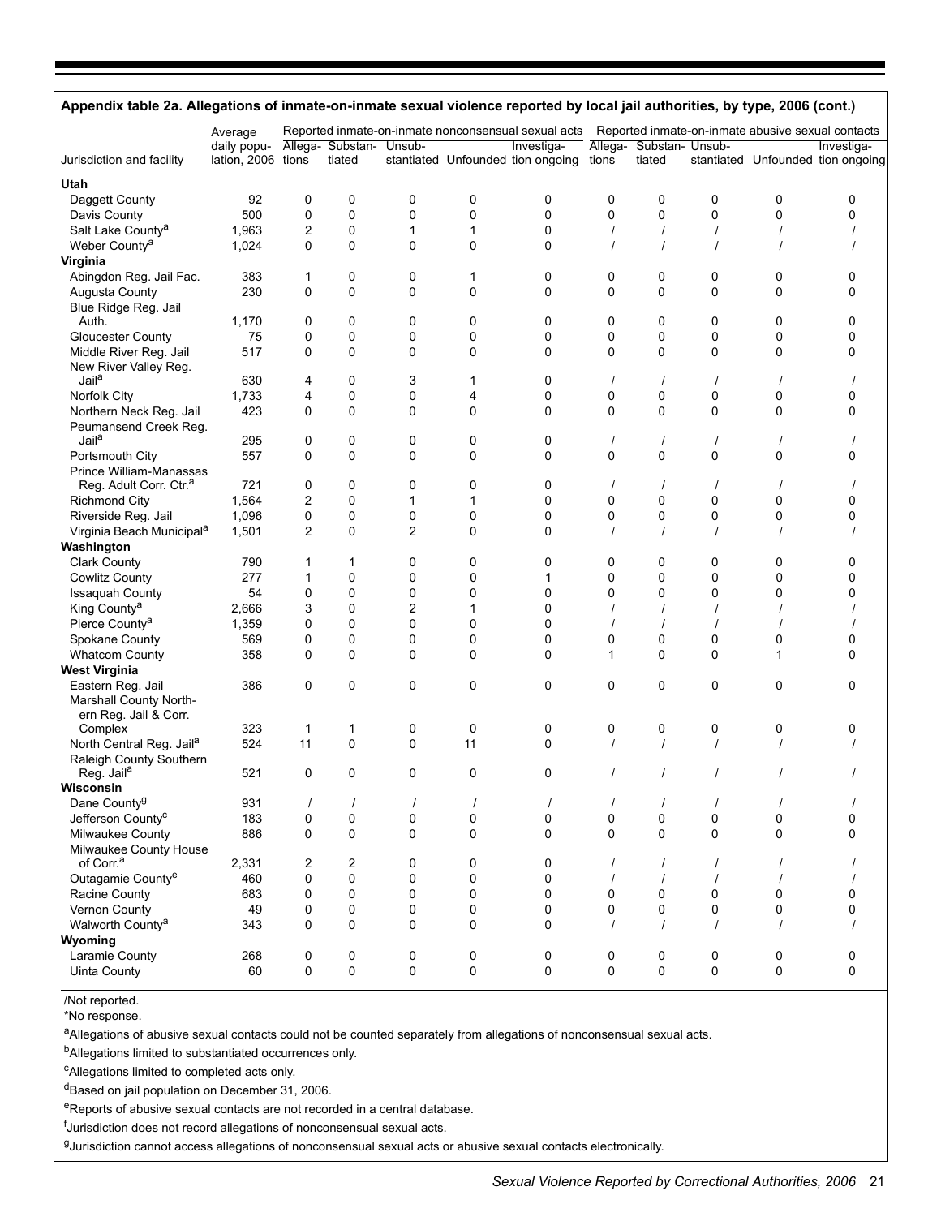**Appendix table 2a. Allegations of inmate-on-inmate sexual violence reported by local jail authorities, by type, 2006 (cont.)**

| Jurisdiction and facility | Average daily population, 2006 | Reported inmate-on-inmate nonconsensual sexual acts | | | | | Reported inmate-on-inmate abusive sexual contacts | | | | |
|---|---|---|---|---|---|---|---|---|---|---|---|
| | | Allegations | Substantiated | Unsubstantiated | Unfounded | Investigation ongoing | Allegations | Substantiated | Unsubstantiated | Unfounded | Investigation ongoing |
| **Utah** | | | | | | | | | | | |
| Daggett County | 92 | 0 | 0 | 0 | 0 | 0 | 0 | 0 | 0 | 0 | 0 |
| Davis County | 500 | 0 | 0 | 0 | 0 | 0 | 0 | 0 | 0 | 0 | 0 |
| Salt Lake County[a] | 1,963 | 2 | 0 | 1 | 1 | 0 | / | / | / | / | / |
| Weber County[a] | 1,024 | 0 | 0 | 0 | 0 | 0 | / | / | / | / | / |
| **Virginia** | | | | | | | | | | | |
| Abingdon Reg. Jail Fac. | 383 | 1 | 0 | 0 | 1 | 0 | 0 | 0 | 0 | 0 | 0 |
| Augusta County | 230 | 0 | 0 | 0 | 0 | 0 | 0 | 0 | 0 | 0 | 0 |
| Blue Ridge Reg. Jail Auth. | 1,170 | 0 | 0 | 0 | 0 | 0 | 0 | 0 | 0 | 0 | 0 |
| Gloucester County | 75 | 0 | 0 | 0 | 0 | 0 | 0 | 0 | 0 | 0 | 0 |
| Middle River Reg. Jail | 517 | 0 | 0 | 0 | 0 | 0 | 0 | 0 | 0 | 0 | 0 |
| New River Valley Reg. Jail[a] | 630 | 4 | 0 | 3 | 1 | 0 | / | / | / | / | / |
| Norfolk City | 1,733 | 4 | 0 | 0 | 4 | 0 | 0 | 0 | 0 | 0 | 0 |
| Northern Neck Reg. Jail | 423 | 0 | 0 | 0 | 0 | 0 | 0 | 0 | 0 | 0 | 0 |
| Peumansend Creek Reg. Jail[a] | 295 | 0 | 0 | 0 | 0 | 0 | / | / | / | / | / |
| Portsmouth City | 557 | 0 | 0 | 0 | 0 | 0 | 0 | 0 | 0 | 0 | 0 |
| Prince William-Manassas Reg. Adult Corr. Ctr.[a] | 721 | 0 | 0 | 0 | 0 | 0 | / | / | / | / | / |
| Richmond City | 1,564 | 2 | 0 | 1 | 1 | 0 | 0 | 0 | 0 | 0 | 0 |
| Riverside Reg. Jail | 1,096 | 0 | 0 | 0 | 0 | 0 | 0 | 0 | 0 | 0 | 0 |
| Virginia Beach Municipal[a] | 1,501 | 2 | 0 | 2 | 0 | 0 | / | / | / | / | / |
| **Washington** | | | | | | | | | | | |
| Clark County | 790 | 1 | 1 | 0 | 0 | 0 | 0 | 0 | 0 | 0 | 0 |
| Cowlitz County | 277 | 1 | 0 | 0 | 0 | 1 | 0 | 0 | 0 | 0 | 0 |
| Issaquah County | 54 | 0 | 0 | 0 | 0 | 0 | 0 | 0 | 0 | 0 | 0 |
| King County[a] | 2,666 | 3 | 0 | 2 | 1 | 0 | / | / | / | / | / |
| Pierce County[a] | 1,359 | 0 | 0 | 0 | 0 | 0 | / | / | / | / | / |
| Spokane County | 569 | 0 | 0 | 0 | 0 | 0 | 0 | 0 | 0 | 0 | 0 |
| Whatcom County | 358 | 0 | 0 | 0 | 0 | 0 | 1 | 0 | 0 | 1 | 0 |
| **West Virginia** | | | | | | | | | | | |
| Eastern Reg. Jail | 386 | 0 | 0 | 0 | 0 | 0 | 0 | 0 | 0 | 0 | 0 |
| Marshall County Northern Reg. Jail & Corr. Complex | 323 | 1 | 1 | 0 | 0 | 0 | 0 | 0 | 0 | 0 | 0 |
| North Central Reg. Jail[a] | 524 | 11 | 0 | 0 | 11 | 0 | / | / | / | / | / |
| Raleigh County Southern Reg. Jail[a] | 521 | 0 | 0 | 0 | 0 | 0 | / | / | / | / | / |
| **Wisconsin** | | | | | | | | | | | |
| Dane County[g] | 931 | / | / | / | / | / | / | / | / | / | / |
| Jefferson County[c] | 183 | 0 | 0 | 0 | 0 | 0 | 0 | 0 | 0 | 0 | 0 |
| Milwaukee County | 886 | 0 | 0 | 0 | 0 | 0 | 0 | 0 | 0 | 0 | 0 |
| Milwaukee County House of Corr.[a] | 2,331 | 2 | 2 | 0 | 0 | 0 | / | / | / | / | / |
| Outagamie County[e] | 460 | 0 | 0 | 0 | 0 | 0 | / | / | / | / | / |
| Racine County | 683 | 0 | 0 | 0 | 0 | 0 | 0 | 0 | 0 | 0 | 0 |
| Vernon County | 49 | 0 | 0 | 0 | 0 | 0 | 0 | 0 | 0 | 0 | 0 |
| Walworth County[a] | 343 | 0 | 0 | 0 | 0 | 0 | / | / | / | / | / |
| **Wyoming** | | | | | | | | | | | |
| Laramie County | 268 | 0 | 0 | 0 | 0 | 0 | 0 | 0 | 0 | 0 | 0 |
| Uinta County | 60 | 0 | 0 | 0 | 0 | 0 | 0 | 0 | 0 | 0 | 0 |

/Not reported.

*No response.

[a]Allegations of abusive sexual contacts could not be counted separately from allegations of nonconsensual sexual acts.

[b]Allegations limited to substantiated occurrences only.

[c]Allegations limited to completed acts only.

[d]Based on jail population on December 31, 2006.

[e]Reports of abusive sexual contacts are not recorded in a central database.

[f]Jurisdiction does not record allegations of nonconsensual sexual acts.

[g]Jurisdiction cannot access allegations of nonconsensual sexual acts or abusive sexual contacts electronically.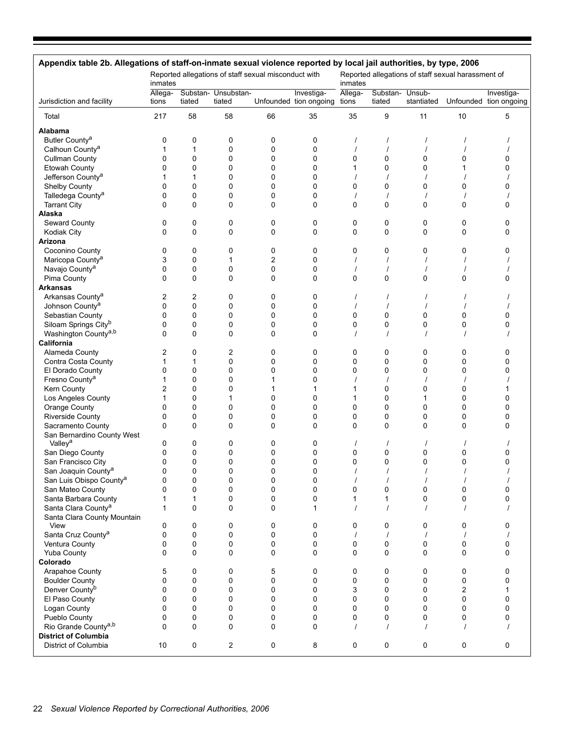**Appendix table 2b. Allegations of staff-on-inmate sexual violence reported by local jail authorities, by type, 2006**

| Jurisdiction and facility | Reported allegations of staff sexual misconduct with inmates | | | | | Reported allegations of staff sexual harassment of inmates | | | | |
|---|---|---|---|---|---|---|---|---|---|---|
| | Allegations | Substantiated | Unsubstantiated | Unfounded | Investigation ongoing | Allegations | Substantiated | Unsubstantiated | Unfounded | Investigation ongoing |
| Total | 217 | 58 | 58 | 66 | 35 | 35 | 9 | 11 | 10 | 5 |
| **Alabama** | | | | | | | | | | |
| Butler County[a] | 0 | 0 | 0 | 0 | 0 | / | / | / | / | / |
| Calhoun County[a] | 1 | 1 | 0 | 0 | 0 | / | / | / | / | / |
| Cullman County | 0 | 0 | 0 | 0 | 0 | 0 | 0 | 0 | 0 | 0 |
| Etowah County | 0 | 0 | 0 | 0 | 0 | 1 | 0 | 0 | 1 | 0 |
| Jefferson County[a] | 1 | 1 | 0 | 0 | 0 | / | / | / | / | / |
| Shelby County | 0 | 0 | 0 | 0 | 0 | 0 | 0 | 0 | 0 | 0 |
| Talledega County[a] | 0 | 0 | 0 | 0 | 0 | / | / | / | / | / |
| Tarrant City | 0 | 0 | 0 | 0 | 0 | 0 | 0 | 0 | 0 | 0 |
| **Alaska** | | | | | | | | | | |
| Seward County | 0 | 0 | 0 | 0 | 0 | 0 | 0 | 0 | 0 | 0 |
| Kodiak City | 0 | 0 | 0 | 0 | 0 | 0 | 0 | 0 | 0 | 0 |
| **Arizona** | | | | | | | | | | |
| Coconino County | 0 | 0 | 0 | 0 | 0 | 0 | 0 | 0 | 0 | 0 |
| Maricopa County[a] | 3 | 0 | 1 | 2 | 0 | / | / | / | / | / |
| Navajo County[a] | 0 | 0 | 0 | 0 | 0 | / | / | / | / | / |
| Pima County | 0 | 0 | 0 | 0 | 0 | 0 | 0 | 0 | 0 | 0 |
| **Arkansas** | | | | | | | | | | |
| Arkansas County[a] | 2 | 2 | 0 | 0 | 0 | / | / | / | / | / |
| Johnson County[a] | 0 | 0 | 0 | 0 | 0 | / | / | / | / | / |
| Sebastian County | 0 | 0 | 0 | 0 | 0 | 0 | 0 | 0 | 0 | 0 |
| Siloam Springs City[b] | 0 | 0 | 0 | 0 | 0 | 0 | 0 | 0 | 0 | 0 |
| Washington County[a,b] | 0 | 0 | 0 | 0 | 0 | / | / | / | / | / |
| **California** | | | | | | | | | | |
| Alameda County | 2 | 0 | 2 | 0 | 0 | 0 | 0 | 0 | 0 | 0 |
| Contra Costa County | 1 | 1 | 0 | 0 | 0 | 0 | 0 | 0 | 0 | 0 |
| El Dorado County | 0 | 0 | 0 | 0 | 0 | 0 | 0 | 0 | 0 | 0 |
| Fresno County[a] | 1 | 0 | 0 | 1 | 0 | / | / | / | / | / |
| Kern County | 2 | 0 | 0 | 1 | 1 | 1 | 0 | 0 | 0 | 1 |
| Los Angeles County | 1 | 0 | 1 | 0 | 0 | 1 | 0 | 1 | 0 | 0 |
| Orange County | 0 | 0 | 0 | 0 | 0 | 0 | 0 | 0 | 0 | 0 |
| Riverside County | 0 | 0 | 0 | 0 | 0 | 0 | 0 | 0 | 0 | 0 |
| Sacramento County | 0 | 0 | 0 | 0 | 0 | 0 | 0 | 0 | 0 | 0 |
| San Bernardino County West Valley[a] | 0 | 0 | 0 | 0 | 0 | / | / | / | / | / |
| San Diego County | 0 | 0 | 0 | 0 | 0 | 0 | 0 | 0 | 0 | 0 |
| San Francisco City | 0 | 0 | 0 | 0 | 0 | 0 | 0 | 0 | 0 | 0 |
| San Joaquin County[a] | 0 | 0 | 0 | 0 | 0 | / | / | / | / | / |
| San Luis Obispo County[a] | 0 | 0 | 0 | 0 | 0 | / | / | / | / | / |
| San Mateo County | 0 | 0 | 0 | 0 | 0 | 0 | 0 | 0 | 0 | 0 |
| Santa Barbara County | 1 | 1 | 0 | 0 | 0 | 1 | 1 | 0 | 0 | 0 |
| Santa Clara County[a] | 1 | 0 | 0 | 0 | 1 | / | / | / | / | / |
| Santa Clara County Mountain View | 0 | 0 | 0 | 0 | 0 | 0 | 0 | 0 | 0 | 0 |
| Santa Cruz County[a] | 0 | 0 | 0 | 0 | 0 | / | / | / | / | / |
| Ventura County | 0 | 0 | 0 | 0 | 0 | 0 | 0 | 0 | 0 | 0 |
| Yuba County | 0 | 0 | 0 | 0 | 0 | 0 | 0 | 0 | 0 | 0 |
| **Colorado** | | | | | | | | | | |
| Arapahoe County | 5 | 0 | 0 | 5 | 0 | 0 | 0 | 0 | 0 | 0 |
| Boulder County | 0 | 0 | 0 | 0 | 0 | 0 | 0 | 0 | 0 | 0 |
| Denver County[b] | 0 | 0 | 0 | 0 | 0 | 3 | 0 | 0 | 2 | 1 |
| El Paso County | 0 | 0 | 0 | 0 | 0 | 0 | 0 | 0 | 0 | 0 |
| Logan County | 0 | 0 | 0 | 0 | 0 | 0 | 0 | 0 | 0 | 0 |
| Pueblo County | 0 | 0 | 0 | 0 | 0 | 0 | 0 | 0 | 0 | 0 |
| Rio Grande County[a,b] | 0 | 0 | 0 | 0 | 0 | / | / | / | / | / |
| **District of Columbia** | | | | | | | | | | |
| District of Columbia | 10 | 0 | 2 | 0 | 8 | 0 | 0 | 0 | 0 | 0 |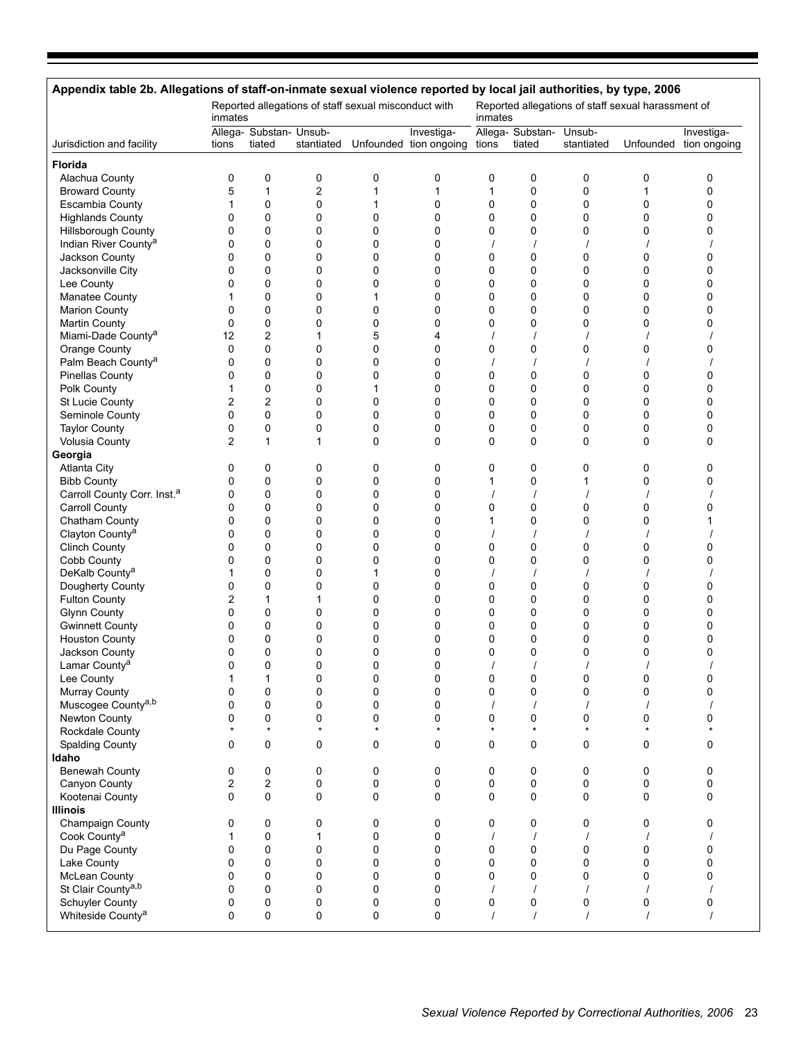**Appendix table 2b. Allegations of staff-on-inmate sexual violence reported by local jail authorities, by type, 2006**

| Jurisdiction and facility | Reported allegations of staff sexual misconduct with inmates | | | | | Reported allegations of staff sexual harassment of inmates | | | | |
|---|---|---|---|---|---|---|---|---|---|---|
| | Allegations | Substantiated | Unsubstantiated | Unfounded | Investigation ongoing | Allegations | Substantiated | Unsubstantiated | Unfounded | Investigation ongoing |
| **Florida** | | | | | | | | | | |
| Alachua County | 0 | 0 | 0 | 0 | 0 | 0 | 0 | 0 | 0 | 0 |
| Broward County | 5 | 1 | 2 | 1 | 1 | 1 | 0 | 0 | 1 | 0 |
| Escambia County | 1 | 0 | 0 | 1 | 0 | 0 | 0 | 0 | 0 | 0 |
| Highlands County | 0 | 0 | 0 | 0 | 0 | 0 | 0 | 0 | 0 | 0 |
| Hillsborough County | 0 | 0 | 0 | 0 | 0 | 0 | 0 | 0 | 0 | 0 |
| Indian River County[a] | 0 | 0 | 0 | 0 | 0 | / | / | / | / | / |
| Jackson County | 0 | 0 | 0 | 0 | 0 | 0 | 0 | 0 | 0 | 0 |
| Jacksonville City | 0 | 0 | 0 | 0 | 0 | 0 | 0 | 0 | 0 | 0 |
| Lee County | 0 | 0 | 0 | 0 | 0 | 0 | 0 | 0 | 0 | 0 |
| Manatee County | 1 | 0 | 0 | 1 | 0 | 0 | 0 | 0 | 0 | 0 |
| Marion County | 0 | 0 | 0 | 0 | 0 | 0 | 0 | 0 | 0 | 0 |
| Martin County | 0 | 0 | 0 | 0 | 0 | 0 | 0 | 0 | 0 | 0 |
| Miami-Dade County[a] | 12 | 2 | 1 | 5 | 4 | / | / | / | / | / |
| Orange County | 0 | 0 | 0 | 0 | 0 | 0 | 0 | 0 | 0 | 0 |
| Palm Beach County[a] | 0 | 0 | 0 | 0 | 0 | / | / | / | / | / |
| Pinellas County | 0 | 0 | 0 | 0 | 0 | 0 | 0 | 0 | 0 | 0 |
| Polk County | 1 | 0 | 0 | 1 | 0 | 0 | 0 | 0 | 0 | 0 |
| St Lucie County | 2 | 2 | 0 | 0 | 0 | 0 | 0 | 0 | 0 | 0 |
| Seminole County | 0 | 0 | 0 | 0 | 0 | 0 | 0 | 0 | 0 | 0 |
| Taylor County | 0 | 0 | 0 | 0 | 0 | 0 | 0 | 0 | 0 | 0 |
| Volusia County | 2 | 1 | 1 | 0 | 0 | 0 | 0 | 0 | 0 | 0 |
| **Georgia** | | | | | | | | | | |
| Atlanta City | 0 | 0 | 0 | 0 | 0 | 0 | 0 | 0 | 0 | 0 |
| Bibb County | 0 | 0 | 0 | 0 | 0 | 1 | 0 | 1 | 0 | 0 |
| Carroll County Corr. Inst.[a] | 0 | 0 | 0 | 0 | 0 | / | / | / | / | / |
| Carroll County | 0 | 0 | 0 | 0 | 0 | 0 | 0 | 0 | 0 | 0 |
| Chatham County | 0 | 0 | 0 | 0 | 0 | 1 | 0 | 0 | 0 | 1 |
| Clayton County[a] | 0 | 0 | 0 | 0 | 0 | / | / | / | / | / |
| Clinch County | 0 | 0 | 0 | 0 | 0 | 0 | 0 | 0 | 0 | 0 |
| Cobb County | 0 | 0 | 0 | 0 | 0 | 0 | 0 | 0 | 0 | 0 |
| DeKalb County[a] | 1 | 0 | 0 | 1 | 0 | / | / | / | / | / |
| Dougherty County | 0 | 0 | 0 | 0 | 0 | 0 | 0 | 0 | 0 | 0 |
| Fulton County | 2 | 1 | 1 | 0 | 0 | 0 | 0 | 0 | 0 | 0 |
| Glynn County | 0 | 0 | 0 | 0 | 0 | 0 | 0 | 0 | 0 | 0 |
| Gwinnett County | 0 | 0 | 0 | 0 | 0 | 0 | 0 | 0 | 0 | 0 |
| Houston County | 0 | 0 | 0 | 0 | 0 | 0 | 0 | 0 | 0 | 0 |
| Jackson County | 0 | 0 | 0 | 0 | 0 | 0 | 0 | 0 | 0 | 0 |
| Lamar County[a] | 0 | 0 | 0 | 0 | 0 | / | / | / | / | / |
| Lee County | 1 | 1 | 0 | 0 | 0 | 0 | 0 | 0 | 0 | 0 |
| Murray County | 0 | 0 | 0 | 0 | 0 | 0 | 0 | 0 | 0 | 0 |
| Muscogee County[a,b] | 0 | 0 | 0 | 0 | 0 | / | / | / | / | / |
| Newton County | 0 | 0 | 0 | 0 | 0 | 0 | 0 | 0 | 0 | 0 |
| Rockdale County | * | * | * | * | * | * | * | * | * | * |
| Spalding County | 0 | 0 | 0 | 0 | 0 | 0 | 0 | 0 | 0 | 0 |
| **Idaho** | | | | | | | | | | |
| Benewah County | 0 | 0 | 0 | 0 | 0 | 0 | 0 | 0 | 0 | 0 |
| Canyon County | 2 | 2 | 0 | 0 | 0 | 0 | 0 | 0 | 0 | 0 |
| Kootenai County | 0 | 0 | 0 | 0 | 0 | 0 | 0 | 0 | 0 | 0 |
| **Illinois** | | | | | | | | | | |
| Champaign County | 0 | 0 | 0 | 0 | 0 | 0 | 0 | 0 | 0 | 0 |
| Cook County[a] | 1 | 0 | 1 | 0 | 0 | / | / | / | / | / |
| Du Page County | 0 | 0 | 0 | 0 | 0 | 0 | 0 | 0 | 0 | 0 |
| Lake County | 0 | 0 | 0 | 0 | 0 | 0 | 0 | 0 | 0 | 0 |
| McLean County | 0 | 0 | 0 | 0 | 0 | 0 | 0 | 0 | 0 | 0 |
| St Clair County[a,b] | 0 | 0 | 0 | 0 | 0 | / | / | / | / | / |
| Schuyler County | 0 | 0 | 0 | 0 | 0 | 0 | 0 | 0 | 0 | 0 |
| Whiteside County[a] | 0 | 0 | 0 | 0 | 0 | / | / | / | / | / |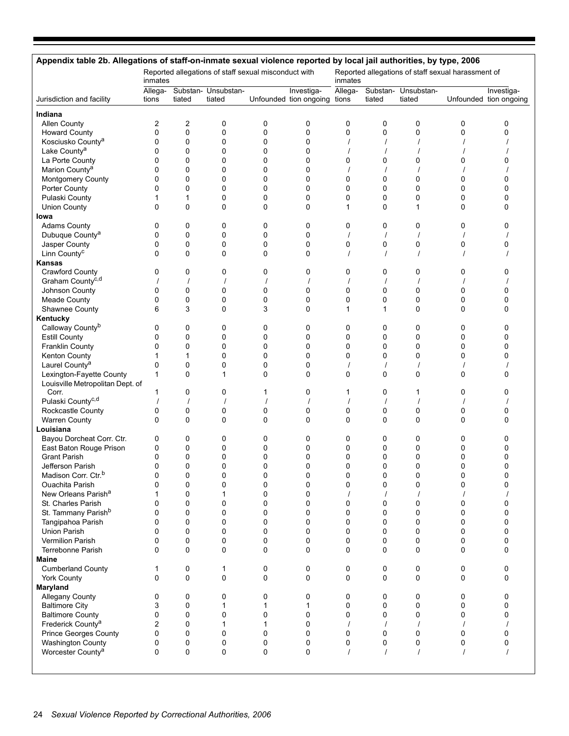## Appendix table 2b. Allegations of staff-on-inmate sexual violence reported by local jail authorities, by type, 2006

| Jurisdiction and facility | Reported allegations of staff sexual misconduct with inmates | | | | | Reported allegations of staff sexual harassment of inmates | | | | |
|---|---|---|---|---|---|---|---|---|---|---|
| | Allegations | Substantiated | Unsubstantiated | Unfounded | Investigation ongoing | Allegations | Substantiated | Unsubstantiated | Unfounded | Investigation ongoing |
| **Indiana** | | | | | | | | | | |
| Allen County | 2 | 2 | 0 | 0 | 0 | 0 | 0 | 0 | 0 | 0 |
| Howard County | 0 | 0 | 0 | 0 | 0 | 0 | 0 | 0 | 0 | 0 |
| Kosciusko County[a] | 0 | 0 | 0 | 0 | 0 | / | / | / | / | / |
| Lake County[a] | 0 | 0 | 0 | 0 | 0 | / | / | / | / | / |
| La Porte County | 0 | 0 | 0 | 0 | 0 | 0 | 0 | 0 | 0 | 0 |
| Marion County[a] | 0 | 0 | 0 | 0 | 0 | / | / | / | / | / |
| Montgomery County | 0 | 0 | 0 | 0 | 0 | 0 | 0 | 0 | 0 | 0 |
| Porter County | 0 | 0 | 0 | 0 | 0 | 0 | 0 | 0 | 0 | 0 |
| Pulaski County | 1 | 1 | 0 | 0 | 0 | 0 | 0 | 0 | 0 | 0 |
| Union County | 0 | 0 | 0 | 0 | 0 | 1 | 0 | 1 | 0 | 0 |
| **Iowa** | | | | | | | | | | |
| Adams County | 0 | 0 | 0 | 0 | 0 | 0 | 0 | 0 | 0 | 0 |
| Dubuque County[a] | 0 | 0 | 0 | 0 | 0 | / | / | / | / | / |
| Jasper County | 0 | 0 | 0 | 0 | 0 | 0 | 0 | 0 | 0 | 0 |
| Linn County[c] | 0 | 0 | 0 | 0 | 0 | / | / | / | / | / |
| **Kansas** | | | | | | | | | | |
| Crawford County | 0 | 0 | 0 | 0 | 0 | 0 | 0 | 0 | 0 | 0 |
| Graham County[c,d] | / | / | / | / | / | / | / | / | / | / |
| Johnson County | 0 | 0 | 0 | 0 | 0 | 0 | 0 | 0 | 0 | 0 |
| Meade County | 0 | 0 | 0 | 0 | 0 | 0 | 0 | 0 | 0 | 0 |
| Shawnee County | 6 | 3 | 0 | 3 | 0 | 1 | 1 | 0 | 0 | 0 |
| **Kentucky** | | | | | | | | | | |
| Calloway County[b] | 0 | 0 | 0 | 0 | 0 | 0 | 0 | 0 | 0 | 0 |
| Estill County | 0 | 0 | 0 | 0 | 0 | 0 | 0 | 0 | 0 | 0 |
| Franklin County | 0 | 0 | 0 | 0 | 0 | 0 | 0 | 0 | 0 | 0 |
| Kenton County | 1 | 1 | 0 | 0 | 0 | 0 | 0 | 0 | 0 | 0 |
| Laurel County[a] | 0 | 0 | 0 | 0 | 0 | / | / | / | / | / |
| Lexington-Fayette County | 1 | 0 | 1 | 0 | 0 | 0 | 0 | 0 | 0 | 0 |
| Louisville Metropolitan Dept. of Corr. | 1 | 0 | 0 | 1 | 0 | 1 | 0 | 1 | 0 | 0 |
| Pulaski County[c,d] | / | / | / | / | / | / | / | / | / | / |
| Rockcastle County | 0 | 0 | 0 | 0 | 0 | 0 | 0 | 0 | 0 | 0 |
| Warren County | 0 | 0 | 0 | 0 | 0 | 0 | 0 | 0 | 0 | 0 |
| **Louisiana** | | | | | | | | | | |
| Bayou Dorcheat Corr. Ctr. | 0 | 0 | 0 | 0 | 0 | 0 | 0 | 0 | 0 | 0 |
| East Baton Rouge Prison | 0 | 0 | 0 | 0 | 0 | 0 | 0 | 0 | 0 | 0 |
| Grant Parish | 0 | 0 | 0 | 0 | 0 | 0 | 0 | 0 | 0 | 0 |
| Jefferson Parish | 0 | 0 | 0 | 0 | 0 | 0 | 0 | 0 | 0 | 0 |
| Madison Corr. Ctr.[b] | 0 | 0 | 0 | 0 | 0 | 0 | 0 | 0 | 0 | 0 |
| Ouachita Parish | 0 | 0 | 0 | 0 | 0 | 0 | 0 | 0 | 0 | 0 |
| New Orleans Parish[a] | 1 | 0 | 1 | 0 | 0 | / | / | / | / | / |
| St. Charles Parish | 0 | 0 | 0 | 0 | 0 | 0 | 0 | 0 | 0 | 0 |
| St. Tammany Parish[b] | 0 | 0 | 0 | 0 | 0 | 0 | 0 | 0 | 0 | 0 |
| Tangipahoa Parish | 0 | 0 | 0 | 0 | 0 | 0 | 0 | 0 | 0 | 0 |
| Union Parish | 0 | 0 | 0 | 0 | 0 | 0 | 0 | 0 | 0 | 0 |
| Vermilion Parish | 0 | 0 | 0 | 0 | 0 | 0 | 0 | 0 | 0 | 0 |
| Terrebonne Parish | 0 | 0 | 0 | 0 | 0 | 0 | 0 | 0 | 0 | 0 |
| **Maine** | | | | | | | | | | |
| Cumberland County | 1 | 0 | 1 | 0 | 0 | 0 | 0 | 0 | 0 | 0 |
| York County | 0 | 0 | 0 | 0 | 0 | 0 | 0 | 0 | 0 | 0 |
| **Maryland** | | | | | | | | | | |
| Allegany County | 0 | 0 | 0 | 0 | 0 | 0 | 0 | 0 | 0 | 0 |
| Baltimore City | 3 | 0 | 1 | 1 | 1 | 0 | 0 | 0 | 0 | 0 |
| Baltimore County | 0 | 0 | 0 | 0 | 0 | 0 | 0 | 0 | 0 | 0 |
| Frederick County[a] | 2 | 0 | 1 | 1 | 0 | / | / | / | / | / |
| Prince Georges County | 0 | 0 | 0 | 0 | 0 | 0 | 0 | 0 | 0 | 0 |
| Washington County | 0 | 0 | 0 | 0 | 0 | 0 | 0 | 0 | 0 | 0 |
| Worcester County[a] | 0 | 0 | 0 | 0 | 0 | / | / | / | / | / |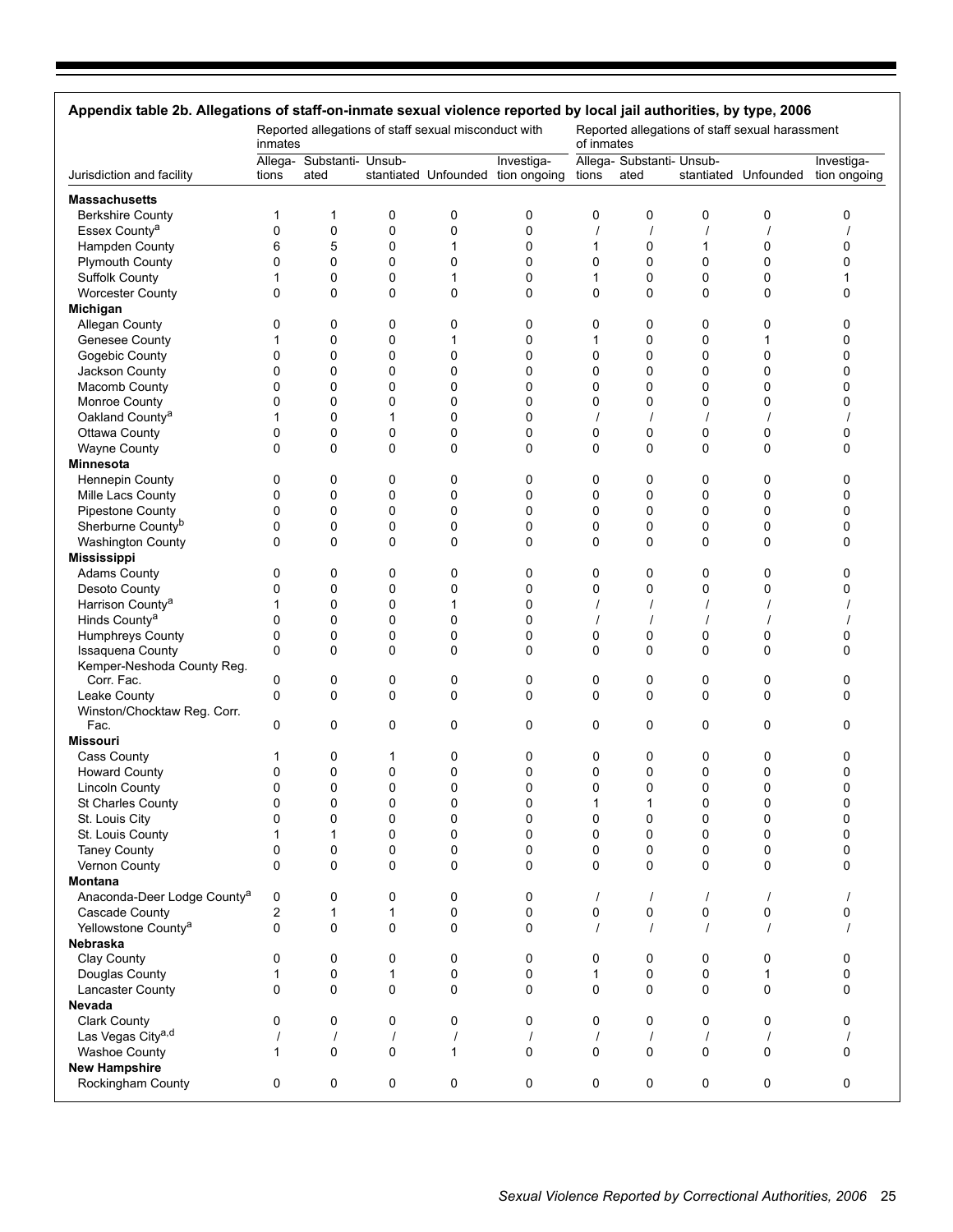**Appendix table 2b. Allegations of staff-on-inmate sexual violence reported by local jail authorities, by type, 2006**

| Jurisdiction and facility | Reported allegations of staff sexual misconduct with inmates | | | | | Reported allegations of staff sexual harassment of inmates | | | | |
|---|---|---|---|---|---|---|---|---|---|---|
| | Allegations | Substantiated | Unsubstantiated | Unfounded | Investigation ongoing | Allegations | Substantiated | Unsubstantiated | Unfounded | Investigation ongoing |
| **Massachusetts** | | | | | | | | | | |
| Berkshire County | 1 | 1 | 0 | 0 | 0 | 0 | 0 | 0 | 0 | 0 |
| Essex County[a] | 0 | 0 | 0 | 0 | 0 | / | / | / | / | / |
| Hampden County | 6 | 5 | 0 | 1 | 0 | 1 | 0 | 1 | 0 | 0 |
| Plymouth County | 0 | 0 | 0 | 0 | 0 | 0 | 0 | 0 | 0 | 0 |
| Suffolk County | 1 | 0 | 0 | 1 | 0 | 1 | 0 | 0 | 0 | 1 |
| Worcester County | 0 | 0 | 0 | 0 | 0 | 0 | 0 | 0 | 0 | 0 |
| **Michigan** | | | | | | | | | | |
| Allegan County | 0 | 0 | 0 | 0 | 0 | 0 | 0 | 0 | 0 | 0 |
| Genesee County | 1 | 0 | 0 | 1 | 0 | 1 | 0 | 0 | 1 | 0 |
| Gogebic County | 0 | 0 | 0 | 0 | 0 | 0 | 0 | 0 | 0 | 0 |
| Jackson County | 0 | 0 | 0 | 0 | 0 | 0 | 0 | 0 | 0 | 0 |
| Macomb County | 0 | 0 | 0 | 0 | 0 | 0 | 0 | 0 | 0 | 0 |
| Monroe County | 0 | 0 | 0 | 0 | 0 | 0 | 0 | 0 | 0 | 0 |
| Oakland County[a] | 1 | 0 | 1 | 0 | 0 | / | / | / | / | / |
| Ottawa County | 0 | 0 | 0 | 0 | 0 | 0 | 0 | 0 | 0 | 0 |
| Wayne County | 0 | 0 | 0 | 0 | 0 | 0 | 0 | 0 | 0 | 0 |
| **Minnesota** | | | | | | | | | | |
| Hennepin County | 0 | 0 | 0 | 0 | 0 | 0 | 0 | 0 | 0 | 0 |
| Mille Lacs County | 0 | 0 | 0 | 0 | 0 | 0 | 0 | 0 | 0 | 0 |
| Pipestone County | 0 | 0 | 0 | 0 | 0 | 0 | 0 | 0 | 0 | 0 |
| Sherburne County[b] | 0 | 0 | 0 | 0 | 0 | 0 | 0 | 0 | 0 | 0 |
| Washington County | 0 | 0 | 0 | 0 | 0 | 0 | 0 | 0 | 0 | 0 |
| **Mississippi** | | | | | | | | | | |
| Adams County | 0 | 0 | 0 | 0 | 0 | 0 | 0 | 0 | 0 | 0 |
| Desoto County | 0 | 0 | 0 | 0 | 0 | 0 | 0 | 0 | 0 | 0 |
| Harrison County[a] | 1 | 0 | 0 | 1 | 0 | / | / | / | / | / |
| Hinds County[a] | 0 | 0 | 0 | 0 | 0 | / | / | / | / | / |
| Humphreys County | 0 | 0 | 0 | 0 | 0 | 0 | 0 | 0 | 0 | 0 |
| Issaquena County | 0 | 0 | 0 | 0 | 0 | 0 | 0 | 0 | 0 | 0 |
| Kemper-Neshoda County Reg. Corr. Fac. | 0 | 0 | 0 | 0 | 0 | 0 | 0 | 0 | 0 | 0 |
| Leake County | 0 | 0 | 0 | 0 | 0 | 0 | 0 | 0 | 0 | 0 |
| Winston/Chocktaw Reg. Corr. Fac. | 0 | 0 | 0 | 0 | 0 | 0 | 0 | 0 | 0 | 0 |
| **Missouri** | | | | | | | | | | |
| Cass County | 1 | 0 | 1 | 0 | 0 | 0 | 0 | 0 | 0 | 0 |
| Howard County | 0 | 0 | 0 | 0 | 0 | 0 | 0 | 0 | 0 | 0 |
| Lincoln County | 0 | 0 | 0 | 0 | 0 | 0 | 0 | 0 | 0 | 0 |
| St Charles County | 0 | 0 | 0 | 0 | 0 | 1 | 1 | 0 | 0 | 0 |
| St. Louis City | 0 | 0 | 0 | 0 | 0 | 0 | 0 | 0 | 0 | 0 |
| St. Louis County | 1 | 1 | 0 | 0 | 0 | 0 | 0 | 0 | 0 | 0 |
| Taney County | 0 | 0 | 0 | 0 | 0 | 0 | 0 | 0 | 0 | 0 |
| Vernon County | 0 | 0 | 0 | 0 | 0 | 0 | 0 | 0 | 0 | 0 |
| **Montana** | | | | | | | | | | |
| Anaconda-Deer Lodge County[a] | 0 | 0 | 0 | 0 | 0 | / | / | / | / | / |
| Cascade County | 2 | 1 | 1 | 0 | 0 | 0 | 0 | 0 | 0 | 0 |
| Yellowstone County[a] | 0 | 0 | 0 | 0 | 0 | / | / | / | / | / |
| **Nebraska** | | | | | | | | | | |
| Clay County | 0 | 0 | 0 | 0 | 0 | 0 | 0 | 0 | 0 | 0 |
| Douglas County | 1 | 0 | 1 | 0 | 0 | 1 | 0 | 0 | 1 | 0 |
| Lancaster County | 0 | 0 | 0 | 0 | 0 | 0 | 0 | 0 | 0 | 0 |
| **Nevada** | | | | | | | | | | |
| Clark County | 0 | 0 | 0 | 0 | 0 | 0 | 0 | 0 | 0 | 0 |
| Las Vegas City[a,d] | / | / | / | / | / | / | / | / | / | / |
| Washoe County | 1 | 0 | 0 | 1 | 0 | 0 | 0 | 0 | 0 | 0 |
| **New Hampshire** | | | | | | | | | | |
| Rockingham County | 0 | 0 | 0 | 0 | 0 | 0 | 0 | 0 | 0 | 0 |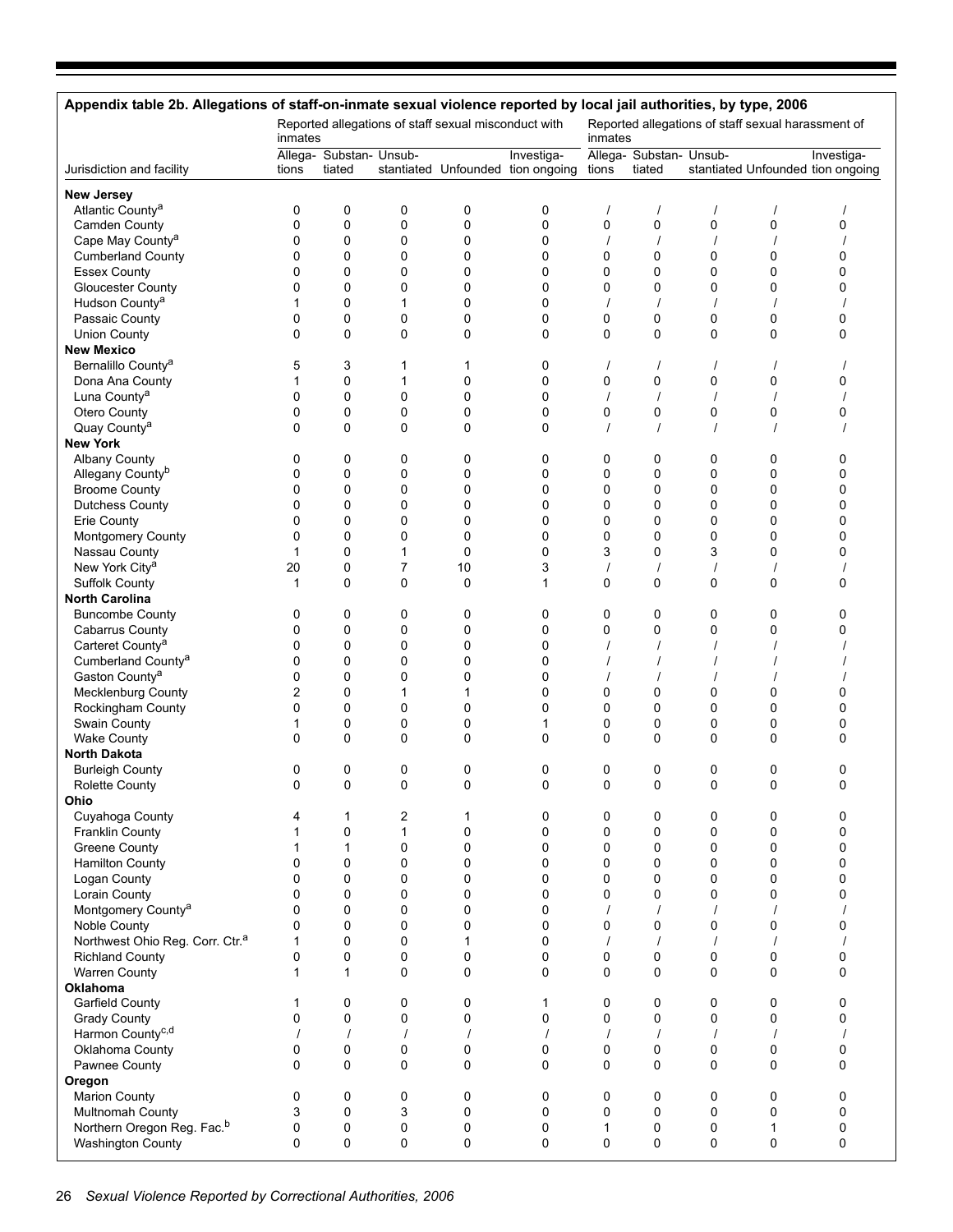## Appendix table 2b. Allegations of staff-on-inmate sexual violence reported by local jail authorities, by type, 2006

| Jurisdiction and facility | Reported allegations of staff sexual misconduct with inmates | | | | | Reported allegations of staff sexual harassment of inmates | | | | |
|---|---|---|---|---|---|---|---|---|---|---|
| | Allegations | Substantiated | Unsubstantiated | Unfounded | Investigation ongoing | Allegations | Substantiated | Unsubstantiated | Unfounded | Investigation ongoing |
| **New Jersey** | | | | | | | | | | |
| Atlantic County[a] | 0 | 0 | 0 | 0 | 0 | / | / | / | / | / |
| Camden County | 0 | 0 | 0 | 0 | 0 | 0 | 0 | 0 | 0 | 0 |
| Cape May County[a] | 0 | 0 | 0 | 0 | 0 | / | / | / | / | / |
| Cumberland County | 0 | 0 | 0 | 0 | 0 | 0 | 0 | 0 | 0 | 0 |
| Essex County | 0 | 0 | 0 | 0 | 0 | 0 | 0 | 0 | 0 | 0 |
| Gloucester County | 0 | 0 | 0 | 0 | 0 | 0 | 0 | 0 | 0 | 0 |
| Hudson County[a] | 1 | 0 | 1 | 0 | 0 | / | / | / | / | / |
| Passaic County | 0 | 0 | 0 | 0 | 0 | 0 | 0 | 0 | 0 | 0 |
| Union County | 0 | 0 | 0 | 0 | 0 | 0 | 0 | 0 | 0 | 0 |
| **New Mexico** | | | | | | | | | | |
| Bernalillo County[a] | 5 | 3 | 1 | 1 | 0 | / | / | / | / | / |
| Dona Ana County | 1 | 0 | 1 | 0 | 0 | 0 | 0 | 0 | 0 | 0 |
| Luna County[a] | 0 | 0 | 0 | 0 | 0 | / | / | / | / | / |
| Otero County | 0 | 0 | 0 | 0 | 0 | 0 | 0 | 0 | 0 | 0 |
| Quay County[a] | 0 | 0 | 0 | 0 | 0 | / | / | / | / | / |
| **New York** | | | | | | | | | | |
| Albany County | 0 | 0 | 0 | 0 | 0 | 0 | 0 | 0 | 0 | 0 |
| Allegany County[b] | 0 | 0 | 0 | 0 | 0 | 0 | 0 | 0 | 0 | 0 |
| Broome County | 0 | 0 | 0 | 0 | 0 | 0 | 0 | 0 | 0 | 0 |
| Dutchess County | 0 | 0 | 0 | 0 | 0 | 0 | 0 | 0 | 0 | 0 |
| Erie County | 0 | 0 | 0 | 0 | 0 | 0 | 0 | 0 | 0 | 0 |
| Montgomery County | 0 | 0 | 0 | 0 | 0 | 0 | 0 | 0 | 0 | 0 |
| Nassau County | 1 | 0 | 1 | 0 | 0 | 3 | 0 | 3 | 0 | 0 |
| New York City[a] | 20 | 0 | 7 | 10 | 3 | / | / | / | / | / |
| Suffolk County | 1 | 0 | 0 | 0 | 1 | 0 | 0 | 0 | 0 | 0 |
| **North Carolina** | | | | | | | | | | |
| Buncombe County | 0 | 0 | 0 | 0 | 0 | 0 | 0 | 0 | 0 | 0 |
| Cabarrus County | 0 | 0 | 0 | 0 | 0 | 0 | 0 | 0 | 0 | 0 |
| Carteret County[a] | 0 | 0 | 0 | 0 | 0 | / | / | / | / | / |
| Cumberland County[a] | 0 | 0 | 0 | 0 | 0 | / | / | / | / | / |
| Gaston County[a] | 0 | 0 | 0 | 0 | 0 | / | / | / | / | / |
| Mecklenburg County | 2 | 0 | 1 | 1 | 0 | 0 | 0 | 0 | 0 | 0 |
| Rockingham County | 0 | 0 | 0 | 0 | 0 | 0 | 0 | 0 | 0 | 0 |
| Swain County | 1 | 0 | 0 | 0 | 1 | 0 | 0 | 0 | 0 | 0 |
| Wake County | 0 | 0 | 0 | 0 | 0 | 0 | 0 | 0 | 0 | 0 |
| **North Dakota** | | | | | | | | | | |
| Burleigh County | 0 | 0 | 0 | 0 | 0 | 0 | 0 | 0 | 0 | 0 |
| Rolette County | 0 | 0 | 0 | 0 | 0 | 0 | 0 | 0 | 0 | 0 |
| **Ohio** | | | | | | | | | | |
| Cuyahoga County | 4 | 1 | 2 | 1 | 0 | 0 | 0 | 0 | 0 | 0 |
| Franklin County | 1 | 0 | 1 | 0 | 0 | 0 | 0 | 0 | 0 | 0 |
| Greene County | 1 | 1 | 0 | 0 | 0 | 0 | 0 | 0 | 0 | 0 |
| Hamilton County | 0 | 0 | 0 | 0 | 0 | 0 | 0 | 0 | 0 | 0 |
| Logan County | 0 | 0 | 0 | 0 | 0 | 0 | 0 | 0 | 0 | 0 |
| Lorain County | 0 | 0 | 0 | 0 | 0 | 0 | 0 | 0 | 0 | 0 |
| Montgomery County[a] | 0 | 0 | 0 | 0 | 0 | / | / | / | / | / |
| Noble County | 0 | 0 | 0 | 0 | 0 | 0 | 0 | 0 | 0 | 0 |
| Northwest Ohio Reg. Corr. Ctr.[a] | 1 | 0 | 0 | 1 | 0 | / | / | / | / | / |
| Richland County | 0 | 0 | 0 | 0 | 0 | 0 | 0 | 0 | 0 | 0 |
| Warren County | 1 | 1 | 0 | 0 | 0 | 0 | 0 | 0 | 0 | 0 |
| **Oklahoma** | | | | | | | | | | |
| Garfield County | 1 | 0 | 0 | 0 | 1 | 0 | 0 | 0 | 0 | 0 |
| Grady County | 0 | 0 | 0 | 0 | 0 | 0 | 0 | 0 | 0 | 0 |
| Harmon County[c,d] | / | / | / | / | / | / | / | / | / | / |
| Oklahoma County | 0 | 0 | 0 | 0 | 0 | 0 | 0 | 0 | 0 | 0 |
| Pawnee County | 0 | 0 | 0 | 0 | 0 | 0 | 0 | 0 | 0 | 0 |
| **Oregon** | | | | | | | | | | |
| Marion County | 0 | 0 | 0 | 0 | 0 | 0 | 0 | 0 | 0 | 0 |
| Multnomah County | 3 | 0 | 3 | 0 | 0 | 0 | 0 | 0 | 0 | 0 |
| Northern Oregon Reg. Fac.[b] | 0 | 0 | 0 | 0 | 0 | 1 | 0 | 0 | 1 | 0 |
| Washington County | 0 | 0 | 0 | 0 | 0 | 0 | 0 | 0 | 0 | 0 |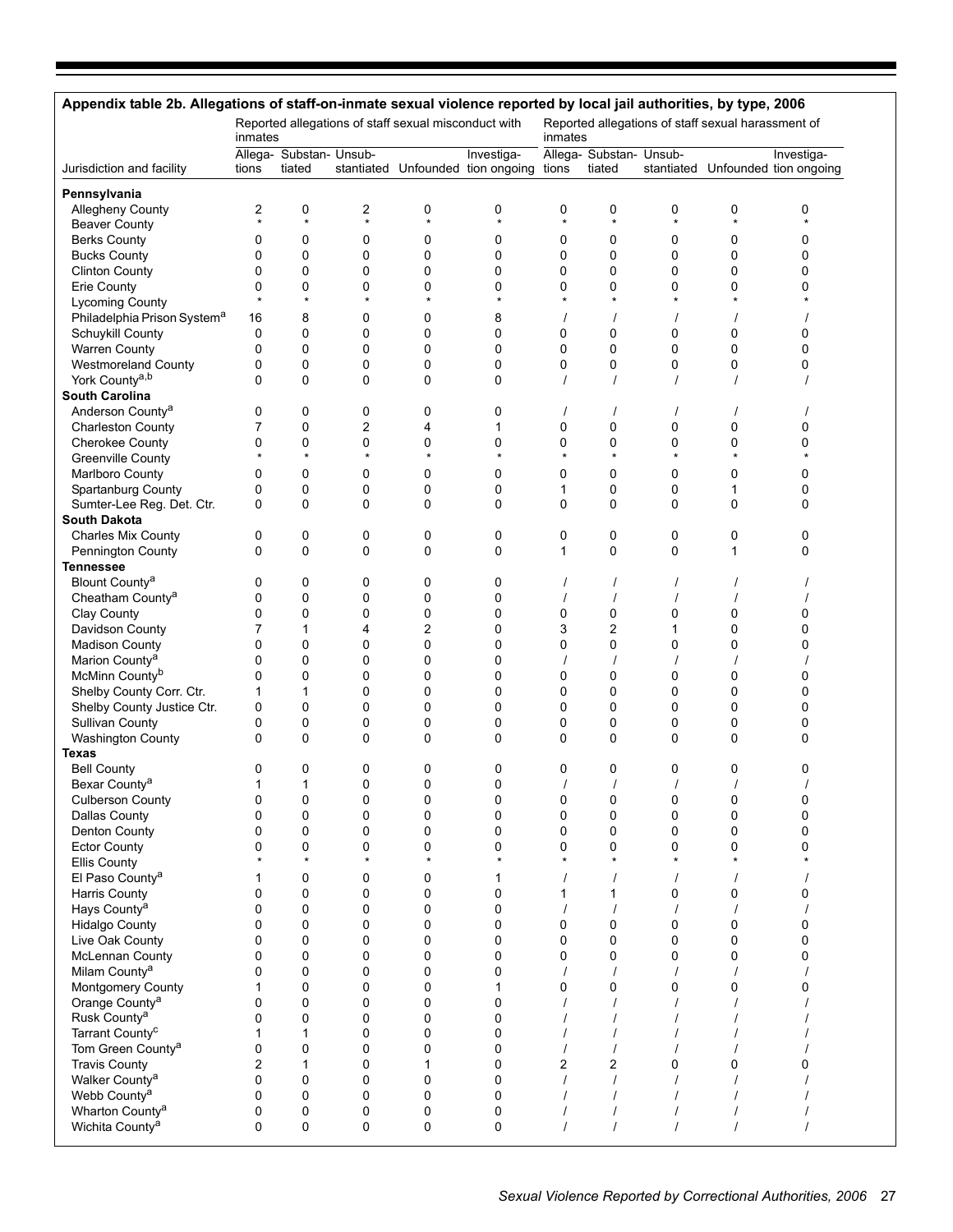**Appendix table 2b. Allegations of staff-on-inmate sexual violence reported by local jail authorities, by type, 2006**

| Jurisdiction and facility | Reported allegations of staff sexual misconduct with inmates | | | | | Reported allegations of staff sexual harassment of inmates | | | | |
|---|---|---|---|---|---|---|---|---|---|---|
| | Allegations | Substantiated | Unsubstantiated | Unfounded | Investigation ongoing | Allegations | Substantiated | Unsubstantiated | Unfounded | Investigation ongoing |
| **Pennsylvania** | | | | | | | | | | |
| Allegheny County | 2 | 0 | 2 | 0 | 0 | 0 | 0 | 0 | 0 | 0 |
| Beaver County | * | * | * | * | * | * | * | * | * | * |
| Berks County | 0 | 0 | 0 | 0 | 0 | 0 | 0 | 0 | 0 | 0 |
| Bucks County | 0 | 0 | 0 | 0 | 0 | 0 | 0 | 0 | 0 | 0 |
| Clinton County | 0 | 0 | 0 | 0 | 0 | 0 | 0 | 0 | 0 | 0 |
| Erie County | 0 | 0 | 0 | 0 | 0 | 0 | 0 | 0 | 0 | 0 |
| Lycoming County | * | * | * | * | * | * | * | * | * | * |
| Philadelphia Prison System[a] | 16 | 8 | 0 | 0 | 8 | / | / | / | / | / |
| Schuykill County | 0 | 0 | 0 | 0 | 0 | 0 | 0 | 0 | 0 | 0 |
| Warren County | 0 | 0 | 0 | 0 | 0 | 0 | 0 | 0 | 0 | 0 |
| Westmoreland County | 0 | 0 | 0 | 0 | 0 | 0 | 0 | 0 | 0 | 0 |
| York County[a,b] | 0 | 0 | 0 | 0 | 0 | / | / | / | / | / |
| **South Carolina** | | | | | | | | | | |
| Anderson County[a] | 0 | 0 | 0 | 0 | 0 | / | / | / | / | / |
| Charleston County | 7 | 0 | 2 | 4 | 1 | 0 | 0 | 0 | 0 | 0 |
| Cherokee County | 0 | 0 | 0 | 0 | 0 | 0 | 0 | 0 | 0 | 0 |
| Greenville County | * | * | * | * | * | * | * | * | * | * |
| Marlboro County | 0 | 0 | 0 | 0 | 0 | 0 | 0 | 0 | 0 | 0 |
| Spartanburg County | 0 | 0 | 0 | 0 | 0 | 1 | 0 | 0 | 1 | 0 |
| Sumter-Lee Reg. Det. Ctr. | 0 | 0 | 0 | 0 | 0 | 0 | 0 | 0 | 0 | 0 |
| **South Dakota** | | | | | | | | | | |
| Charles Mix County | 0 | 0 | 0 | 0 | 0 | 0 | 0 | 0 | 0 | 0 |
| Pennington County | 0 | 0 | 0 | 0 | 0 | 1 | 0 | 0 | 1 | 0 |
| **Tennessee** | | | | | | | | | | |
| Blount County[a] | 0 | 0 | 0 | 0 | 0 | / | / | / | / | / |
| Cheatham County[a] | 0 | 0 | 0 | 0 | 0 | / | / | / | / | / |
| Clay County | 0 | 0 | 0 | 0 | 0 | 0 | 0 | 0 | 0 | 0 |
| Davidson County | 7 | 1 | 4 | 2 | 0 | 3 | 2 | 1 | 0 | 0 |
| Madison County | 0 | 0 | 0 | 0 | 0 | 0 | 0 | 0 | 0 | 0 |
| Marion County[a] | 0 | 0 | 0 | 0 | 0 | / | / | / | / | / |
| McMinn County[b] | 0 | 0 | 0 | 0 | 0 | 0 | 0 | 0 | 0 | 0 |
| Shelby County Corr. Ctr. | 1 | 1 | 0 | 0 | 0 | 0 | 0 | 0 | 0 | 0 |
| Shelby County Justice Ctr. | 0 | 0 | 0 | 0 | 0 | 0 | 0 | 0 | 0 | 0 |
| Sullivan County | 0 | 0 | 0 | 0 | 0 | 0 | 0 | 0 | 0 | 0 |
| Washington County | 0 | 0 | 0 | 0 | 0 | 0 | 0 | 0 | 0 | 0 |
| **Texas** | | | | | | | | | | |
| Bell County | 0 | 0 | 0 | 0 | 0 | 0 | 0 | 0 | 0 | 0 |
| Bexar County[a] | 1 | 1 | 0 | 0 | 0 | / | / | / | / | / |
| Culberson County | 0 | 0 | 0 | 0 | 0 | 0 | 0 | 0 | 0 | 0 |
| Dallas County | 0 | 0 | 0 | 0 | 0 | 0 | 0 | 0 | 0 | 0 |
| Denton County | 0 | 0 | 0 | 0 | 0 | 0 | 0 | 0 | 0 | 0 |
| Ector County | 0 | 0 | 0 | 0 | 0 | 0 | 0 | 0 | 0 | 0 |
| Ellis County | * | * | * | * | * | * | * | * | * | * |
| El Paso County[a] | 1 | 0 | 0 | 0 | 1 | / | / | / | / | / |
| Harris County | 0 | 0 | 0 | 0 | 0 | 1 | 1 | 0 | 0 | 0 |
| Hays County[a] | 0 | 0 | 0 | 0 | 0 | / | / | / | / | / |
| Hidalgo County | 0 | 0 | 0 | 0 | 0 | 0 | 0 | 0 | 0 | 0 |
| Live Oak County | 0 | 0 | 0 | 0 | 0 | 0 | 0 | 0 | 0 | 0 |
| McLennan County | 0 | 0 | 0 | 0 | 0 | 0 | 0 | 0 | 0 | 0 |
| Milam County[a] | 0 | 0 | 0 | 0 | 0 | / | / | / | / | / |
| Montgomery County | 1 | 0 | 0 | 0 | 1 | 0 | 0 | 0 | 0 | 0 |
| Orange County[a] | 0 | 0 | 0 | 0 | 0 | / | / | / | / | / |
| Rusk County[a] | 0 | 0 | 0 | 0 | 0 | / | / | / | / | / |
| Tarrant County[c] | 1 | 1 | 0 | 0 | 0 | / | / | / | / | / |
| Tom Green County[a] | 0 | 0 | 0 | 0 | 0 | / | / | / | / | / |
| Travis County | 2 | 1 | 0 | 1 | 0 | 2 | 2 | 0 | 0 | 0 |
| Walker County[a] | 0 | 0 | 0 | 0 | 0 | / | / | / | / | / |
| Webb County[a] | 0 | 0 | 0 | 0 | 0 | / | / | / | / | / |
| Wharton County[a] | 0 | 0 | 0 | 0 | 0 | / | / | / | / | / |
| Wichita County[a] | 0 | 0 | 0 | 0 | 0 | / | / | / | / | / |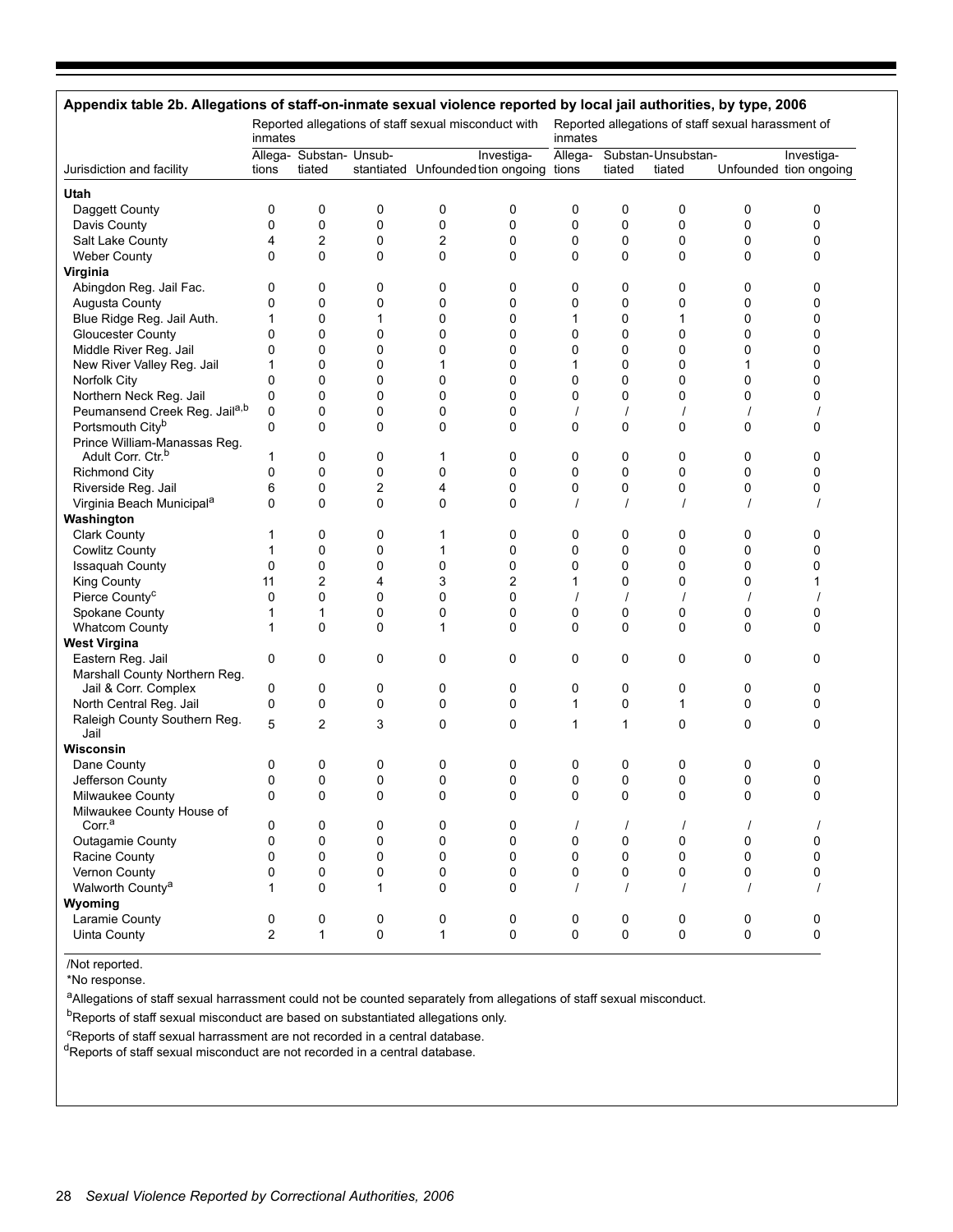## Appendix table 2b. Allegations of staff-on-inmate sexual violence reported by local jail authorities, by type, 2006

| Jurisdiction and facility | Reported allegations of staff sexual misconduct with inmates | | | | | Reported allegations of staff sexual harassment of inmates | | | | |
|---|---|---|---|---|---|---|---|---|---|---|
| | Allegations | Substantiated | Unsubstantiated | Unfounded | Investigation ongoing | Allegations | Substantiated | Unsubstantiated | Unfounded | Investigation ongoing |
| **Utah** | | | | | | | | | | |
| Daggett County | 0 | 0 | 0 | 0 | 0 | 0 | 0 | 0 | 0 | 0 |
| Davis County | 0 | 0 | 0 | 0 | 0 | 0 | 0 | 0 | 0 | 0 |
| Salt Lake County | 4 | 2 | 0 | 2 | 0 | 0 | 0 | 0 | 0 | 0 |
| Weber County | 0 | 0 | 0 | 0 | 0 | 0 | 0 | 0 | 0 | 0 |
| **Virginia** | | | | | | | | | | |
| Abingdon Reg. Jail Fac. | 0 | 0 | 0 | 0 | 0 | 0 | 0 | 0 | 0 | 0 |
| Augusta County | 0 | 0 | 0 | 0 | 0 | 0 | 0 | 0 | 0 | 0 |
| Blue Ridge Reg. Jail Auth. | 1 | 0 | 1 | 0 | 0 | 1 | 0 | 1 | 0 | 0 |
| Gloucester County | 0 | 0 | 0 | 0 | 0 | 0 | 0 | 0 | 0 | 0 |
| Middle River Reg. Jail | 0 | 0 | 0 | 0 | 0 | 0 | 0 | 0 | 0 | 0 |
| New River Valley Reg. Jail | 1 | 0 | 0 | 1 | 0 | 1 | 0 | 0 | 1 | 0 |
| Norfolk City | 0 | 0 | 0 | 0 | 0 | 0 | 0 | 0 | 0 | 0 |
| Northern Neck Reg. Jail | 0 | 0 | 0 | 0 | 0 | 0 | 0 | 0 | 0 | 0 |
| Peumansend Creek Reg. Jail[a,b] | 0 | 0 | 0 | 0 | 0 | / | / | / | / | / |
| Portsmouth City[b] | 0 | 0 | 0 | 0 | 0 | 0 | 0 | 0 | 0 | 0 |
| Prince William-Manassas Reg. Adult Corr. Ctr.[b] | 1 | 0 | 0 | 1 | 0 | 0 | 0 | 0 | 0 | 0 |
| Richmond City | 0 | 0 | 0 | 0 | 0 | 0 | 0 | 0 | 0 | 0 |
| Riverside Reg. Jail | 6 | 0 | 2 | 4 | 0 | 0 | 0 | 0 | 0 | 0 |
| Virginia Beach Municipal[a] | 0 | 0 | 0 | 0 | 0 | / | / | / | / | / |
| **Washington** | | | | | | | | | | |
| Clark County | 1 | 0 | 0 | 1 | 0 | 0 | 0 | 0 | 0 | 0 |
| Cowlitz County | 1 | 0 | 0 | 1 | 0 | 0 | 0 | 0 | 0 | 0 |
| Issaquah County | 0 | 0 | 0 | 0 | 0 | 0 | 0 | 0 | 0 | 0 |
| King County | 11 | 2 | 4 | 3 | 2 | 1 | 0 | 0 | 0 | 1 |
| Pierce County[c] | 0 | 0 | 0 | 0 | 0 | / | / | / | / | / |
| Spokane County | 1 | 1 | 0 | 0 | 0 | 0 | 0 | 0 | 0 | 0 |
| Whatcom County | 1 | 0 | 0 | 1 | 0 | 0 | 0 | 0 | 0 | 0 |
| **West Virgina** | | | | | | | | | | |
| Eastern Reg. Jail | 0 | 0 | 0 | 0 | 0 | 0 | 0 | 0 | 0 | 0 |
| Marshall County Northern Reg. Jail & Corr. Complex | 0 | 0 | 0 | 0 | 0 | 0 | 0 | 0 | 0 | 0 |
| North Central Reg. Jail | 0 | 0 | 0 | 0 | 0 | 1 | 0 | 1 | 0 | 0 |
| Raleigh County Southern Reg. Jail | 5 | 2 | 3 | 0 | 0 | 1 | 1 | 0 | 0 | 0 |
| **Wisconsin** | | | | | | | | | | |
| Dane County | 0 | 0 | 0 | 0 | 0 | 0 | 0 | 0 | 0 | 0 |
| Jefferson County | 0 | 0 | 0 | 0 | 0 | 0 | 0 | 0 | 0 | 0 |
| Milwaukee County | 0 | 0 | 0 | 0 | 0 | 0 | 0 | 0 | 0 | 0 |
| Milwaukee County House of Corr.[a] | 0 | 0 | 0 | 0 | 0 | / | / | / | / | / |
| Outagamie County | 0 | 0 | 0 | 0 | 0 | 0 | 0 | 0 | 0 | 0 |
| Racine County | 0 | 0 | 0 | 0 | 0 | 0 | 0 | 0 | 0 | 0 |
| Vernon County | 0 | 0 | 0 | 0 | 0 | 0 | 0 | 0 | 0 | 0 |
| Walworth County[a] | 1 | 0 | 1 | 0 | 0 | / | / | / | / | / |
| **Wyoming** | | | | | | | | | | |
| Laramie County | 0 | 0 | 0 | 0 | 0 | 0 | 0 | 0 | 0 | 0 |
| Uinta County | 2 | 1 | 0 | 1 | 0 | 0 | 0 | 0 | 0 | 0 |

/Not reported.

*No response.

[a]Allegations of staff sexual harrassment could not be counted separately from allegations of staff sexual misconduct.

[b]Reports of staff sexual misconduct are based on substantiated allegations only.

[c]Reports of staff sexual harrassment are not recorded in a central database.

[d]Reports of staff sexual misconduct are not recorded in a central database.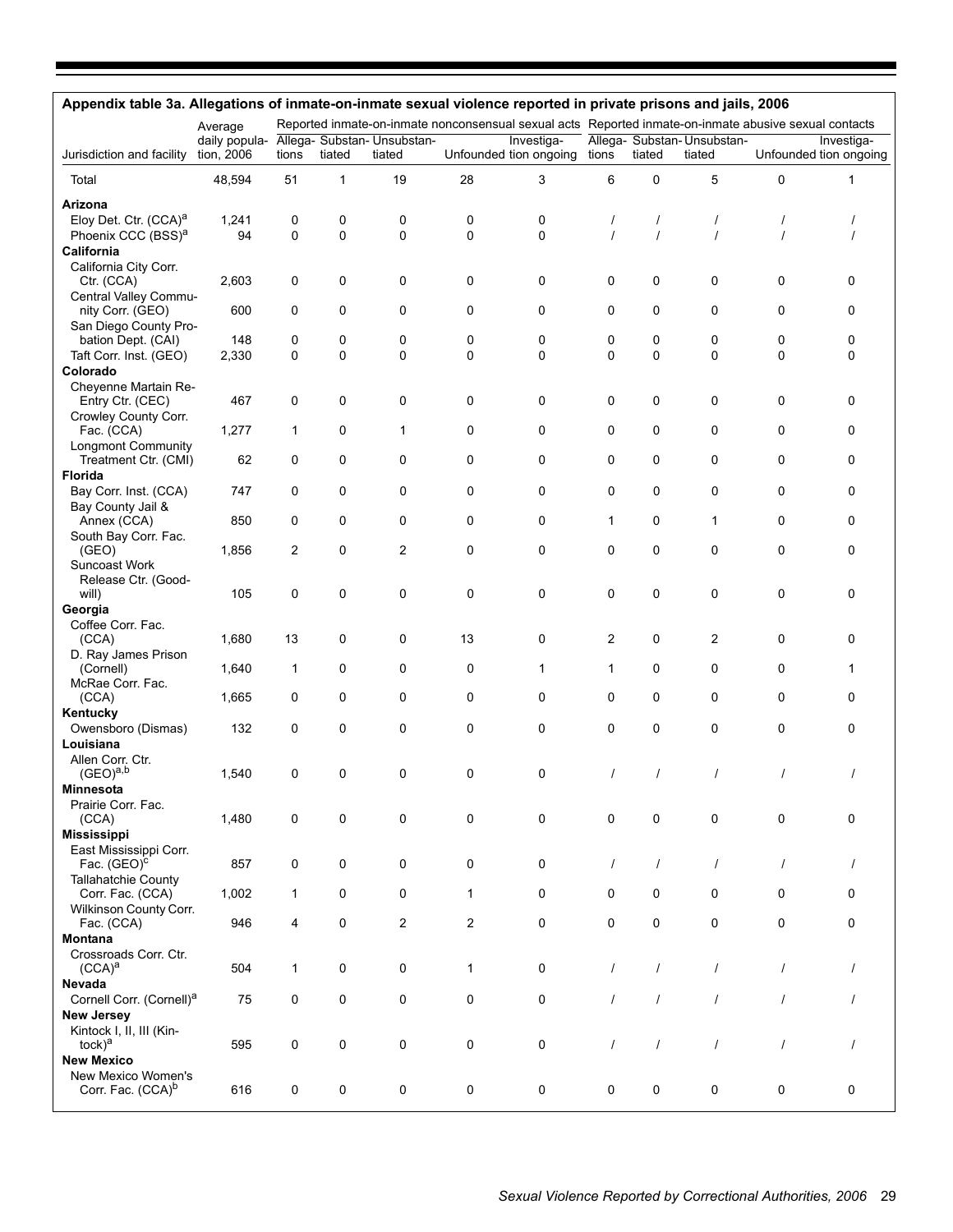**Appendix table 3a. Allegations of inmate-on-inmate sexual violence reported in private prisons and jails, 2006**

| Jurisdiction and facility | Average daily population, 2006 | Reported inmate-on-inmate nonconsensual sexual acts | | | | | Reported inmate-on-inmate abusive sexual contacts | | | | |
|---|---|---|---|---|---|---|---|---|---|---|---|
| | | Allegations | Substantiated | Unsubstantiated | Unfounded | Investigation ongoing | Allegations | Substantiated | Unsubstantiated | Unfounded | Investigation ongoing |
| Total | 48,594 | 51 | 1 | 19 | 28 | 3 | 6 | 0 | 5 | 0 | 1 |
| **Arizona** | | | | | | | | | | | |
| Eloy Det. Ctr. (CCA)[a] | 1,241 | 0 | 0 | 0 | 0 | 0 | / | / | / | / | / |
| Phoenix CCC (BSS)[a] | 94 | 0 | 0 | 0 | 0 | 0 | / | / | / | / | / |
| **California** | | | | | | | | | | | |
| California City Corr. Ctr. (CCA) | 2,603 | 0 | 0 | 0 | 0 | 0 | 0 | 0 | 0 | 0 | 0 |
| Central Valley Community Corr. (GEO) | 600 | 0 | 0 | 0 | 0 | 0 | 0 | 0 | 0 | 0 | 0 |
| San Diego County Probation Dept. (CAI) | 148 | 0 | 0 | 0 | 0 | 0 | 0 | 0 | 0 | 0 | 0 |
| Taft Corr. Inst. (GEO) | 2,330 | 0 | 0 | 0 | 0 | 0 | 0 | 0 | 0 | 0 | 0 |
| **Colorado** | | | | | | | | | | | |
| Cheyenne Martain Re-Entry Ctr. (CEC) | 467 | 0 | 0 | 0 | 0 | 0 | 0 | 0 | 0 | 0 | 0 |
| Crowley County Corr. Fac. (CCA) | 1,277 | 1 | 0 | 1 | 0 | 0 | 0 | 0 | 0 | 0 | 0 |
| Longmont Community Treatment Ctr. (CMI) | 62 | 0 | 0 | 0 | 0 | 0 | 0 | 0 | 0 | 0 | 0 |
| **Florida** | | | | | | | | | | | |
| Bay Corr. Inst. (CCA) | 747 | 0 | 0 | 0 | 0 | 0 | 0 | 0 | 0 | 0 | 0 |
| Bay County Jail & Annex (CCA) | 850 | 0 | 0 | 0 | 0 | 0 | 1 | 0 | 1 | 0 | 0 |
| South Bay Corr. Fac. (GEO) | 1,856 | 2 | 0 | 2 | 0 | 0 | 0 | 0 | 0 | 0 | 0 |
| Suncoast Work Release Ctr. (Goodwill) | 105 | 0 | 0 | 0 | 0 | 0 | 0 | 0 | 0 | 0 | 0 |
| **Georgia** | | | | | | | | | | | |
| Coffee Corr. Fac. (CCA) | 1,680 | 13 | 0 | 0 | 13 | 0 | 2 | 0 | 2 | 0 | 0 |
| D. Ray James Prison (Cornell) | 1,640 | 1 | 0 | 0 | 0 | 1 | 1 | 0 | 0 | 0 | 1 |
| McRae Corr. Fac. (CCA) | 1,665 | 0 | 0 | 0 | 0 | 0 | 0 | 0 | 0 | 0 | 0 |
| **Kentucky** | | | | | | | | | | | |
| Owensboro (Dismas) | 132 | 0 | 0 | 0 | 0 | 0 | 0 | 0 | 0 | 0 | 0 |
| **Louisiana** | | | | | | | | | | | |
| Allen Corr. Ctr. (GEO)[a,b] | 1,540 | 0 | 0 | 0 | 0 | 0 | / | / | / | / | / |
| **Minnesota** | | | | | | | | | | | |
| Prairie Corr. Fac. (CCA) | 1,480 | 0 | 0 | 0 | 0 | 0 | 0 | 0 | 0 | 0 | 0 |
| **Mississippi** | | | | | | | | | | | |
| East Mississippi Corr. Fac. (GEO)[c] | 857 | 0 | 0 | 0 | 0 | 0 | / | / | / | / | / |
| Tallahatchie County Corr. Fac. (CCA) | 1,002 | 1 | 0 | 0 | 1 | 0 | 0 | 0 | 0 | 0 | 0 |
| Wilkinson County Corr. Fac. (CCA) | 946 | 4 | 0 | 2 | 2 | 0 | 0 | 0 | 0 | 0 | 0 |
| **Montana** | | | | | | | | | | | |
| Crossroads Corr. Ctr. (CCA)[a] | 504 | 1 | 0 | 0 | 1 | 0 | / | / | / | / | / |
| **Nevada** | | | | | | | | | | | |
| Cornell Corr. (Cornell)[a] | 75 | 0 | 0 | 0 | 0 | 0 | / | / | / | / | / |
| **New Jersey** | | | | | | | | | | | |
| Kintock I, II, III (Kintock)[a] | 595 | 0 | 0 | 0 | 0 | 0 | / | / | / | / | / |
| **New Mexico** | | | | | | | | | | | |
| New Mexico Women's Corr. Fac. (CCA)[b] | 616 | 0 | 0 | 0 | 0 | 0 | 0 | 0 | 0 | 0 | 0 |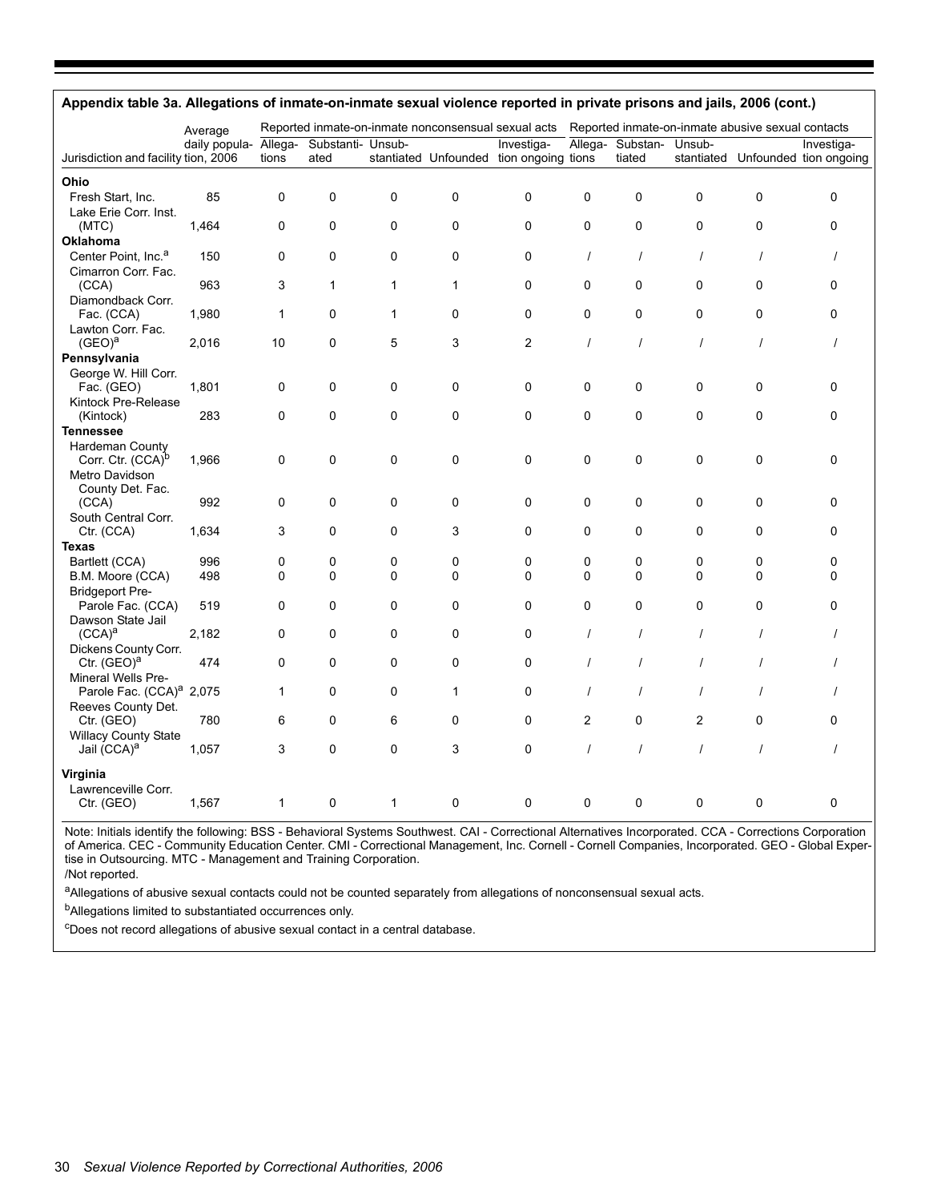## Appendix table 3a. Allegations of inmate-on-inmate sexual violence reported in private prisons and jails, 2006 (cont.)

| Jurisdiction and facility | Average daily population, 2006 | Reported inmate-on-inmate nonconsensual sexual acts | | | | | Reported inmate-on-inmate abusive sexual contacts | | | | |
|---|---|---|---|---|---|---|---|---|---|---|---|
| | | Allegations | Substantiated | Unsubstantiated | Unfounded | Investigation ongoing | Allegations | Substantiated | Unsubstantiated | Unfounded | Investigation ongoing |
| **Ohio** | | | | | | | | | | | |
| Fresh Start, Inc. | 85 | 0 | 0 | 0 | 0 | 0 | 0 | 0 | 0 | 0 | 0 |
| Lake Erie Corr. Inst. (MTC) | 1,464 | 0 | 0 | 0 | 0 | 0 | 0 | 0 | 0 | 0 | 0 |
| **Oklahoma** | | | | | | | | | | | |
| Center Point, Inc.[a] | 150 | 0 | 0 | 0 | 0 | 0 | / | / | / | / | / |
| Cimarron Corr. Fac. (CCA) | 963 | 3 | 1 | 1 | 1 | 0 | 0 | 0 | 0 | 0 | 0 |
| Diamondback Corr. Fac. (CCA) | 1,980 | 1 | 0 | 1 | 0 | 0 | 0 | 0 | 0 | 0 | 0 |
| Lawton Corr. Fac. (GEO)[a] | 2,016 | 10 | 0 | 5 | 3 | 2 | / | / | / | / | / |
| **Pennsylvania** | | | | | | | | | | | |
| George W. Hill Corr. Fac. (GEO) | 1,801 | 0 | 0 | 0 | 0 | 0 | 0 | 0 | 0 | 0 | 0 |
| Kintock Pre-Release (Kintock) | 283 | 0 | 0 | 0 | 0 | 0 | 0 | 0 | 0 | 0 | 0 |
| **Tennessee** | | | | | | | | | | | |
| Hardeman County Corr. Ctr. (CCA)[b] | 1,966 | 0 | 0 | 0 | 0 | 0 | 0 | 0 | 0 | 0 | 0 |
| Metro Davidson County Det. Fac. (CCA) | 992 | 0 | 0 | 0 | 0 | 0 | 0 | 0 | 0 | 0 | 0 |
| South Central Corr. Ctr. (CCA) | 1,634 | 3 | 0 | 0 | 3 | 0 | 0 | 0 | 0 | 0 | 0 |
| **Texas** | | | | | | | | | | | |
| Bartlett (CCA) | 996 | 0 | 0 | 0 | 0 | 0 | 0 | 0 | 0 | 0 | 0 |
| B.M. Moore (CCA) | 498 | 0 | 0 | 0 | 0 | 0 | 0 | 0 | 0 | 0 | 0 |
| Bridgeport Pre-Parole Fac. (CCA) | 519 | 0 | 0 | 0 | 0 | 0 | 0 | 0 | 0 | 0 | 0 |
| Dawson State Jail (CCA)[a] | 2,182 | 0 | 0 | 0 | 0 | 0 | / | / | / | / | / |
| Dickens County Corr. Ctr. (GEO)[a] | 474 | 0 | 0 | 0 | 0 | 0 | / | / | / | / | / |
| Mineral Wells Pre-Parole Fac. (CCA)[a] | 2,075 | 1 | 0 | 0 | 1 | 0 | / | / | / | / | / |
| Reeves County Det. Ctr. (GEO) | 780 | 6 | 0 | 6 | 0 | 0 | 2 | 0 | 2 | 0 | 0 |
| Willacy County State Jail (CCA)[a] | 1,057 | 3 | 0 | 0 | 3 | 0 | / | / | / | / | / |
| **Virginia** | | | | | | | | | | | |
| Lawrenceville Corr. Ctr. (GEO) | 1,567 | 1 | 0 | 1 | 0 | 0 | 0 | 0 | 0 | 0 | 0 |

Note: Initials identify the following: BSS - Behavioral Systems Southwest. CAI - Correctional Alternatives Incorporated. CCA - Corrections Corporation of America. CEC - Community Education Center. CMI - Correctional Management, Inc. Cornell - Cornell Companies, Incorporated. GEO - Global Expertise in Outsourcing. MTC - Management and Training Corporation.

/Not reported.

[a]Allegations of abusive sexual contacts could not be counted separately from allegations of nonconsensual sexual acts.

[b]Allegations limited to substantiated occurrences only.

[c]Does not record allegations of abusive sexual contact in a central database.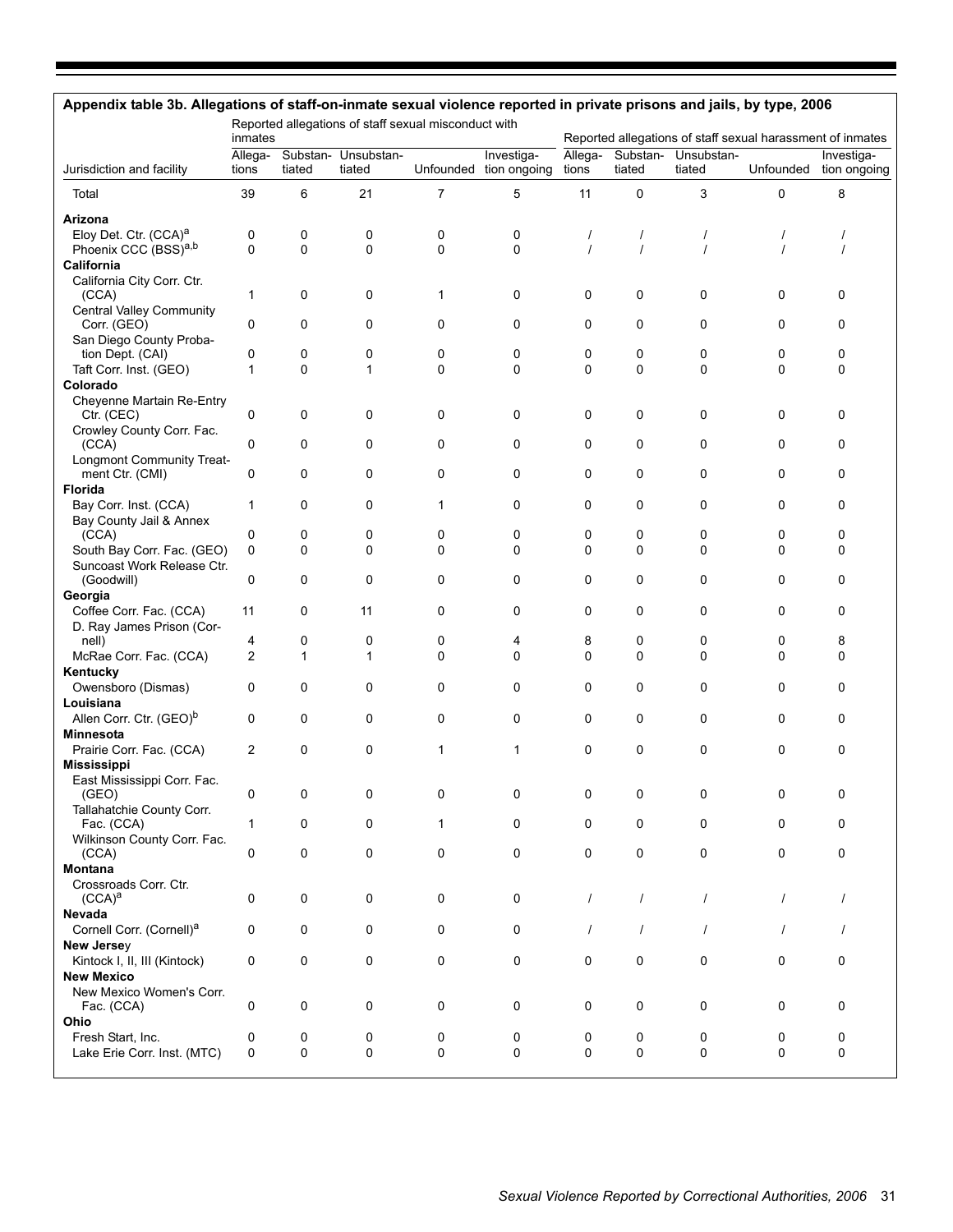## Appendix table 3b. Allegations of staff-on-inmate sexual violence reported in private prisons and jails, by type, 2006

| Jurisdiction and facility | Reported allegations of staff sexual misconduct with inmates | | | | | Reported allegations of staff sexual harassment of inmates | | | | |
|---|---|---|---|---|---|---|---|---|---|---|
| | Allegations | Substantiated | Unsubstantiated | Unfounded | Investigation ongoing | Allegations | Substantiated | Unsubstantiated | Unfounded | Investigation ongoing |
| Total | 39 | 6 | 21 | 7 | 5 | 11 | 0 | 3 | 0 | 8 |
| **Arizona** | | | | | | | | | | |
| Eloy Det. Ctr. (CCA)[a] | 0 | 0 | 0 | 0 | 0 | / | / | / | / | / |
| Phoenix CCC (BSS)[a,b] | 0 | 0 | 0 | 0 | 0 | / | / | / | / | / |
| **California** | | | | | | | | | | |
| California City Corr. Ctr. (CCA) | 1 | 0 | 0 | 1 | 0 | 0 | 0 | 0 | 0 | 0 |
| Central Valley Community Corr. (GEO) | 0 | 0 | 0 | 0 | 0 | 0 | 0 | 0 | 0 | 0 |
| San Diego County Probation Dept. (CAI) | 0 | 0 | 0 | 0 | 0 | 0 | 0 | 0 | 0 | 0 |
| Taft Corr. Inst. (GEO) | 1 | 0 | 1 | 0 | 0 | 0 | 0 | 0 | 0 | 0 |
| **Colorado** | | | | | | | | | | |
| Cheyenne Martain Re-Entry Ctr. (CEC) | 0 | 0 | 0 | 0 | 0 | 0 | 0 | 0 | 0 | 0 |
| Crowley County Corr. Fac. (CCA) | 0 | 0 | 0 | 0 | 0 | 0 | 0 | 0 | 0 | 0 |
| Longmont Community Treatment Ctr. (CMI) | 0 | 0 | 0 | 0 | 0 | 0 | 0 | 0 | 0 | 0 |
| **Florida** | | | | | | | | | | |
| Bay Corr. Inst. (CCA) | 1 | 0 | 0 | 1 | 0 | 0 | 0 | 0 | 0 | 0 |
| Bay County Jail & Annex (CCA) | 0 | 0 | 0 | 0 | 0 | 0 | 0 | 0 | 0 | 0 |
| South Bay Corr. Fac. (GEO) | 0 | 0 | 0 | 0 | 0 | 0 | 0 | 0 | 0 | 0 |
| Suncoast Work Release Ctr. (Goodwill) | 0 | 0 | 0 | 0 | 0 | 0 | 0 | 0 | 0 | 0 |
| **Georgia** | | | | | | | | | | |
| Coffee Corr. Fac. (CCA) | 11 | 0 | 11 | 0 | 0 | 0 | 0 | 0 | 0 | 0 |
| D. Ray James Prison (Cornell) | 4 | 0 | 0 | 0 | 4 | 8 | 0 | 0 | 0 | 8 |
| McRae Corr. Fac. (CCA) | 2 | 1 | 1 | 0 | 0 | 0 | 0 | 0 | 0 | 0 |
| **Kentucky** | | | | | | | | | | |
| Owensboro (Dismas) | 0 | 0 | 0 | 0 | 0 | 0 | 0 | 0 | 0 | 0 |
| **Louisiana** | | | | | | | | | | |
| Allen Corr. Ctr. (GEO)[b] | 0 | 0 | 0 | 0 | 0 | 0 | 0 | 0 | 0 | 0 |
| **Minnesota** | | | | | | | | | | |
| Prairie Corr. Fac. (CCA) | 2 | 0 | 0 | 1 | 1 | 0 | 0 | 0 | 0 | 0 |
| **Mississippi** | | | | | | | | | | |
| East Mississippi Corr. Fac. (GEO) | 0 | 0 | 0 | 0 | 0 | 0 | 0 | 0 | 0 | 0 |
| Tallahatchie County Corr. Fac. (CCA) | 1 | 0 | 0 | 1 | 0 | 0 | 0 | 0 | 0 | 0 |
| Wilkinson County Corr. Fac. (CCA) | 0 | 0 | 0 | 0 | 0 | 0 | 0 | 0 | 0 | 0 |
| **Montana** | | | | | | | | | | |
| Crossroads Corr. Ctr. (CCA)[a] | 0 | 0 | 0 | 0 | 0 | / | / | / | / | / |
| **Nevada** | | | | | | | | | | |
| Cornell Corr. (Cornell)[a] | 0 | 0 | 0 | 0 | 0 | / | / | / | / | / |
| **New Jersey** | | | | | | | | | | |
| Kintock I, II, III (Kintock) | 0 | 0 | 0 | 0 | 0 | 0 | 0 | 0 | 0 | 0 |
| **New Mexico** | | | | | | | | | | |
| New Mexico Women's Corr. Fac. (CCA) | 0 | 0 | 0 | 0 | 0 | 0 | 0 | 0 | 0 | 0 |
| **Ohio** | | | | | | | | | | |
| Fresh Start, Inc. | 0 | 0 | 0 | 0 | 0 | 0 | 0 | 0 | 0 | 0 |
| Lake Erie Corr. Inst. (MTC) | 0 | 0 | 0 | 0 | 0 | 0 | 0 | 0 | 0 | 0 |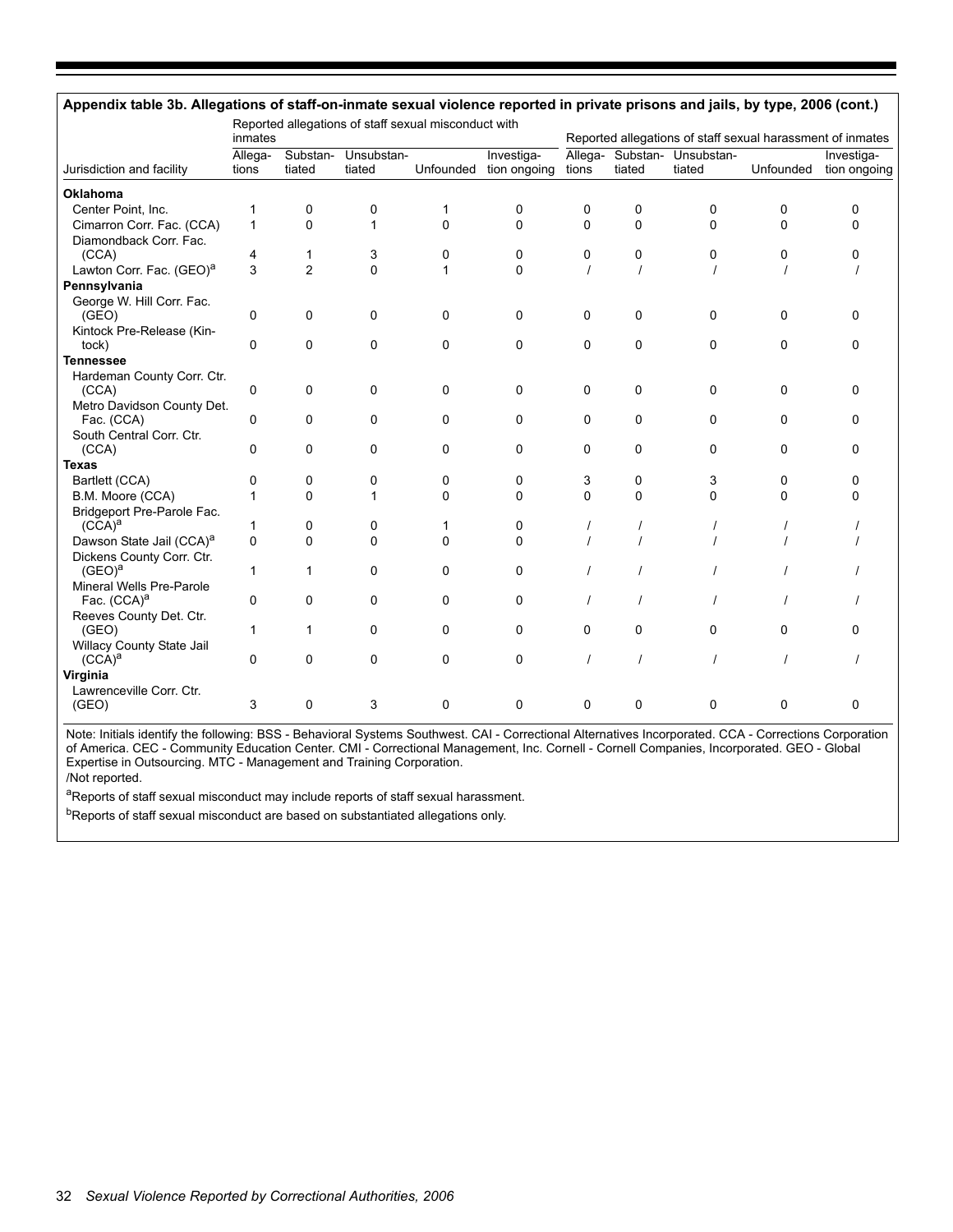**Appendix table 3b. Allegations of staff-on-inmate sexual violence reported in private prisons and jails, by type, 2006 (cont.)**

| Jurisdiction and facility | Reported allegations of staff sexual misconduct with inmates | | | | | Reported allegations of staff sexual harassment of inmates | | | | |
|---|---|---|---|---|---|---|---|---|---|---|
| | Allegations | Substantiated | Unsubstantiated | Unfounded | Investigation ongoing | Allegations | Substantiated | Unsubstantiated | Unfounded | Investigation ongoing |
| **Oklahoma** | | | | | | | | | | |
| Center Point, Inc. | 1 | 0 | 0 | 1 | 0 | 0 | 0 | 0 | 0 | 0 |
| Cimarron Corr. Fac. (CCA) | 1 | 0 | 1 | 0 | 0 | 0 | 0 | 0 | 0 | 0 |
| Diamondback Corr. Fac. (CCA) | 4 | 1 | 3 | 0 | 0 | 0 | 0 | 0 | 0 | 0 |
| Lawton Corr. Fac. (GEO)[a] | 3 | 2 | 0 | 1 | 0 | / | / | / | / | / |
| **Pennsylvania** | | | | | | | | | | |
| George W. Hill Corr. Fac. (GEO) | 0 | 0 | 0 | 0 | 0 | 0 | 0 | 0 | 0 | 0 |
| Kintock Pre-Release (Kintock) | 0 | 0 | 0 | 0 | 0 | 0 | 0 | 0 | 0 | 0 |
| **Tennessee** | | | | | | | | | | |
| Hardeman County Corr. Ctr. (CCA) | 0 | 0 | 0 | 0 | 0 | 0 | 0 | 0 | 0 | 0 |
| Metro Davidson County Det. Fac. (CCA) | 0 | 0 | 0 | 0 | 0 | 0 | 0 | 0 | 0 | 0 |
| South Central Corr. Ctr. (CCA) | 0 | 0 | 0 | 0 | 0 | 0 | 0 | 0 | 0 | 0 |
| **Texas** | | | | | | | | | | |
| Bartlett (CCA) | 0 | 0 | 0 | 0 | 0 | 3 | 0 | 3 | 0 | 0 |
| B.M. Moore (CCA) | 1 | 0 | 1 | 0 | 0 | 0 | 0 | 0 | 0 | 0 |
| Bridgeport Pre-Parole Fac. (CCA)[a] | 1 | 0 | 0 | 1 | 0 | / | / | / | / | / |
| Dawson State Jail (CCA)[a] | 0 | 0 | 0 | 0 | 0 | / | / | / | / | / |
| Dickens County Corr. Ctr. (GEO)[a] | 1 | 1 | 0 | 0 | 0 | / | / | / | / | / |
| Mineral Wells Pre-Parole Fac. (CCA)[a] | 0 | 0 | 0 | 0 | 0 | / | / | / | / | / |
| Reeves County Det. Ctr. (GEO) | 1 | 1 | 0 | 0 | 0 | 0 | 0 | 0 | 0 | 0 |
| Willacy County State Jail (CCA)[a] | 0 | 0 | 0 | 0 | 0 | / | / | / | / | / |
| **Virginia** | | | | | | | | | | |
| Lawrenceville Corr. Ctr. (GEO) | 3 | 0 | 3 | 0 | 0 | 0 | 0 | 0 | 0 | 0 |

Note: Initials identify the following: BSS - Behavioral Systems Southwest. CAI - Correctional Alternatives Incorporated. CCA - Corrections Corporation of America. CEC - Community Education Center. CMI - Correctional Management, Inc. Cornell - Cornell Companies, Incorporated. GEO - Global Expertise in Outsourcing. MTC - Management and Training Corporation.
/Not reported.

[a]Reports of staff sexual misconduct may include reports of staff sexual harassment.

[b]Reports of staff sexual misconduct are based on substantiated allegations only.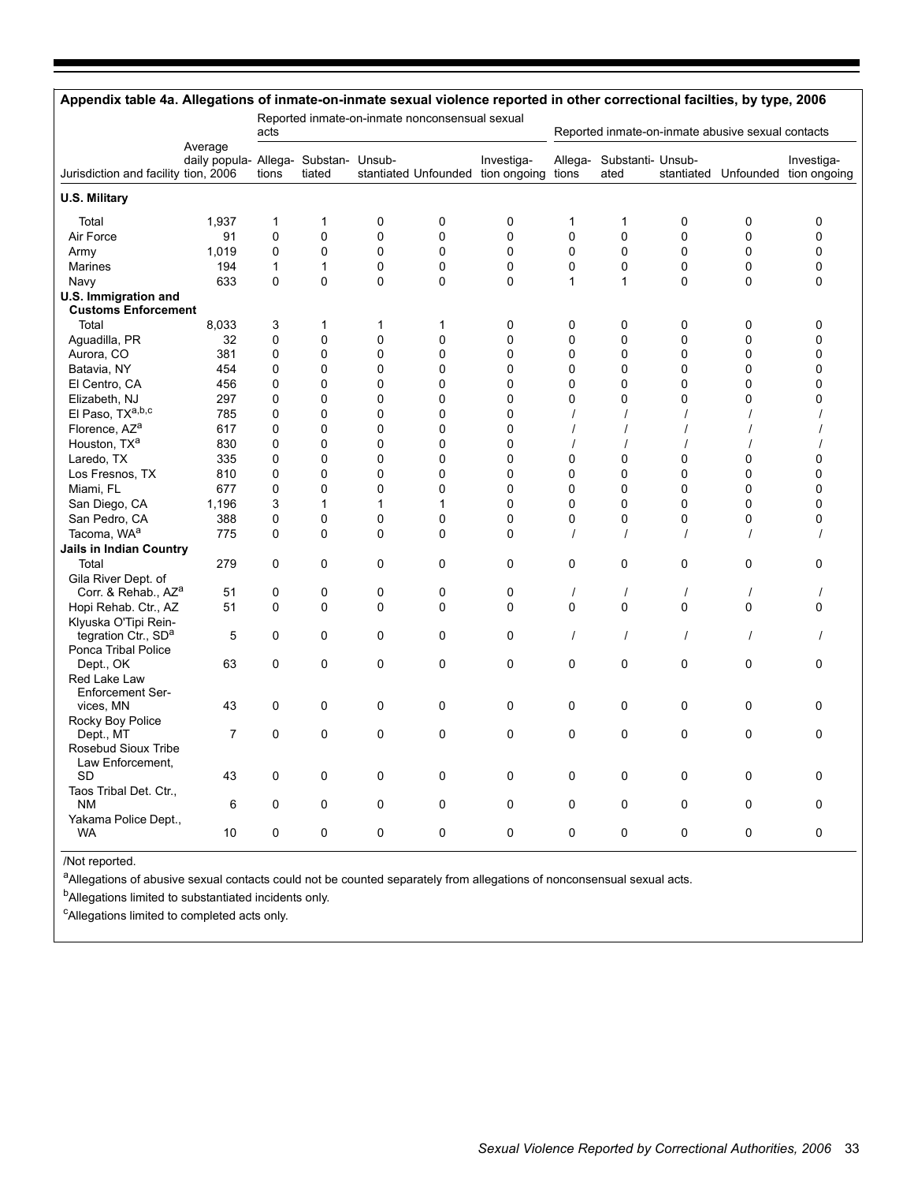## Appendix table 4a. Allegations of inmate-on-inmate sexual violence reported in other correctional facilties, by type, 2006

| Jurisdiction and facility | Average daily population, 2006 | Reported inmate-on-inmate nonconsensual sexual acts | | | | | Reported inmate-on-inmate abusive sexual contacts | | | | |
|---|---|---|---|---|---|---|---|---|---|---|---|
| | | Allegations | Substantiated | Unsubstantiated | Unfounded | Investigation ongoing | Allegations | Substantiated | Unsubstantiated | Unfounded | Investigation ongoing |
| **U.S. Military** | | | | | | | | | | | |
| Total | 1,937 | 1 | 1 | 0 | 0 | 0 | 1 | 1 | 0 | 0 | 0 |
| Air Force | 91 | 0 | 0 | 0 | 0 | 0 | 0 | 0 | 0 | 0 | 0 |
| Army | 1,019 | 0 | 0 | 0 | 0 | 0 | 0 | 0 | 0 | 0 | 0 |
| Marines | 194 | 1 | 1 | 0 | 0 | 0 | 0 | 0 | 0 | 0 | 0 |
| Navy | 633 | 0 | 0 | 0 | 0 | 0 | 1 | 1 | 0 | 0 | 0 |
| **U.S. Immigration and Customs Enforcement** | | | | | | | | | | | |
| Total | 8,033 | 3 | 1 | 1 | 1 | 0 | 0 | 0 | 0 | 0 | 0 |
| Aguadilla, PR | 32 | 0 | 0 | 0 | 0 | 0 | 0 | 0 | 0 | 0 | 0 |
| Aurora, CO | 381 | 0 | 0 | 0 | 0 | 0 | 0 | 0 | 0 | 0 | 0 |
| Batavia, NY | 454 | 0 | 0 | 0 | 0 | 0 | 0 | 0 | 0 | 0 | 0 |
| El Centro, CA | 456 | 0 | 0 | 0 | 0 | 0 | 0 | 0 | 0 | 0 | 0 |
| Elizabeth, NJ | 297 | 0 | 0 | 0 | 0 | 0 | 0 | 0 | 0 | 0 | 0 |
| El Paso, TX[a,b,c] | 785 | 0 | 0 | 0 | 0 | 0 | / | / | / | / | / |
| Florence, AZ[a] | 617 | 0 | 0 | 0 | 0 | 0 | / | / | / | / | / |
| Houston, TX[a] | 830 | 0 | 0 | 0 | 0 | 0 | / | / | / | / | / |
| Laredo, TX | 335 | 0 | 0 | 0 | 0 | 0 | 0 | 0 | 0 | 0 | 0 |
| Los Fresnos, TX | 810 | 0 | 0 | 0 | 0 | 0 | 0 | 0 | 0 | 0 | 0 |
| Miami, FL | 677 | 0 | 0 | 0 | 0 | 0 | 0 | 0 | 0 | 0 | 0 |
| San Diego, CA | 1,196 | 3 | 1 | 1 | 1 | 0 | 0 | 0 | 0 | 0 | 0 |
| San Pedro, CA | 388 | 0 | 0 | 0 | 0 | 0 | 0 | 0 | 0 | 0 | 0 |
| Tacoma, WA[a] | 775 | 0 | 0 | 0 | 0 | 0 | / | / | / | / | / |
| **Jails in Indian Country** | | | | | | | | | | | |
| Total | 279 | 0 | 0 | 0 | 0 | 0 | 0 | 0 | 0 | 0 | 0 |
| Gila River Dept. of Corr. & Rehab., AZ[a] | 51 | 0 | 0 | 0 | 0 | 0 | / | / | / | / | / |
| Hopi Rehab. Ctr., AZ | 51 | 0 | 0 | 0 | 0 | 0 | 0 | 0 | 0 | 0 | 0 |
| Klyuska O'Tipi Reintegration Ctr., SD[a] | 5 | 0 | 0 | 0 | 0 | 0 | / | / | / | / | / |
| Ponca Tribal Police Dept., OK | 63 | 0 | 0 | 0 | 0 | 0 | 0 | 0 | 0 | 0 | 0 |
| Red Lake Law Enforcement Services, MN | 43 | 0 | 0 | 0 | 0 | 0 | 0 | 0 | 0 | 0 | 0 |
| Rocky Boy Police Dept., MT | 7 | 0 | 0 | 0 | 0 | 0 | 0 | 0 | 0 | 0 | 0 |
| Rosebud Sioux Tribe Law Enforcement, SD | 43 | 0 | 0 | 0 | 0 | 0 | 0 | 0 | 0 | 0 | 0 |
| Taos Tribal Det. Ctr., NM | 6 | 0 | 0 | 0 | 0 | 0 | 0 | 0 | 0 | 0 | 0 |
| Yakama Police Dept., WA | 10 | 0 | 0 | 0 | 0 | 0 | 0 | 0 | 0 | 0 | 0 |

/Not reported.

[a]Allegations of abusive sexual contacts could not be counted separately from allegations of nonconsensual sexual acts.

[b]Allegations limited to substantiated incidents only.

[c]Allegations limited to completed acts only.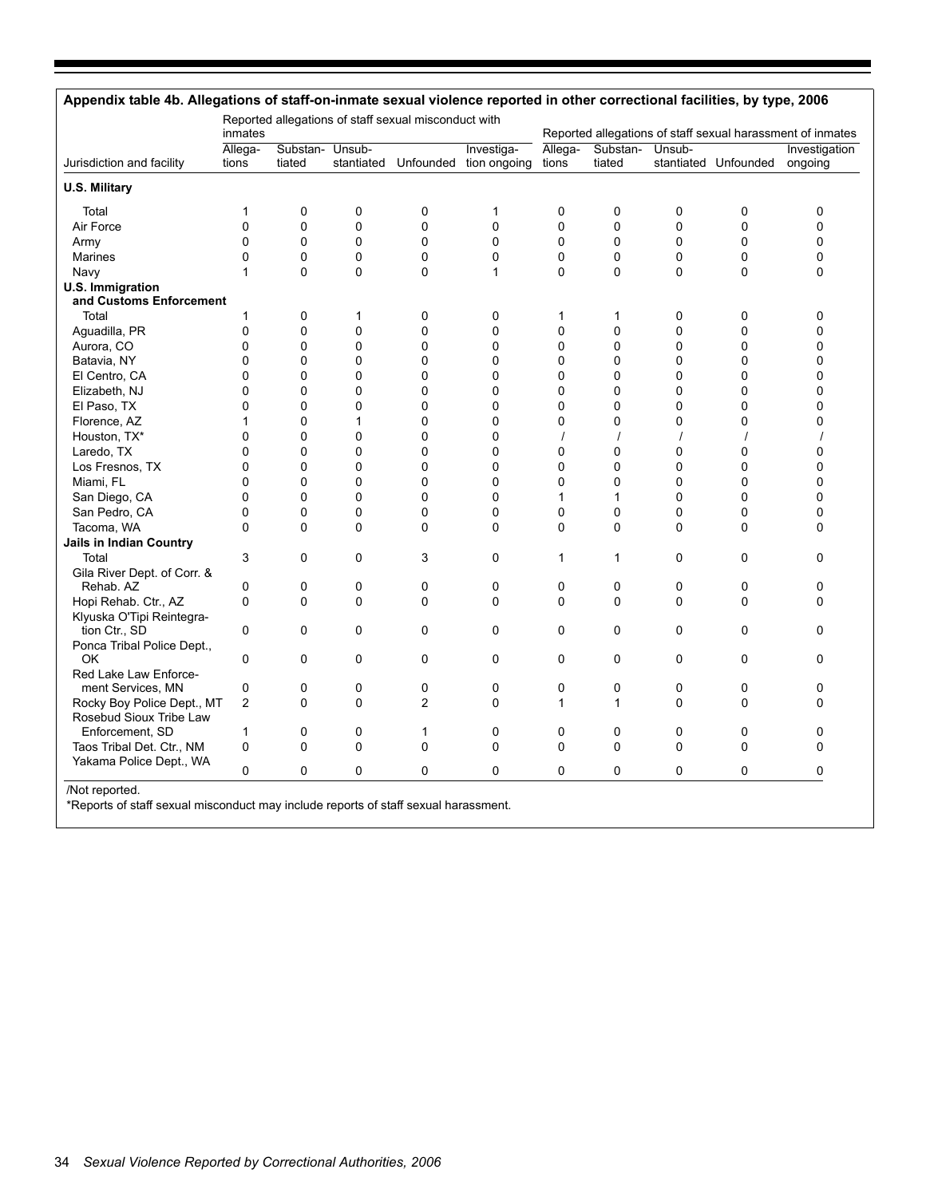## Appendix table 4b. Allegations of staff-on-inmate sexual violence reported in other correctional facilities, by type, 2006

| Jurisdiction and facility | Reported allegations of staff sexual misconduct with inmates | | | | | Reported allegations of staff sexual harassment of inmates | | | | |
|---|---|---|---|---|---|---|---|---|---|---|
| | Allegations | Substantiated | Unsubstantiated | Unfounded | Investigation ongoing | Allegations | Substantiated | Unsubstantiated | Unfounded | Investigation ongoing |
| **U.S. Military** | | | | | | | | | | |
| Total | 1 | 0 | 0 | 0 | 1 | 0 | 0 | 0 | 0 | 0 |
| Air Force | 0 | 0 | 0 | 0 | 0 | 0 | 0 | 0 | 0 | 0 |
| Army | 0 | 0 | 0 | 0 | 0 | 0 | 0 | 0 | 0 | 0 |
| Marines | 0 | 0 | 0 | 0 | 0 | 0 | 0 | 0 | 0 | 0 |
| Navy | 1 | 0 | 0 | 0 | 1 | 0 | 0 | 0 | 0 | 0 |
| **U.S. Immigration and Customs Enforcement** | | | | | | | | | | |
| Total | 1 | 0 | 1 | 0 | 0 | 1 | 1 | 0 | 0 | 0 |
| Aguadilla, PR | 0 | 0 | 0 | 0 | 0 | 0 | 0 | 0 | 0 | 0 |
| Aurora, CO | 0 | 0 | 0 | 0 | 0 | 0 | 0 | 0 | 0 | 0 |
| Batavia, NY | 0 | 0 | 0 | 0 | 0 | 0 | 0 | 0 | 0 | 0 |
| El Centro, CA | 0 | 0 | 0 | 0 | 0 | 0 | 0 | 0 | 0 | 0 |
| Elizabeth, NJ | 0 | 0 | 0 | 0 | 0 | 0 | 0 | 0 | 0 | 0 |
| El Paso, TX | 0 | 0 | 0 | 0 | 0 | 0 | 0 | 0 | 0 | 0 |
| Florence, AZ | 1 | 0 | 1 | 0 | 0 | 0 | 0 | 0 | 0 | 0 |
| Houston, TX* | 0 | 0 | 0 | 0 | 0 | / | / | / | / | / |
| Laredo, TX | 0 | 0 | 0 | 0 | 0 | 0 | 0 | 0 | 0 | 0 |
| Los Fresnos, TX | 0 | 0 | 0 | 0 | 0 | 0 | 0 | 0 | 0 | 0 |
| Miami, FL | 0 | 0 | 0 | 0 | 0 | 0 | 0 | 0 | 0 | 0 |
| San Diego, CA | 0 | 0 | 0 | 0 | 0 | 1 | 1 | 0 | 0 | 0 |
| San Pedro, CA | 0 | 0 | 0 | 0 | 0 | 0 | 0 | 0 | 0 | 0 |
| Tacoma, WA | 0 | 0 | 0 | 0 | 0 | 0 | 0 | 0 | 0 | 0 |
| **Jails in Indian Country** | | | | | | | | | | |
| Total | 3 | 0 | 0 | 3 | 0 | 1 | 1 | 0 | 0 | 0 |
| Gila River Dept. of Corr. & Rehab. AZ | 0 | 0 | 0 | 0 | 0 | 0 | 0 | 0 | 0 | 0 |
| Hopi Rehab. Ctr., AZ | 0 | 0 | 0 | 0 | 0 | 0 | 0 | 0 | 0 | 0 |
| Klyuska O'Tipi Reintegration Ctr., SD | 0 | 0 | 0 | 0 | 0 | 0 | 0 | 0 | 0 | 0 |
| Ponca Tribal Police Dept., OK | 0 | 0 | 0 | 0 | 0 | 0 | 0 | 0 | 0 | 0 |
| Red Lake Law Enforcement Services, MN | 0 | 0 | 0 | 0 | 0 | 0 | 0 | 0 | 0 | 0 |
| Rocky Boy Police Dept., MT | 2 | 0 | 0 | 2 | 0 | 1 | 1 | 0 | 0 | 0 |
| Rosebud Sioux Tribe Law Enforcement, SD | 1 | 0 | 0 | 1 | 0 | 0 | 0 | 0 | 0 | 0 |
| Taos Tribal Det. Ctr., NM | 0 | 0 | 0 | 0 | 0 | 0 | 0 | 0 | 0 | 0 |
| Yakama Police Dept., WA | 0 | 0 | 0 | 0 | 0 | 0 | 0 | 0 | 0 | 0 |

/Not reported.

*Reports of staff sexual misconduct may include reports of staff sexual harassment.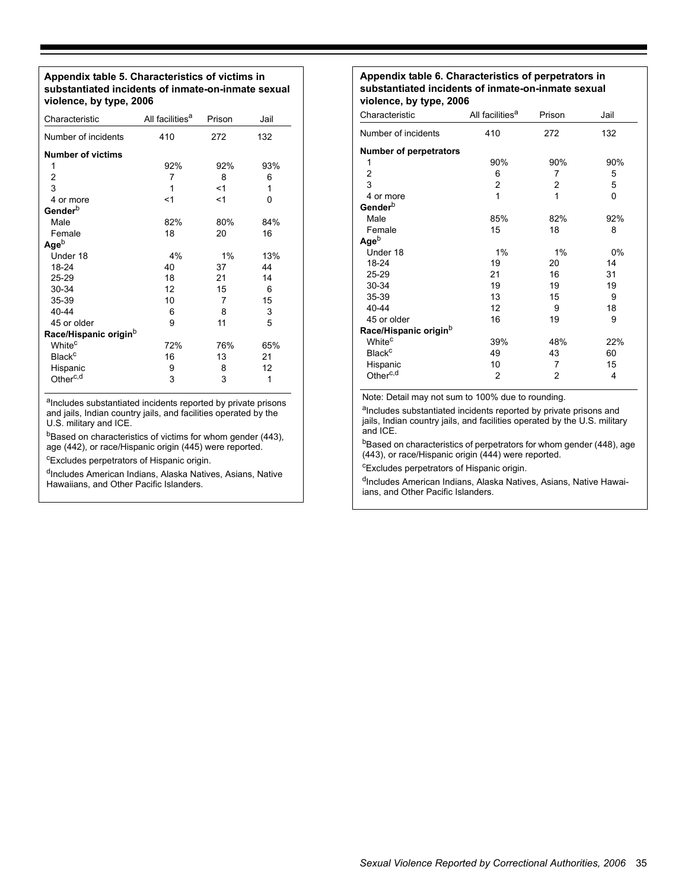**Appendix table 5. Characteristics of victims in substantiated incidents of inmate-on-inmate sexual violence, by type, 2006**

| Characteristic | All facilities[a] | Prison | Jail |
|---|---|---|---|
| Number of incidents | 410 | 272 | 132 |
| **Number of victims** | | | |
| 1 | 92% | 92% | 93% |
| 2 | 7 | 8 | 6 |
| 3 | 1 | <1 | 1 |
| 4 or more | <1 | <1 | 0 |
| **Gender**[b] | | | |
| Male | 82% | 80% | 84% |
| Female | 18 | 20 | 16 |
| **Age**[b] | | | |
| Under 18 | 4% | 1% | 13% |
| 18-24 | 40 | 37 | 44 |
| 25-29 | 18 | 21 | 14 |
| 30-34 | 12 | 15 | 6 |
| 35-39 | 10 | 7 | 15 |
| 40-44 | 6 | 8 | 3 |
| 45 or older | 9 | 11 | 5 |
| **Race/Hispanic origin**[b] | | | |
| White[c] | 72% | 76% | 65% |
| Black[c] | 16 | 13 | 21 |
| Hispanic | 9 | 8 | 12 |
| Other[c,d] | 3 | 3 | 1 |

[a]Includes substantiated incidents reported by private prisons and jails, Indian country jails, and facilities operated by the U.S. military and ICE.

[b]Based on characteristics of victims for whom gender (443), age (442), or race/Hispanic origin (445) were reported.

[c]Excludes perpetrators of Hispanic origin.

[d]Includes American Indians, Alaska Natives, Asians, Native Hawaiians, and Other Pacific Islanders.

**Appendix table 6. Characteristics of perpetrators in substantiated incidents of inmate-on-inmate sexual violence, by type, 2006**

| Characteristic | All facilities[a] | Prison | Jail |
|---|---|---|---|
| Number of incidents | 410 | 272 | 132 |
| **Number of perpetrators** | | | |
| 1 | 90% | 90% | 90% |
| 2 | 6 | 7 | 5 |
| 3 | 2 | 2 | 5 |
| 4 or more | 1 | 1 | 0 |
| **Gender**[b] | | | |
| Male | 85% | 82% | 92% |
| Female | 15 | 18 | 8 |
| **Age**[b] | | | |
| Under 18 | 1% | 1% | 0% |
| 18-24 | 19 | 20 | 14 |
| 25-29 | 21 | 16 | 31 |
| 30-34 | 19 | 19 | 19 |
| 35-39 | 13 | 15 | 9 |
| 40-44 | 12 | 9 | 18 |
| 45 or older | 16 | 19 | 9 |
| **Race/Hispanic origin**[b] | | | |
| White[c] | 39% | 48% | 22% |
| Black[c] | 49 | 43 | 60 |
| Hispanic | 10 | 7 | 15 |
| Other[c,d] | 2 | 2 | 4 |

Note: Detail may not sum to 100% due to rounding.

[a]Includes substantiated incidents reported by private prisons and jails, Indian country jails, and facilities operated by the U.S. military and ICE.

[b]Based on characteristics of perpetrators for whom gender (448), age (443), or race/Hispanic origin (444) were reported.

[c]Excludes perpetrators of Hispanic origin.

[d]Includes American Indians, Alaska Natives, Asians, Native Hawaiians, and Other Pacific Islanders.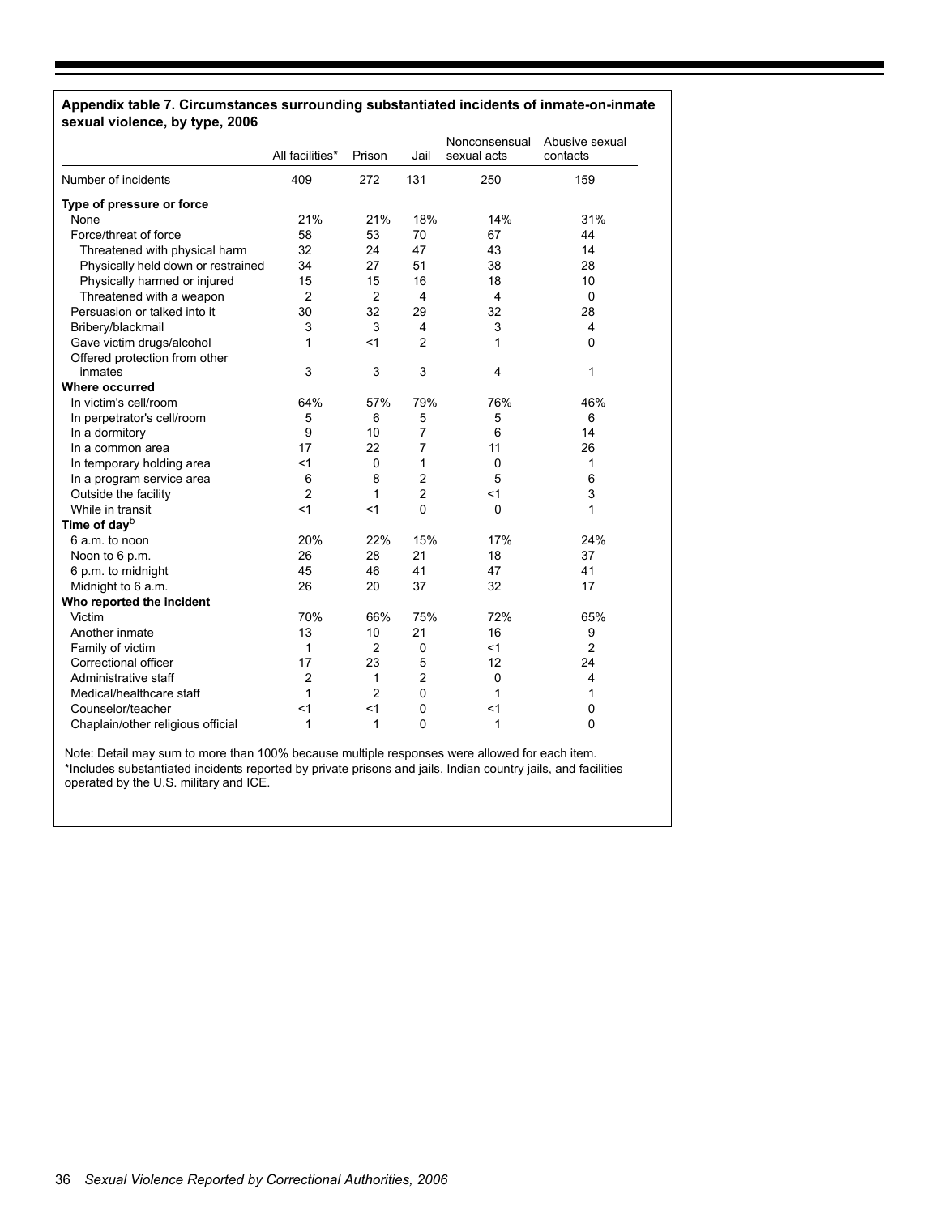## Appendix table 7. Circumstances surrounding substantiated incidents of inmate-on-inmate sexual violence, by type, 2006

| | All facilities* | Prison | Jail | Nonconsensual sexual acts | Abusive sexual contacts |
|---|---|---|---|---|---|
| Number of incidents | 409 | 272 | 131 | 250 | 159 |
| **Type of pressure or force** | | | | | |
| None | 21% | 21% | 18% | 14% | 31% |
| Force/threat of force | 58 | 53 | 70 | 67 | 44 |
| Threatened with physical harm | 32 | 24 | 47 | 43 | 14 |
| Physically held down or restrained | 34 | 27 | 51 | 38 | 28 |
| Physically harmed or injured | 15 | 15 | 16 | 18 | 10 |
| Threatened with a weapon | 2 | 2 | 4 | 4 | 0 |
| Persuasion or talked into it | 30 | 32 | 29 | 32 | 28 |
| Bribery/blackmail | 3 | 3 | 4 | 3 | 4 |
| Gave victim drugs/alcohol | 1 | <1 | 2 | 1 | 0 |
| Offered protection from other inmates | 3 | 3 | 3 | 4 | 1 |
| **Where occurred** | | | | | |
| In victim's cell/room | 64% | 57% | 79% | 76% | 46% |
| In perpetrator's cell/room | 5 | 6 | 5 | 5 | 6 |
| In a dormitory | 9 | 10 | 7 | 6 | 14 |
| In a common area | 17 | 22 | 7 | 11 | 26 |
| In temporary holding area | <1 | 0 | 1 | 0 | 1 |
| In a program service area | 6 | 8 | 2 | 5 | 6 |
| Outside the facility | 2 | 1 | 2 | <1 | 3 |
| While in transit | <1 | <1 | 0 | 0 | 1 |
| **Time of day**[b] | | | | | |
| 6 a.m. to noon | 20% | 22% | 15% | 17% | 24% |
| Noon to 6 p.m. | 26 | 28 | 21 | 18 | 37 |
| 6 p.m. to midnight | 45 | 46 | 41 | 47 | 41 |
| Midnight to 6 a.m. | 26 | 20 | 37 | 32 | 17 |
| **Who reported the incident** | | | | | |
| Victim | 70% | 66% | 75% | 72% | 65% |
| Another inmate | 13 | 10 | 21 | 16 | 9 |
| Family of victim | 1 | 2 | 0 | <1 | 2 |
| Correctional officer | 17 | 23 | 5 | 12 | 24 |
| Administrative staff | 2 | 1 | 2 | 0 | 4 |
| Medical/healthcare staff | 1 | 2 | 0 | 1 | 1 |
| Counselor/teacher | <1 | <1 | 0 | <1 | 0 |
| Chaplain/other religious official | 1 | 1 | 0 | 1 | 0 |

Note: Detail may sum to more than 100% because multiple responses were allowed for each item.
*Includes substantiated incidents reported by private prisons and jails, Indian country jails, and facilities operated by the U.S. military and ICE.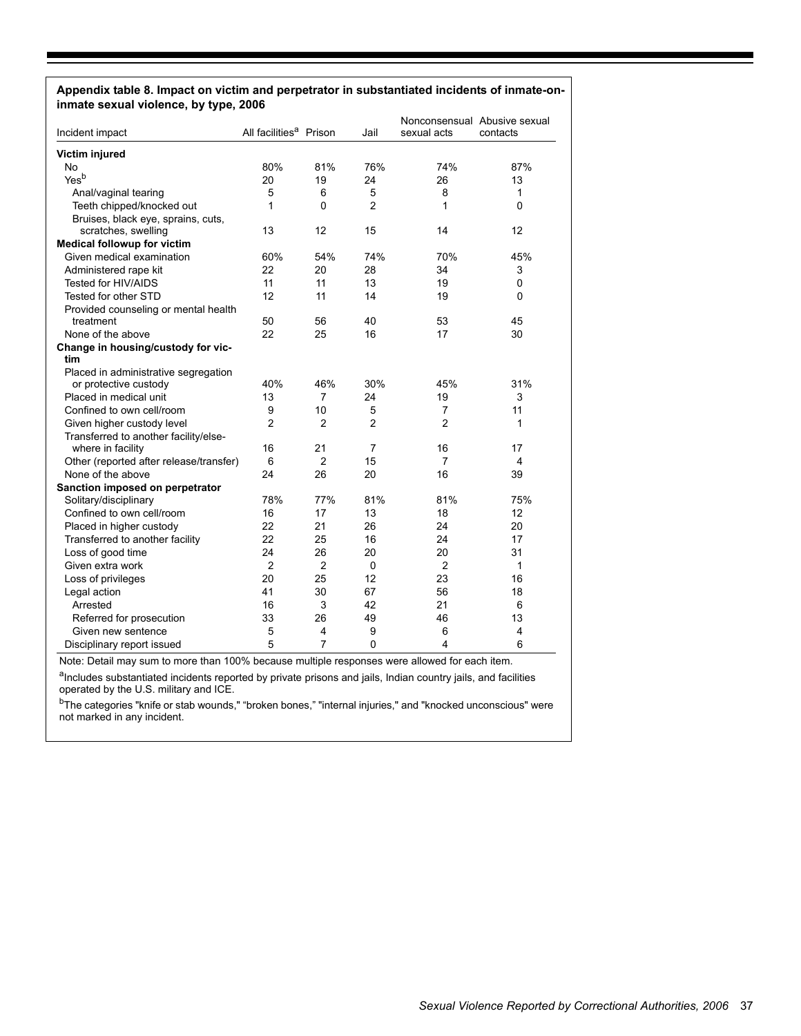**Appendix table 8. Impact on victim and perpetrator in substantiated incidents of inmate-on-inmate sexual violence, by type, 2006**

| Incident impact | All facilities[a] | Prison | Jail | Nonconsensual sexual acts | Abusive sexual contacts |
|---|---|---|---|---|---|
| **Victim injured** | | | | | |
| No | 80% | 81% | 76% | 74% | 87% |
| Yes[b] | 20 | 19 | 24 | 26 | 13 |
| Anal/vaginal tearing | 5 | 6 | 5 | 8 | 1 |
| Teeth chipped/knocked out | 1 | 0 | 2 | 1 | 0 |
| Bruises, black eye, sprains, cuts, scratches, swelling | 13 | 12 | 15 | 14 | 12 |
| **Medical followup for victim** | | | | | |
| Given medical examination | 60% | 54% | 74% | 70% | 45% |
| Administered rape kit | 22 | 20 | 28 | 34 | 3 |
| Tested for HIV/AIDS | 11 | 11 | 13 | 19 | 0 |
| Tested for other STD | 12 | 11 | 14 | 19 | 0 |
| Provided counseling or mental health treatment | 50 | 56 | 40 | 53 | 45 |
| None of the above | 22 | 25 | 16 | 17 | 30 |
| **Change in housing/custody for victim** | | | | | |
| Placed in administrative segregation or protective custody | 40% | 46% | 30% | 45% | 31% |
| Placed in medical unit | 13 | 7 | 24 | 19 | 3 |
| Confined to own cell/room | 9 | 10 | 5 | 7 | 11 |
| Given higher custody level | 2 | 2 | 2 | 2 | 1 |
| Transferred to another facility/elsewhere in facility | 16 | 21 | 7 | 16 | 17 |
| Other (reported after release/transfer) | 6 | 2 | 15 | 7 | 4 |
| None of the above | 24 | 26 | 20 | 16 | 39 |
| **Sanction imposed on perpetrator** | | | | | |
| Solitary/disciplinary | 78% | 77% | 81% | 81% | 75% |
| Confined to own cell/room | 16 | 17 | 13 | 18 | 12 |
| Placed in higher custody | 22 | 21 | 26 | 24 | 20 |
| Transferred to another facility | 22 | 25 | 16 | 24 | 17 |
| Loss of good time | 24 | 26 | 20 | 20 | 31 |
| Given extra work | 2 | 2 | 0 | 2 | 1 |
| Loss of privileges | 20 | 25 | 12 | 23 | 16 |
| Legal action | 41 | 30 | 67 | 56 | 18 |
| Arrested | 16 | 3 | 42 | 21 | 6 |
| Referred for prosecution | 33 | 26 | 49 | 46 | 13 |
| Given new sentence | 5 | 4 | 9 | 6 | 4 |
| Disciplinary report issued | 5 | 7 | 0 | 4 | 6 |

Note: Detail may sum to more than 100% because multiple responses were allowed for each item.

[a]Includes substantiated incidents reported by private prisons and jails, Indian country jails, and facilities operated by the U.S. military and ICE.

[b]The categories "knife or stab wounds," "broken bones," "internal injuries," and "knocked unconscious" were not marked in any incident.